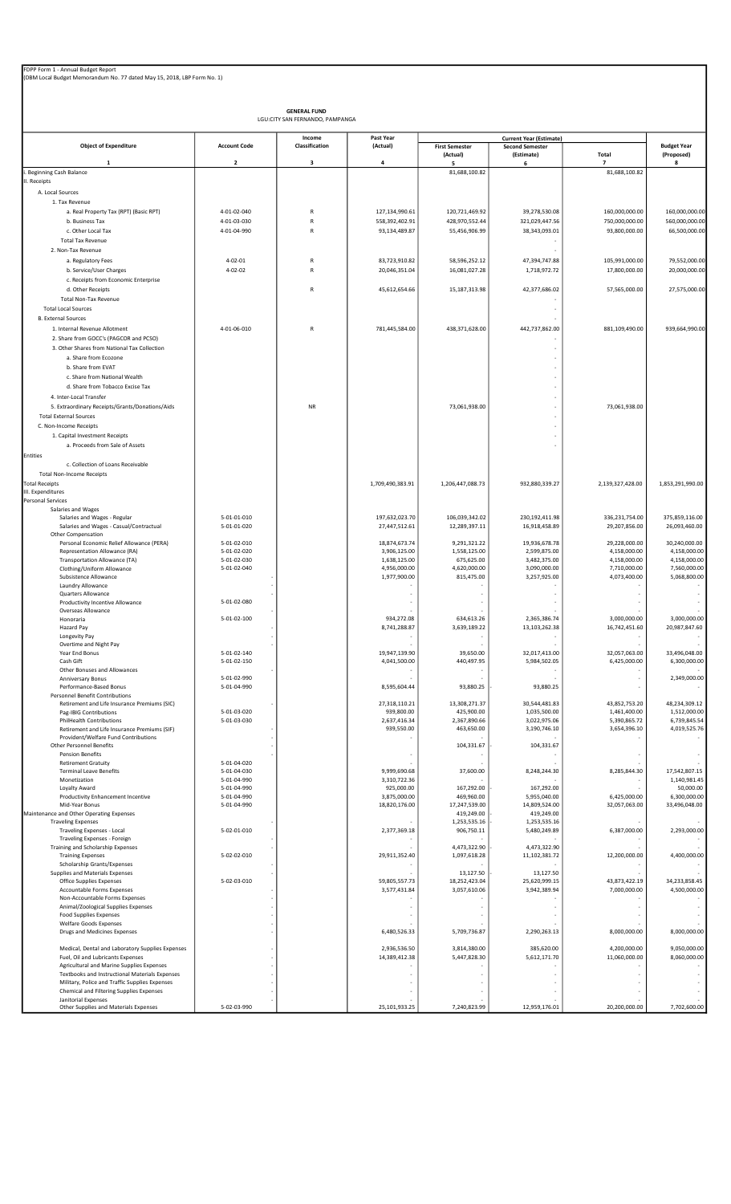FDPP Form 1 - Annual Budget Report
(DBM Local Budget Memorandum No. 77 dated May 15, 2018, LBP Form No. 1)

**GENERAL FUND**
LGU:CITY SAN FERNANDO, PAMPANGA

| Object of Expenditure | Account Code | Income Classification | Past Year (Actual) | Current Year (Estimate) First Semester (Actual) | Current Year (Estimate) Second Semester (Estimate) | Current Year (Estimate) Total | Budget Year (Proposed) |
|---|---|---|---|---|---|---|---|
| 1 | 2 | 3 | 4 | 5 | 6 | 7 | 8 |
| I. Beginning Cash Balance | | | | 81,688,100.82 | | 81,688,100.82 | |
| II. Receipts | | | | | | | |
| A. Local Sources | | | | | | | |
| 1. Tax Revenue | | | | | | | |
| a. Real Property Tax (RPT) (Basic RPT) | 4-01-02-040 | R | 127,134,990.61 | 120,721,469.92 | 39,278,530.08 | 160,000,000.00 | 160,000,000.00 |
| b. Business Tax | 4-01-03-030 | R | 558,392,402.91 | 428,970,552.44 | 321,029,447.56 | 750,000,000.00 | 560,000,000.00 |
| c. Other Local Tax | 4-01-04-990 | R | 93,134,489.87 | 55,456,906.99 | 38,343,093.01 | 93,800,000.00 | 66,500,000.00 |
| Total Tax Revenue | | | | | - | | |
| 2. Non-Tax Revenue | | | | | - | | |
| a. Regulatory Fees | 4-02-01 | R | 83,723,910.82 | 58,596,252.12 | 47,394,747.88 | 105,991,000.00 | 79,552,000.00 |
| b. Service/User Charges | 4-02-02 | R | 20,046,351.04 | 16,081,027.28 | 1,718,972.72 | 17,800,000.00 | 20,000,000.00 |
| c. Receipts from Economic Enterprise | | | | | | | |
| d. Other Receipts | | R | 45,612,654.66 | 15,187,313.98 | 42,377,686.02 | 57,565,000.00 | 27,575,000.00 |
| Total Non-Tax Revenue | | | | | - | | |
| Total Local Sources | | | | | - | | |
| B. External Sources | | | | | - | | |
| 1. Internal Revenue Allotment | 4-01-06-010 | R | 781,445,584.00 | 438,371,628.00 | 442,737,862.00 | 881,109,490.00 | 939,664,990.00 |
| 2. Share from GOCC's (PAGCOR and PCSO) | | | | | - | | |
| 3. Other Shares from National Tax Collection | | | | | - | | |
| a. Share from Ecozone | | | | | - | | |
| b. Share from EVAT | | | | | - | | |
| c. Share from National Wealth | | | | | - | | |
| d. Share from Tobacco Excise Tax | | | | | - | | |
| 4. Inter-Local Transfer | | | | | - | | |
| 5. Extraordinary Receipts/Grants/Donations/Aids | | NR | | 73,061,938.00 | - | 73,061,938.00 | |
| Total External Sources | | | | | - | | |
| C. Non-Income Receipts | | | | | - | | |
| 1. Capital Investment Receipts | | | | | - | | |
| a. Proceeds from Sale of Assets | | | | | - | | |
| Entities | | | | | | | |
| c. Collection of Loans Receivable | | | | | | | |
| Total Non-Income Receipts | | | | | | | |
| Total Receipts | | | 1,709,490,383.91 | 1,206,447,088.73 | 932,880,339.27 | 2,139,327,428.00 | 1,853,291,990.00 |
| III. Expenditures | | | | | | | |
| Personal Services | | | | | | | |
| Salaries and Wages | | | | | | | |
| Salaries and Wages - Regular | 5-01-01-010 | | 197,632,023.70 | 106,039,342.02 | 230,192,411.98 | 336,231,754.00 | 375,859,116.00 |
| Salaries and Wages - Casual/Contractual | 5-01-01-020 | | 27,447,512.61 | 12,289,397.11 | 16,918,458.89 | 29,207,856.00 | 26,093,460.00 |
| Other Compensation | | | | | | | |
| Personal Economic Relief Allowance (PERA) | 5-01-02-010 | | 18,874,673.74 | 9,291,321.22 | 19,936,678.78 | 29,228,000.00 | 30,240,000.00 |
| Representation Allowance (RA) | 5-01-02-020 | | 3,906,125.00 | 1,558,125.00 | 2,599,875.00 | 4,158,000.00 | 4,158,000.00 |
| Transportation Allowance (TA) | 5-01-02-030 | | 1,638,125.00 | 675,625.00 | 3,482,375.00 | 4,158,000.00 | 4,158,000.00 |
| Clothing/Uniform Allowance | 5-01-02-040 | | 4,956,000.00 | 4,620,000.00 | 3,090,000.00 | 7,710,000.00 | 7,560,000.00 |
| Subsistence Allowance | - | | 1,977,900.00 | 815,475.00 | 3,257,925.00 | 4,073,400.00 | 5,068,800.00 |
| Laundry Allowance | - | | - | - | - | - | - |
| Quarters Allowance | - | | - | - | - | - | - |
| Productivity Incentive Allowance | 5-01-02-080 | | - | - | - | - | - |
| Overseas Allowance | | | - | - | - | - | - |
| Honoraria | 5-01-02-100 | | 934,272.08 | 634,613.26 | 2,365,386.74 | 3,000,000.00 | 3,000,000.00 |
| Hazard Pay | - | | 8,741,288.87 | 3,639,189.22 | 13,103,262.38 | 16,742,451.60 | 20,987,847.60 |
| Longevity Pay | - | | - | - | - | - | - |
| Overtime and Night Pay | - | | - | - | - | - | - |
| Year End Bonus | 5-01-02-140 | | 19,947,139.90 | 39,650.00 | 32,017,413.00 | 32,057,063.00 | 33,496,048.00 |
| Cash Gift | 5-01-02-150 | | 4,041,500.00 | 440,497.95 | 5,984,502.05 | 6,425,000.00 | 6,300,000.00 |
| Other Bonuses and Allowances | - | | - | - | - | - | - |
| Anniversary Bonus | 5-01-02-990 | | - | - | - | - | 2,349,000.00 |
| Performance-Based Bonus | 5-01-04-990 | | 8,595,604.44 | 93,880.25 | - 93,880.25 | - | - |
| Personnel Benefit Contributions | | | | | | | |
| Retirement and Life Insurance Premiums (SIC) | - | | 27,318,110.21 | 13,308,271.37 | 30,544,481.83 | 43,852,753.20 | 48,234,309.12 |
| Pag-IBIG Contributions | 5-01-03-020 | | 939,800.00 | 425,900.00 | 1,035,500.00 | 1,461,400.00 | 1,512,000.00 |
| PhilHealth Contributions | 5-01-03-030 | | 2,637,416.34 | 2,367,890.66 | 3,022,975.06 | 5,390,865.72 | 6,739,845.54 |
| Retirement and Life Insurance Premiums (SIF) | - | | 939,550.00 | 463,650.00 | 3,190,746.10 | 3,654,396.10 | 4,019,525.76 |
| Provident/Welfare Fund Contributions | - | | - | - | - | - | - |
| Other Personnel Benefits | - | | | 104,331.67 | - 104,331.67 | | |
| Pension Benefits | - | | - | - | - | - | - |
| Retirement Gratuity | 5-01-04-020 | | - | - | - | - | - |
| Terminal Leave Benefits | 5-01-04-030 | | 9,999,690.68 | 37,600.00 | 8,248,244.30 | 8,285,844.30 | 17,542,807.15 |
| Monetization | 5-01-04-990 | | 3,310,722.36 | - | - | - | 1,140,981.45 |
| Loyalty Award | 5-01-04-990 | | 925,000.00 | 167,292.00 | - 167,292.00 | - | 50,000.00 |
| Productivity Enhancement Incentive | 5-01-04-990 | | 3,875,000.00 | 469,960.00 | 5,955,040.00 | 6,425,000.00 | 6,300,000.00 |
| Mid-Year Bonus | 5-01-04-990 | | 18,820,176.00 | 17,247,539.00 | 14,809,524.00 | 32,057,063.00 | 33,496,048.00 |
| Maintenance and Other Operating Expenses | | | | 419,249.00 | - 419,249.00 | | |
| Traveling Expenses | - | | - | 1,253,535.16 | - 1,253,535.16 | - | - |
| Traveling Expenses - Local | 5-02-01-010 | | 2,377,369.18 | 906,750.11 | 5,480,249.89 | 6,387,000.00 | 2,293,000.00 |
| Traveling Expenses - Foreign | - | | - | - | - | - | - |
| Training and Scholarship Expenses | - | | - | 4,473,322.90 | - 4,473,322.90 | - | - |
| Training Expenses | 5-02-02-010 | | 29,911,352.40 | 1,097,618.28 | 11,102,381.72 | 12,200,000.00 | 4,400,000.00 |
| Scholarship Grants/Expenses | - | | - | - | - | - | - |
| Supplies and Materials Expenses | - | | - | 13,127.50 | - 13,127.50 | - | - |
| Office Supplies Expenses | 5-02-03-010 | | 59,805,557.73 | 18,252,423.04 | 25,620,999.15 | 43,873,422.19 | 34,233,858.45 |
| Accountable Forms Expenses | - | | 3,577,431.84 | 3,057,610.06 | 3,942,389.94 | 7,000,000.00 | 4,500,000.00 |
| Non-Accountable Forms Expenses | - | | - | - | - | - | - |
| Animal/Zoological Supplies Expenses | - | | - | - | - | - | - |
| Food Supplies Expenses | - | | - | - | - | - | - |
| Welfare Goods Expenses | - | | - | - | - | - | - |
| Drugs and Medicines Expenses | - | | 6,480,526.33 | 5,709,736.87 | 2,290,263.13 | 8,000,000.00 | 8,000,000.00 |
| Medical, Dental and Laboratory Supplies Expenses | - | | 2,936,536.50 | 3,814,380.00 | 385,620.00 | 4,200,000.00 | 9,050,000.00 |
| Fuel, Oil and Lubricants Expenses | - | | 14,389,412.38 | 5,447,828.30 | 5,612,171.70 | 11,060,000.00 | 8,060,000.00 |
| Agricultural and Marine Supplies Expenses | - | | - | - | - | - | - |
| Textbooks and Instructional Materials Expenses | - | | - | - | - | - | - |
| Military, Police and Traffic Supplies Expenses | - | | - | - | - | - | - |
| Chemical and Filtering Supplies Expenses | - | | - | - | - | - | - |
| Janitorial Expenses | - | | - | - | - | - | - |
| Other Supplies and Materials Expenses | 5-02-03-990 | | 25,101,933.25 | 7,240,823.99 | 12,959,176.01 | 20,200,000.00 | 7,702,600.00 |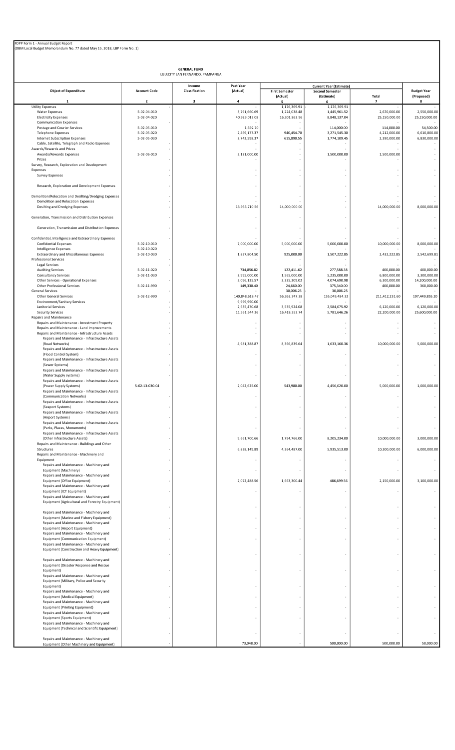FDPP Form 1 - Annual Budget Report
(DBM Local Budget Memorandum No. 77 dated May 15, 2018, LBP Form No. 1)

**GENERAL FUND**
LGU:CITY SAN FERNANDO, PAMPANGA

| Object of Expenditure | Account Code | Income Classification | Past Year (Actual) | Current Year (Estimate) | | | Budget Year (Proposed) |
|---|---|---|---|---|---|---|---|
| | | | | First Semester (Actual) | Second Semester (Estimate) | Total | |
| 1 | 2 | 3 | 4 | 5 | 6 | 7 | 8 |
| Utility Expenses | - | | - | 1,176,369.91 | - 1,176,369.91 | - | - |
| Water Expenses | 5-02-04-010 | | 3,791,660.69 | 1,224,038.48 | 1,445,961.52 | 2,670,000.00 | 2,550,000.00 |
| Electricity Expenses | 5-02-04-020 | | 40,929,013.08 | 16,301,862.96 | 8,848,137.04 | 25,150,000.00 | 25,150,000.00 |
| Communication Expenses | - | | - | - | - | - | - |
| Postage and Courier Services | 5-02-05-010 | | 1,692.70 | - | 114,000.00 | 114,000.00 | 54,500.00 |
| Telephone Expenses | 5-02-05-020 | | 2,469,177.37 | 940,454.70 | 3,271,545.30 | 4,212,000.00 | 6,610,800.00 |
| Internet Subscription Expenses | 5-02-05-030 | | 2,742,598.37 | 615,890.55 | 1,774,109.45 | 2,390,000.00 | 6,830,000.00 |
| Cable, Satellite, Telegraph and Radio Expenses | - | | - | - | - | - | - |
| Awards/Rewards and Prizes | - | | - | - | - | - | - |
| Awards/Rewards Expenses | 5-02-06-010 | | 3,121,000.00 | - | 1,500,000.00 | 1,500,000.00 | - |
| Prizes | - | | - | - | - | - | - |
| Survey, Research, Exploration and Development Expenses | - | | - | - | - | - | - |
| Survey Expenses | - | | - | - | - | - | - |
| Research, Exploration and Development Expenses | - | | - | - | - | - | - |
| Demolition/Relocation and Desilting/Dredging Expenses | - | | - | - | - | - | - |
| Demolition and Relocation Expenses | - | | - | - | - | - | - |
| Desilting and Dredging Expenses | - | | 13,956,710.56 | 14,000,000.00 | - | 14,000,000.00 | 8,000,000.00 |
| Generation, Transmission and Distribution Expenses | - | | - | - | - | - | - |
| Generation, Transmission and Distribution Expenses | - | | - | - | - | - | - |
| Confidential, Intelligence and Extraordinary Expenses | - | | - | - | - | - | - |
| Confidential Expenses | 5-02-10-010 | | 7,000,000.00 | 5,000,000.00 | 5,000,000.00 | 10,000,000.00 | 8,000,000.00 |
| Intelligence Expenses | 5-02-10-020 | | - | - | - | - | - |
| Extraordinary and Miscellaneous Expenses | 5-02-10-030 | | 1,837,804.50 | 925,000.00 | 1,507,222.85 | 2,432,222.85 | 2,542,699.81 |
| Professional Services | - | | - | - | - | - | - |
| Legal Services | - | | - | - | - | - | - |
| Auditing Services | 5-02-11-020 | | 734,856.82 | 122,411.62 | 277,588.38 | 400,000.00 | 400,000.00 |
| Consultancy Services | 5-02-11-030 | | 2,995,000.00 | 1,565,000.00 | 5,235,000.00 | 6,800,000.00 | 3,300,000.00 |
| Other Services - Operational Expenses | - | | 3,096,135.57 | 2,225,309.02 | 4,074,690.98 | 6,300,000.00 | 14,200,000.00 |
| Other Professional Services | 5-02-11-990 | | 149,330.40 | 24,660.00 | 375,340.00 | 400,000.00 | 360,000.00 |
| General Services | - | | - | 30,006.25 | - 30,006.25 | - | - |
| Other General Services | 5-02-12-990 | | 140,848,618.47 | 56,362,747.28 | 155,049,484.32 | 211,412,231.60 | 197,449,855.20 |
| Environment/Sanitary Services | - | | 9,999,990.00 | - | - | - | - |
| Janitorial Services | - | | 2,635,470.68 | 3,535,924.08 | 2,584,075.92 | 6,120,000.00 | 6,120,000.00 |
| Security Services | - | | 11,551,644.36 | 16,418,353.74 | 5,781,646.26 | 22,200,000.00 | 25,600,000.00 |
| Repairs and Maintenance | | | | | | | |
| Repairs and Maintenance - Investment Property | - | | - | - | - | - | - |
| Repairs and Maintenance - Land Improvements | - | | - | - | - | - | - |
| Repairs and Maintenance - Infrastructure Assets | - | | - | - | - | - | - |
| Repairs and Maintenance - Infrastructure Assets (Road Networks) | - | | 4,981,388.87 | 8,366,839.64 | 1,633,160.36 | 10,000,000.00 | 5,000,000.00 |
| Repairs and Maintenance - Infrastructure Assets (Flood Control System) | - | | - | - | - | - | - |
| Repairs and Maintenance - Infrastructure Assets (Sewer Systems) | - | | - | - | - | - | - |
| Repairs and Maintenance - Infrastructure Assets (Water Supply systems) | - | | - | - | - | - | - |
| Repairs and Maintenance - Infrastructure Assets (Power Supply Systems) | 5-02-13-030-04 | | 2,042,625.00 | 543,980.00 | 4,456,020.00 | 5,000,000.00 | 1,000,000.00 |
| Repairs and Maintenance - Infrastructure Assets (Communication Networks) | - | | - | - | - | - | - |
| Repairs and Maintenance - Infrastructure Assets (Seaport Systems) | - | | - | - | - | - | - |
| Repairs and Maintenance - Infrastructure Assets (Airport Systems) | - | | - | - | - | - | - |
| Repairs and Maintenance - Infrastructure Assets (Parks, Plazas, Monuments) | - | | - | - | - | - | - |
| Repairs and Maintenance - Infrastructure Assets (Other Infrastructure Assets) | - | | 9,661,700.66 | 1,794,766.00 | 8,205,234.00 | 10,000,000.00 | 3,000,000.00 |
| Repairs and Maintenance - Buildings and Other Structures | - | | 6,838,149.89 | 4,364,487.00 | 5,935,513.00 | 10,300,000.00 | 6,000,000.00 |
| Repairs and Maintenance - Machinery and Equipment | - | | - | - | - | - | - |
| Repairs and Maintenance - Machinery and Equipment (Machinery) | - | | - | - | - | - | - |
| Repairs and Maintenance - Machinery and Equipment (Office Equipment) | - | | 2,072,488.56 | 1,663,300.44 | 486,699.56 | 2,150,000.00 | 3,100,000.00 |
| Repairs and Maintenance - Machinery and Equipment (ICT Equipment) | - | | - | - | - | - | - |
| Repairs and Maintenance - Machinery and Equipment (Agricultural and Forestry Equipment) | - | | - | - | - | - | - |
| Repairs and Maintenance - Machinery and Equipment (Marine and Fishery Equipment) | - | | - | - | - | - | - |
| Repairs and Maintenance - Machinery and Equipment (Airport Equipment) | - | | - | - | - | - | - |
| Repairs and Maintenance - Machinery and Equipment (Communication Equipment) | - | | - | - | - | - | - |
| Repairs and Maintenance - Machinery and Equipment (Construction and Heavy Equipment) | - | | - | - | - | - | - |
| Repairs and Maintenance - Machinery and Equipment (Disaster Response and Rescue Equipment) | - | | - | - | - | - | - |
| Repairs and Maintenance - Machinery and Equipment (Military, Police and Security Equipment) | - | | - | - | - | - | - |
| Repairs and Maintenance - Machinery and Equipment (Medical Equipment) | - | | - | - | - | - | - |
| Repairs and Maintenance - Machinery and Equipment (Printing Equipment) | - | | - | - | - | - | - |
| Repairs and Maintenance - Machinery and Equipment (Sports Equipment) | - | | - | - | - | - | - |
| Repairs and Maintenance - Machinery and Equipment (Technical and Scientific Equipment) | - | | - | - | - | - | - |
| Repairs and Maintenance - Machinery and Equipment (Other Machinery and Equipment) | - | | 73,048.00 | - | 500,000.00 | 500,000.00 | 50,000.00 |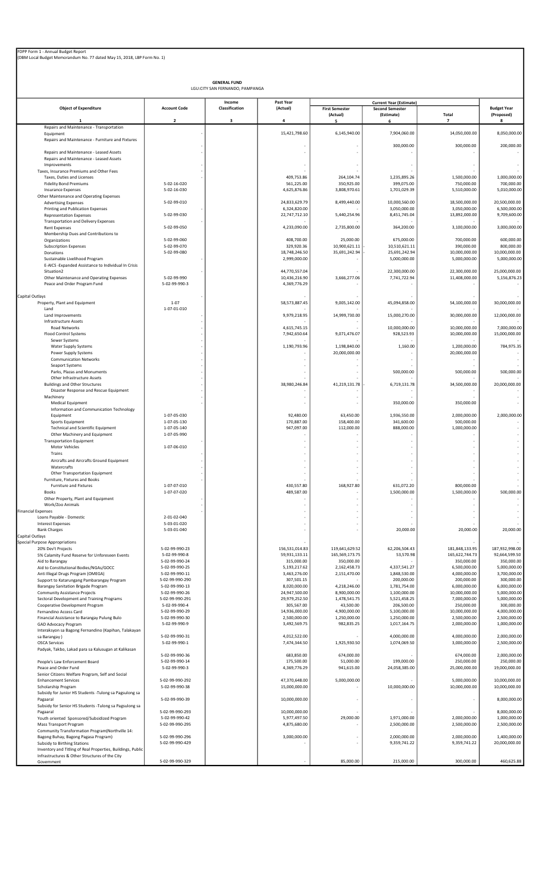FDPP Form 1 - Annual Budget Report
(DBM Local Budget Memorandum No. 77 dated May 15, 2018, LBP Form No. 1)

**GENERAL FUND**
LGU:CITY SAN FERNANDO, PAMPANGA

| Object of Expenditure | Account Code | Income Classification | Past Year (Actual) | Current Year (Estimate) | | | Budget Year (Proposed) |
|---|---|---|---|---|---|---|---|
| | | | | First Semester (Actual) | Second Semester (Estimate) | Total | |
| 1 | 2 | 3 | 4 | 5 | 6 | 7 | 8 |
| Repairs and Maintenance - Transportation Equipment | | - | 15,421,798.60 | 6,145,940.00 | 7,904,060.00 | 14,050,000.00 | 8,050,000.00 |
| Repairs and Maintenance - Furniture and Fixtures | | - | - | - | 300,000.00 | 300,000.00 | 200,000.00 |
| Repairs and Maintenance - Leased Assets | | - | - | - | - | - | - |
| Repairs and Maintenance - Leased Assets Improvements | | - | - | - | - | - | - |
| Taxes, Insurance Premiums and Other Fees | | - | - | - | - | - | - |
| Taxes, Duties and Licenses | | - | 409,753.86 | 264,104.74 | 1,235,895.26 | 1,500,000.00 | 1,000,000.00 |
| Fidelity Bond Premiums | 5-02-16-020 | | 561,225.00 | 350,925.00 | 399,075.00 | 750,000.00 | 700,000.00 |
| Insurance Expenses | 5-02-16-030 | | 4,625,876.86 | 3,808,970.61 | 1,701,029.39 | 5,510,000.00 | 5,010,000.00 |
| Other Maintenance and Operating Expenses | | | | | | | |
| Advertising Expenses | 5-02-99-010 | | 24,833,629.79 | 8,499,440.00 | 10,000,560.00 | 18,500,000.00 | 20,500,000.00 |
| Printing and Publication Expenses | | - | 6,324,820.00 | - | 3,050,000.00 | 3,050,000.00 | 6,500,000.00 |
| Representation Expenses | 5-02-99-030 | | 22,747,712.10 | 5,440,254.96 | 8,451,745.04 | 13,892,000.00 | 9,709,600.00 |
| Transportation and Delivery Expenses | | - | - | - | - | - | - |
| Rent Expenses | 5-02-99-050 | | 4,233,090.00 | 2,735,800.00 | 364,200.00 | 3,100,000.00 | 3,000,000.00 |
| Membership Dues and Contributions to Organizations | 5-02-99-060 | | 408,700.00 | 25,000.00 | 675,000.00 | 700,000.00 | 600,000.00 |
| Subscription Expenses | 5-02-99-070 | | 329,920.36 | 10,900,621.11 | - 10,510,621.11 | 390,000.00 | 800,000.00 |
| Donations | 5-02-99-080 | | 18,748,246.50 | 35,691,242.94 | - 25,691,242.94 | 10,000,000.00 | 10,000,000.00 |
| Sustainable Livelihood Program | | - | 2,999,000.00 | - | 5,000,000.00 | 5,000,000.00 | 5,000,000.00 |
| E-AICS -Expanded Assistance to Individual In Crisis Situation2 | | | 44,770,557.04 | - | 22,300,000.00 | 22,300,000.00 | 25,000,000.00 |
| Other Maintenance and Operating Expenses | 5-02-99-990 | | 10,436,216.90 | 3,666,277.06 | 7,741,722.94 | 11,408,000.00 | 5,156,876.23 |
| Peace and Order Program Fund | 5-02-99-990-3 | | 4,369,776.29 | - | - | - | - |
| Capital Outlays | | - | - | - | - | - | - |
| Property, Plant and Equipment | 1-07 | | 58,573,887.45 | 9,005,142.00 | 45,094,858.00 | 54,100,000.00 | 30,000,000.00 |
| Land | 1-07-01-010 | | - | - | - | - | - |
| Land Improvements | | - | 9,979,218.95 | 14,999,730.00 | 15,000,270.00 | 30,000,000.00 | 12,000,000.00 |
| Infrastructure Assets | | - | - | - | - | - | - |
| Road Networks | | - | 4,615,745.15 | - | 10,000,000.00 | 10,000,000.00 | 7,000,000.00 |
| Flood Control Systems | | - | 7,942,650.64 | 9,071,476.07 | 928,523.93 | 10,000,000.00 | 15,000,000.00 |
| Sewer Systems | | - | - | - | - | - | - |
| Water Supply Systems | | - | 1,190,793.96 | 1,198,840.00 | 1,160.00 | 1,200,000.00 | 784,975.35 |
| Power Supply Systems | | - | - | 20,000,000.00 | - | 20,000,000.00 | - |
| Communication Networks | | - | - | - | - | - | - |
| Seaport Systems | | - | - | - | - | - | - |
| Parks, Plazas and Monuments | | - | - | - | 500,000.00 | 500,000.00 | 500,000.00 |
| Other Infrastructure Assets | | - | - | - | - | - | - |
| Buildings and Other Structures | | - | 38,980,246.84 | 41,219,131.78 | - 6,719,131.78 | 34,500,000.00 | 20,000,000.00 |
| Disaster Response and Rescue Equipment | | - | - | - | - | - | - |
| Machinery | | - | - | - | - | - | - |
| Medical Equipment | | - | - | - | 350,000.00 | 350,000.00 | - |
| Information and Communication Technology Equipment | 1-07-05-030 | | 92,480.00 | 63,450.00 | 1,936,550.00 | 2,000,000.00 | 2,000,000.00 |
| Sports Equipment | 1-07-05-130 | | 170,887.00 | 158,400.00 | 341,600.00 | 500,000.00 | - |
| Technical and Scientific Equipment | 1-07-05-140 | | 947,097.00 | 112,000.00 | 888,000.00 | 1,000,000.00 | - |
| Other Machinery and Equipment | 1-07-05-990 | | - | - | - | - | - |
| Transportation Equipment | | - | - | - | - | - | - |
| Motor Vehicles | 1-07-06-010 | | - | - | - | - | - |
| Trains | | - | - | - | - | - | - |
| Aircrafts and Aircrafts Ground Equipment | | - | - | - | - | - | - |
| Watercrafts | | - | - | - | - | - | - |
| Other Transportation Equipment | | - | - | - | - | - | - |
| Furniture, Fixtures and Books | | - | - | - | - | - | - |
| Furniture and Fixtures | 1-07-07-010 | | 430,557.80 | 168,927.80 | 631,072.20 | 800,000.00 | - |
| Books | 1-07-07-020 | | 489,587.00 | - | 1,500,000.00 | 1,500,000.00 | 500,000.00 |
| Other Property, Plant and Equipment | | - | - | - | - | - | - |
| Work/Zoo Animals | | - | - | - | - | - | - |
| Financial Expenses | | - | - | - | - | - | - |
| Loans Payable - Domestic | 2-01-02-040 | | - | - | - | - | - |
| Interest Expenses | 5-03-01-020 | | - | - | - | - | - |
| Bank Charges | 5-03-01-040 | | - | - | 20,000.00 | 20,000.00 | 20,000.00 |
| Capital Outlays | | | | | | | |
| Special Purpose Appropriations | | | - | - | - | - | - |
| 20% Dev't Projects | 5-02-99-990-23 | | 156,531,014.83 | 119,641,629.52 | 62,206,504.43 | 181,848,133.95 | 187,932,998.00 |
| 5% Calamity Fund Reserve for Unforeseen Events | 5-02-99-990-8 | | 59,931,133.11 | 165,569,173.75 | 53,570.98 | 165,622,744.73 | 92,664,599.50 |
| Aid to Barangay | 5-02-99-990-24 | | 315,000.00 | 350,000.00 | - | 350,000.00 | 350,000.00 |
| Aid to Constitutional Bodies/NGAs/GOCC | 5-02-99-990-25 | | 5,193,217.62 | 2,162,458.73 | 4,337,541.27 | 6,500,000.00 | 5,000,000.00 |
| Anti Illegal Drugs Program (OMEGA) | 5-02-99-990-11 | | 3,463,276.00 | 2,151,470.00 | 1,848,530.00 | 4,000,000.00 | 3,700,000.00 |
| Support to Katarungang Pambarangay Program | 5-02-99-990-290 | | 307,501.15 | - | 200,000.00 | 200,000.00 | 300,000.00 |
| Barangay Sanitation Brigade Program | 5-02-99-990-13 | | 8,020,000.00 | 4,218,246.00 | 1,781,754.00 | 6,000,000.00 | 6,000,000.00 |
| Community Assistance Projects | 5-02-99-990-26 | | 24,947,500.00 | 8,900,000.00 | 1,100,000.00 | 10,000,000.00 | 5,000,000.00 |
| Sectoral Development and Training Programs | 5-02-99-990-291 | | 29,979,252.50 | 1,478,541.75 | 5,521,458.25 | 7,000,000.00 | 5,000,000.00 |
| Cooperative Development Program | 5-02-99-990-4 | | 305,567.00 | 43,500.00 | 206,500.00 | 250,000.00 | 300,000.00 |
| Fernandino Access Card | 5-02-99-990-29 | | 14,936,000.00 | 4,900,000.00 | 5,100,000.00 | 10,000,000.00 | 4,000,000.00 |
| Financial Assistance to Barangay Pulung Bulo | 5-02-99-990-30 | | 2,500,000.00 | 1,250,000.00 | 1,250,000.00 | 2,500,000.00 | 2,500,000.00 |
| GAD Advocacy Program | 5-02-99-990-9 | | 3,492,569.75 | 982,835.25 | 1,017,164.75 | 2,000,000.00 | 1,000,000.00 |
| Interaksyon sa Bagong Fernandino (Kapihan, Talakayan sa Barangay ) | 5-02-99-990-31 | | 4,012,522.00 | - | 4,000,000.00 | 4,000,000.00 | 2,000,000.00 |
| OSCA Services | 5-02-99-990-1 | | 7,474,344.50 | 1,925,930.50 | 1,074,069.50 | 3,000,000.00 | 2,500,000.00 |
| Padyak, Takbo, Lakad para sa Kalusugan at Kalikasan | 5-02-99-990-36 | | 683,850.00 | 674,000.00 | - | 674,000.00 | 2,000,000.00 |
| People's Law Enforcement Board | 5-02-99-990-14 | | 175,500.00 | 51,000.00 | 199,000.00 | 250,000.00 | 250,000.00 |
| Peace and Order Fund | 5-02-99-990-3 | | 4,369,776.29 | 941,615.00 | 24,058,385.00 | 25,000,000.00 | 19,000,000.00 |
| Senior Citizens Welfare Program, Self and Social Enhancement Services | 5-02-99-990-292 | | 47,370,648.00 | 5,000,000.00 | - | 5,000,000.00 | 10,000,000.00 |
| Scholarship Program | 5-02-99-990-38 | | 15,000,000.00 | - | 10,000,000.00 | 10,000,000.00 | 10,000,000.00 |
| Subsidy for Junior HS Students -Tulong sa Pagsulong sa Pagaaral | 5-02-99-990-39 | | 10,000,000.00 | - | - | - | 8,000,000.00 |
| Subsidy for Senior HS Students -Tulong sa Pagsulong sa Pagaaral | 5-02-99-990-293 | | 10,000,000.00 | - | - | - | 8,000,000.00 |
| Youth oriented Sponsored/Subsidized Program | 5-02-99-990-42 | | 5,977,497.50 | 29,000.00 | 1,971,000.00 | 2,000,000.00 | 1,000,000.00 |
| Mass Transport Program | 5-02-99-990-295 | | 4,875,680.00 | - | 2,500,000.00 | 2,500,000.00 | 2,500,000.00 |
| Community Transformation Program(Northville 14: Bagong Buhay, Bagong Pagasa Program) | 5-02-99-990-296 | | 3,000,000.00 | - | 2,000,000.00 | 2,000,000.00 | 1,400,000.00 |
| Subsidy to Birthing Stations | 5-02-99-990-429 | | - | - | 9,359,741.22 | 9,359,741.22 | 20,000,000.00 |
| Inventory and Titling of Real Properties, Buildings, Public Infrastructures & Other Structures of the City Government | 5-02-99-990-329 | | - | 85,000.00 | 215,000.00 | 300,000.00 | 460,625.88 |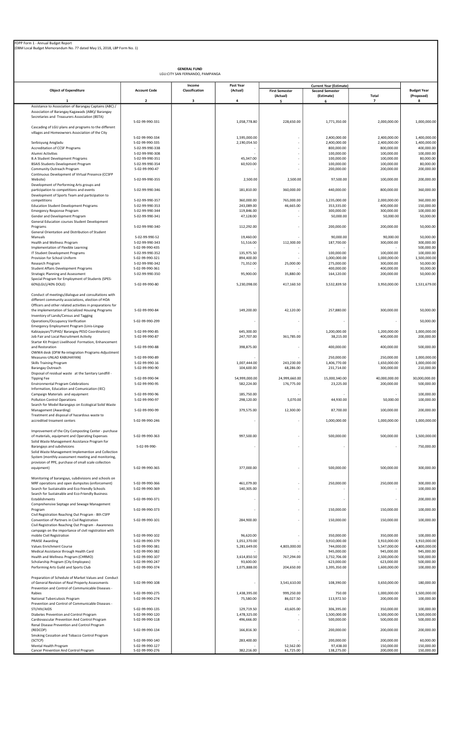FDPP Form 1 - Annual Budget Report
(DBM Local Budget Memorandum No. 77 dated May 15, 2018, LBP Form No. 1)

**GENERAL FUND**
LGU:CITY SAN FERNANDO, PAMPANGA

| Object of Expenditure | Account Code | Income Classification | Past Year (Actual) | Current Year (Estimate) | | | Budget Year (Proposed) |
|---|---|---|---|---|---|---|---|
| | | | | First Semester (Actual) | Second Semester (Estimate) | Total | |
| 1 | 2 | 3 | 4 | 5 | 6 | 7 | 8 |
| Assistance to Association of Barangay Captains (ABC) / Association of Barangay Kagawads (ABK)/ Barangay Secretaries and Treasurers Association (BSTA) | 5-02-99-990-331 | | 1,058,778.80 | 228,650.00 | 1,771,350.00 | 2,000,000.00 | 1,000,000.00 |
| Cascading of LGU plans and programs to the different villages and Homeowners Association of the City | 5-02-99-990-334 | | 1,595,000.00 | - | 2,400,000.00 | 2,400,000.00 | 1,400,000.00 |
| Serbisyung Aregladu | 5-02-99-990-335 | | 2,190,054.50 | - | 2,400,000.00 | 2,400,000.00 | 1,400,000.00 |
| Accreditation of CCSF Programs | 5-02-99-990-338 | | - | - | 800,000.00 | 800,000.00 | 400,000.00 |
| Alumni Activities | 5-02-99-990-308 | | - | - | 100,000.00 | 100,000.00 | 100,000.00 |
| B.A Student Development Programs | 5-02-99-990-351 | | 45,347.00 | - | 100,000.00 | 100,000.00 | 80,000.00 |
| BSAIS Students Development Program | 5-02-99-990-354 | | 60,920.00 | - | 100,000.00 | 100,000.00 | 80,000.00 |
| Community Outreach Program | 5-02-99-990-47 | | - | - | 200,000.00 | 200,000.00 | 200,000.00 |
| Continuous Development of Virtual Presence (CCSFP Website) | 5-02-99-990-355 | | 2,500.00 | 2,500.00 | 97,500.00 | 100,000.00 | 200,000.00 |
| Development of Performing Arts groups and participation to competitions and events | 5-02-99-990-346 | | 181,810.00 | 360,000.00 | 440,000.00 | 800,000.00 | 360,000.00 |
| Development of Sports Team and participation to competitions | 5-02-99-990-357 | | 360,000.00 | 765,000.00 | 1,235,000.00 | 2,000,000.00 | 360,000.00 |
| Education Student Development Programs | 5-02-99-990-353 | | 243,089.00 | 46,665.00 | 353,335.00 | 400,000.00 | 150,000.00 |
| Emergency Response Program | 5-02-99-990-344 | | 119,846.00 | - | 300,000.00 | 300,000.00 | 100,000.00 |
| Gender and Development Program | 5-02-99-990-341 | | 47,128.00 | - | 50,000.00 | 50,000.00 | 50,000.00 |
| General Education courses Student Development Programs | 5-02-99-990-340 | | 112,292.00 | - | 200,000.00 | 200,000.00 | 50,000.00 |
| General Orientation and Distribution of Student Manuals | 5-02-99-990-52 | | 19,460.00 | - | 90,000.00 | 90,000.00 | 50,000.00 |
| Health and Wellness Program | 5-02-99-990-343 | | 51,516.00 | 112,300.00 | 187,700.00 | 300,000.00 | 300,000.00 |
| Implementation of Flexible Learning | 5-02-99-990-435 | | - | - | - | - | 500,000.00 |
| IT Student Development Programs | 5-02-99-990-352 | | 135,975.50 | - | 100,000.00 | 100,000.00 | 100,000.00 |
| Provision for School Uniform | 5-02-99-990-321 | | 894,400.00 | - | 1,000,000.00 | 1,000,000.00 | 1,500,000.00 |
| Research Program | 5-02-99-990-342 | | 71,352.00 | 25,000.00 | 275,000.00 | 300,000.00 | 50,000.00 |
| Student Affairs Development Programs | 5-02-99-990-361 | | - | - | 400,000.00 | 400,000.00 | 30,000.00 |
| Strategic Planning and Assessment | 5-02-99-990-350 | | 95,900.00 | 35,880.00 | 164,120.00 | 200,000.00 | 50,000.00 |
| Special Program for Employment of Students (SPES-60%(LGU)/40% DOLE) | 5-02-99-990-80 | | 5,230,098.00 | 417,160.50 | 3,532,839.50 | 3,950,000.00 | 1,531,679.00 |
| Conduct of meetings/dialogue and consultations with different community associations, election of HOA Officers and other related activities in preparations for the implementation of Socialized Housing Programs | 5-02-99-990-84 | | 149,200.00 | 42,120.00 | 257,880.00 | 300,000.00 | 50,000.00 |
| Inventory of Lands/Census and Tagging Operations/Occupancy Verification | 5-02-99-990-299 | | - | - | - | - | 50,000.00 |
| Emergency Employment Program (Linis-Lingap Kabiayayan/TUPAD/ Barangay PESO Coordinators) | 5-02-99-990-85 | | 645,300.00 | - | 1,200,000.00 | 1,200,000.00 | 1,000,000.00 |
| Job Fair and Local Recruitment Activity | 5-02-99-990-87 | | 247,707.00 | 361,785.00 | 38,215.00 | 400,000.00 | 200,000.00 |
| Starter Kit Project Livelihood Formation, Enhancement and Restoration | 5-02-99-990-88 | | 398,875.00 | - | 400,000.00 | 400,000.00 | 500,000.00 |
| OWWA desk (OFW Re-integration Programs-Adjustment Measures-UNLAD KABUHAYAN) | 5-02-99-990-89 | | - | - | 250,000.00 | 250,000.00 | 1,000,000.00 |
| Skills Training Program | 5-02-99-990-16 | | 1,007,444.00 | 243,230.00 | 1,406,770.00 | 1,650,000.00 | 1,000,000.00 |
| Barangay Outreach | 5-02-99-990-90 | | 104,600.00 | 68,286.00 | 231,714.00 | 300,000.00 | 210,000.00 |
| Disposal of residual waste at the Sanitary Landfill - Tipping Fee | 5-02-99-990-94 | | 54,999,000.00 | 24,999,660.00 | 15,000,340.00 | 40,000,000.00 | 30,000,000.00 |
| Environmental Program Celebrations | 5-02-99-990-95 | | 582,224.00 | 176,775.00 | 23,225.00 | 200,000.00 | 500,000.00 |
| Information, Education and Comunication (IEC) Campaign Materials and equipment | 5-02-99-990-96 | | 185,750.00 | - | - | - | 100,000.00 |
| Pollution Control Operations | 5-02-99-990-97 | | 298,120.00 | 5,070.00 | 44,930.00 | 50,000.00 | 100,000.00 |
| Search for Model Barangays on Ecological Solid Waste Management (Awarding) | 5-02-99-990-99 | | 379,575.00 | 12,300.00 | 87,700.00 | 100,000.00 | 200,000.00 |
| Treatment and disposal of hazardous waste to accredited treament centers | 5-02-99-990-246 | | - | - | 1,000,000.00 | 1,000,000.00 | 1,000,000.00 |
| Improvement of the City Composting Center - purchase of materials, equipment and Operating Expenses | 5-02-99-990-363 | | 997,500.00 | - | 500,000.00 | 500,000.00 | 1,500,000.00 |
| Solid Waste Management Assistance Program for Barangays and subdivisions | 5-02-99-990- | | - | - | - | - | 750,000.00 |
| Solid Waste Management Implemention and Collection System (monthly assessment meeting and monitoring, provision of PPE, purchase of small scale collection equipment) | 5-02-99-990-365 | | 377,000.00 | - | 500,000.00 | 500,000.00 | 300,000.00 |
| Monitoring of barangays, subdivisions and schools on MRF operations and open dumpsites (enforcement) | 5-02-99-990-366 | | 461,079.00 | - | 250,000.00 | 250,000.00 | 300,000.00 |
| Search for Sustainable and Eco-friendly Schools | 5-02-99-990-369 | | 140,305.00 | - | - | - | 100,000.00 |
| Search for Sustainable and Eco-Friendly Business Establishments | 5-02-99-990-371 | | - | - | - | - | 200,000.00 |
| Comprehensive Septage and Sewage Management Program | 5-02-99-990-373 | | - | - | 150,000.00 | 150,000.00 | 100,000.00 |
| Civil Registration Reaching Out Program - 8th CSFP Convention of Partners in Civil Registration | 5-02-99-990-101 | | 284,900.00 | - | 150,000.00 | 150,000.00 | 100,000.00 |
| Civil Registration Reaching Out Program - Awareness campaign on the importance of civil registration with mobile Civil Registration | 5-02-99-990-102 | | 96,620.00 | - | 350,000.00 | 350,000.00 | 100,000.00 |
| PRAISE Awarding | 5-02-99-990-379 | | 1,051,370.00 | - | 3,910,000.00 | 3,910,000.00 | 3,910,000.00 |
| Values Enrichment Course | 5-02-99-990-381 | | 5,281,649.00 | 4,803,000.00 | 744,000.00 | 5,547,000.00 | 4,800,000.00 |
| Medical Assistance through Health Card | 5-02-99-990-382 | | - | - | 945,000.00 | 945,000.00 | 945,000.00 |
| Health and Wellness Program (CHRMO) | 5-02-99-990-107 | | 3,614,850.50 | 767,294.00 | 1,732,706.00 | 2,500,000.00 | 500,000.00 |
| Scholarship Program (City Employees) | 5-02-99-990-247 | | 93,600.00 | - | 623,000.00 | 623,000.00 | 500,000.00 |
| Performing Arts Guild and Sports Club | 5-02-99-990-374 | | 1,075,888.00 | 204,650.00 | 1,395,350.00 | 1,600,000.00 | 100,000.00 |
| Preparation of Schedule of Market Values and Conduct of General Revision of Real Property Assessments | 5-02-99-990-108 | | - | 3,541,610.00 | 108,390.00 | 3,650,000.00 | 180,000.00 |
| Prevention and Control of Communicable Diseases - Rabies | 5-02-99-990-275 | | 1,438,395.00 | 999,250.00 | 750.00 | 1,000,000.00 | 1,500,000.00 |
| National Tuberculosis Program | 5-02-99-990-274 | | 75,580.00 | 86,027.50 | 113,972.50 | 200,000.00 | 100,000.00 |
| Prevention and Control of Communicable Diseases - STI/HIV/AIDS | 5-02-99-990-135 | | 129,719.50 | 43,605.00 | 306,395.00 | 350,000.00 | 100,000.00 |
| Diabetes Prevention and Control Program | 5-02-99-990-120 | | 1,478,325.00 | - | 1,500,000.00 | 1,500,000.00 | 1,500,000.00 |
| Cardiovascular Prevention And Control Program | 5-02-99-990-118 | | 496,666.00 | - | 500,000.00 | 500,000.00 | 500,000.00 |
| Renal Disease Prevention and Control Program (REDCOP) | 5-02-99-990-134 | | 166,816.30 | - | 200,000.00 | 200,000.00 | 200,000.00 |
| Smoking Cessation and Tobacco Control Program (SCTCP) | 5-02-99-990-140 | | 283,400.00 | - | 200,000.00 | 200,000.00 | 60,000.00 |
| Mental Health Program | 5-02-99-990-127 | | - | 52,562.00 | 97,438.00 | 150,000.00 | 150,000.00 |
| Cancer Prevention And Control Program | 5-02-99-990-276 | | 382,216.00 | 61,725.00 | 138,275.00 | 200,000.00 | 150,000.00 |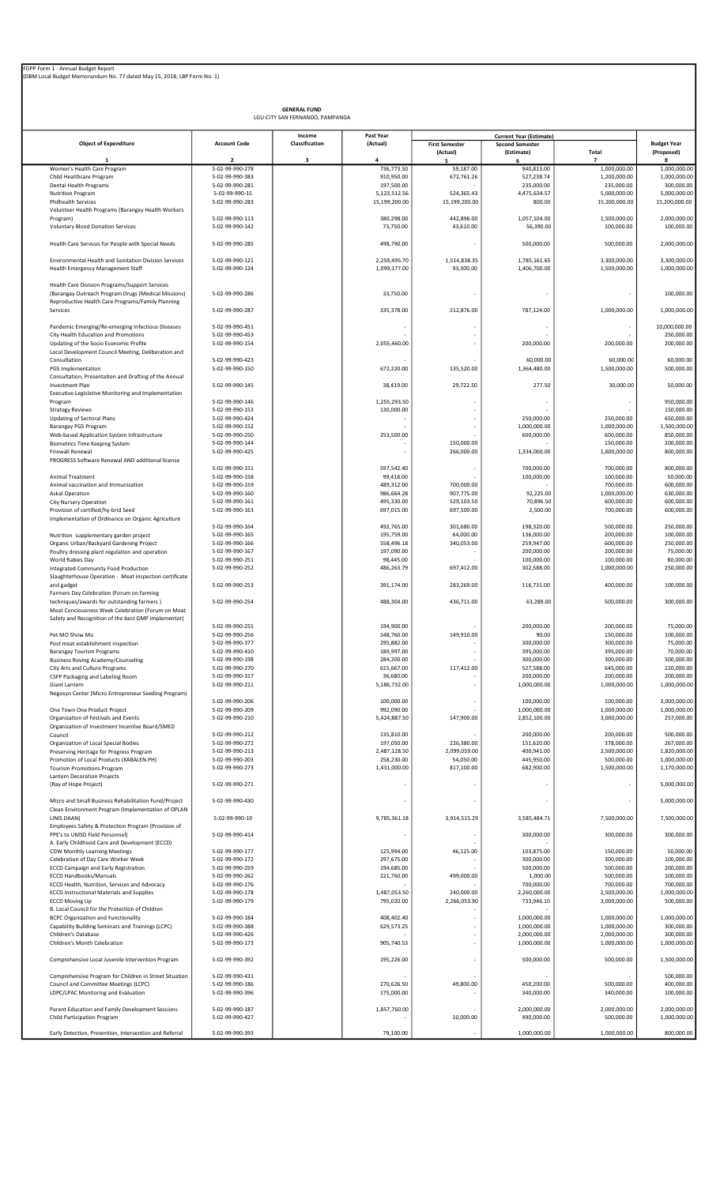FDPP Form 1 - Annual Budget Report
(DBM Local Budget Memorandum No. 77 dated May 15, 2018, LBP Form No. 1)

**GENERAL FUND**
LGU:CITY SAN FERNANDO, PAMPANGA

| Object of Expenditure | Account Code | Income Classification | Past Year (Actual) | Current Year (Estimate) | | | Budget Year (Proposed) |
|---|---|---|---|---|---|---|---|
| | | | | First Semester (Actual) | Second Semester (Estimate) | Total | |
| 1 | 2 | 3 | 4 | 5 | 6 | 7 | 8 |
| Women's Health Care Program | 5-02-99-990-278 | | 736,773.50 | 59,187.00 | 940,813.00 | 1,000,000.00 | 1,000,000.00 |
| Child Healthcare Program | 5-02-99-990-383 | | 910,950.00 | 672,761.26 | 527,238.74 | 1,200,000.00 | 1,000,000.00 |
| Dental Health Programs | 5-02-99-990-281 | | 197,500.00 | - | 235,000.00 | 235,000.00 | 300,000.00 |
| Nutrition Program | 5-02-99-990-15 | | 5,123,512.56 | 524,365.43 | 4,475,634.57 | 5,000,000.00 | 5,000,000.00 |
| Philhealth Services | 5-02-99-990-283 | | 15,199,200.00 | 15,199,200.00 | 800.00 | 15,200,000.00 | 15,200,000.00 |
| Volunteer Health Programs (Barangay Health Workers Program) | 5-02-99-990-113 | | 380,298.00 | 442,896.00 | 1,057,104.00 | 1,500,000.00 | 2,000,000.00 |
| Voluntary Blood Donation Services | 5-02-99-990-142 | | 73,750.00 | 43,610.00 | 56,390.00 | 100,000.00 | 100,000.00 |
| Health Care Services for People with Special Needs | 5-02-99-990-285 | | 498,790.00 | - | 500,000.00 | 500,000.00 | 2,000,000.00 |
| Environmental Health and Sanitation Division Services | 5-02-99-990-121 | | 2,259,495.70 | 1,514,838.35 | 1,785,161.65 | 3,300,000.00 | 3,300,000.00 |
| Health Emergency Management Staff | 5-02-99-990-124 | | 1,099,177.00 | 93,300.00 | 1,406,700.00 | 1,500,000.00 | 1,000,000.00 |
| Health Care Division Programs/Support Services (Barangay Outreach Program Drugs (Medical Missions) | 5-02-99-990-286 | | 33,750.00 | - | - | - | 100,000.00 |
| Reproductive Health Care Programs/Family Planning Services | 5-02-99-990-287 | | 335,378.00 | 212,876.00 | 787,124.00 | 1,000,000.00 | 1,000,000.00 |
| Pandemic Emerging/Re-emerging Infectious Diseases | 5-02-99-990-451 | | - | - | - | - | 10,000,000.00 |
| City Health Education and Promotions | 5-02-99-990-453 | | - | - | - | - | 250,000.00 |
| Updating of the Socio Economic Profile | 5-02-99-990-154 | | 2,055,460.00 | - | 200,000.00 | 200,000.00 | 200,000.00 |
| Local Development Council Meeting, Deliberation and Consultation | 5-02-99-990-423 | | - | - | 60,000.00 | 60,000.00 | 60,000.00 |
| PGS Implementation | 5-02-99-990-150 | | 672,220.00 | 135,520.00 | 1,364,480.00 | 1,500,000.00 | 500,000.00 |
| Consultation, Presentation and Drafting of the Annual Investment Plan | 5-02-99-990-145 | | 38,419.00 | 29,722.50 | 277.50 | 30,000.00 | 50,000.00 |
| Executive-Legislative Monitoring and Implementation Program | 5-02-99-990-146 | | 1,255,293.50 | - | - | - | 950,000.00 |
| Strategy Reviews | 5-02-99-990-153 | | 130,000.00 | - | - | - | 150,000.00 |
| Updating of Sectoral Plans | 5-02-99-990-424 | | - | - | 250,000.00 | 250,000.00 | 650,000.00 |
| Barangay PGS Program | 5-02-99-990-152 | | - | - | 1,000,000.00 | 1,000,000.00 | 1,500,000.00 |
| Web-based Application System Infrastructure | 5-02-99-990-250 | | 253,500.00 | - | 600,000.00 | 600,000.00 | 850,000.00 |
| Biometrics Time Keeping System | 5-02-99-990-144 | | - | 150,000.00 | - | 150,000.00 | 200,000.00 |
| Firewall Renewal | 5-02-99-990-425 | | - | 266,000.00 | 1,334,000.00 | 1,600,000.00 | 800,000.00 |
| PROGRESS Software Renewal AND additional license | 5-02-99-990-151 | | 597,542.40 | - | 700,000.00 | 700,000.00 | 800,000.00 |
| Animal Treatment | 5-02-99-990-158 | | 99,418.00 | - | 100,000.00 | 100,000.00 | 50,000.00 |
| Animal vaccination and Immunization | 5-02-99-990-159 | | 489,312.00 | 700,000.00 | - | 700,000.00 | 600,000.00 |
| Askal Operation | 5-02-99-990-160 | | 986,664.28 | 907,775.00 | 92,225.00 | 1,000,000.00 | 630,000.00 |
| City Nursery Operation | 5-02-99-990-161 | | 495,330.00 | 529,103.50 | 70,896.50 | 600,000.00 | 600,000.00 |
| Provision of certified/hy-brid Seed | 5-02-99-990-163 | | 697,015.00 | 697,500.00 | 2,500.00 | 700,000.00 | 600,000.00 |
| Implementation of Ordinance on Organic Agriculture | 5-02-99-990-164 | | 492,765.00 | 301,680.00 | 198,320.00 | 500,000.00 | 250,000.00 |
| Nutrition supplementary garden project | 5-02-99-990-165 | | 195,759.00 | 64,000.00 | 136,000.00 | 200,000.00 | 100,000.00 |
| Organic Urban/Backyard Gardening Project | 5-02-99-990-166 | | 558,496.18 | 340,053.00 | 259,947.00 | 600,000.00 | 250,000.00 |
| Poultry dressing plant regulation and operation | 5-02-99-990-167 | | 197,090.00 | - | 200,000.00 | 200,000.00 | 75,000.00 |
| World Rabies Day | 5-02-99-990-251 | | 98,445.00 | - | 100,000.00 | 100,000.00 | 80,000.00 |
| Integrated Community Food Production | 5-02-99-990-252 | | 486,263.79 | 697,412.00 | 302,588.00 | 1,000,000.00 | 250,000.00 |
| Slaughterhouse Operation - Meat inspection certificate and gadget | 5-02-99-990-253 | | 391,174.00 | 283,269.00 | 116,731.00 | 400,000.00 | 100,000.00 |
| Farmers Day Celebration (Forum on farming techniques/awards for outstanding farmers ) | 5-02-99-990-254 | | 488,304.00 | 436,711.00 | 63,289.00 | 500,000.00 | 300,000.00 |
| Meat Conciousness Week Celebration (Forum on Meat Safety and Recognition of the best GMP implementor) | 5-02-99-990-255 | | 194,900.00 | - | 200,000.00 | 200,000.00 | 75,000.00 |
| Pet MO Show Mo | 5-02-99-990-256 | | 148,760.00 | 149,910.00 | 90.00 | 150,000.00 | 100,000.00 |
| Post meat establishment inspection | 5-02-99-990-377 | | 295,882.00 | - | 300,000.00 | 300,000.00 | 75,000.00 |
| Barangay Tourism Programs | 5-02-99-990-410 | | 189,997.00 | - | 395,000.00 | 395,000.00 | 70,000.00 |
| Business Roving Academy/Counseling | 5-02-99-990-198 | | 284,200.00 | - | 300,000.00 | 300,000.00 | 500,000.00 |
| City Arts and Culture Programs | 5-02-99-990-270 | | 615,667.00 | 117,412.00 | 527,588.00 | 645,000.00 | 220,000.00 |
| CSFP Packaging and Labeling Room | 5-02-99-990-317 | | 36,680.00 | - | 200,000.00 | 200,000.00 | 200,000.00 |
| Giant Lantern | 5-02-99-990-211 | | 5,186,732.00 | - | 1,000,000.00 | 1,000,000.00 | 1,000,000.00 |
| Negosyo Center (Micro Entrepreneur Seeding Program) | 5-02-99-990-206 | | 100,000.00 | - | 100,000.00 | 100,000.00 | 3,000,000.00 |
| One Town One Product Project | 5-02-99-990-209 | | 992,090.00 | - | 1,000,000.00 | 1,000,000.00 | 1,000,000.00 |
| Organization of Festivals and Events | 5-02-99-990-210 | | 5,424,887.50 | 147,900.00 | 2,852,100.00 | 3,000,000.00 | 257,000.00 |
| Organization of Investment Incentive Board/SMED Council | 5-02-99-990-212 | | 135,810.00 | - | 200,000.00 | 200,000.00 | 500,000.00 |
| Organization of Local Special Bodies | 5-02-99-990-272 | | 197,050.00 | 226,380.00 | 151,620.00 | 378,000.00 | 267,000.00 |
| Preserving Heritage for Progress Program | 5-02-99-990-213 | | 2,487,128.50 | 2,099,059.00 | 400,941.00 | 2,500,000.00 | 1,820,000.00 |
| Promotion of Local Products (KABALEN.PH) | 5-02-99-990-203 | | 258,230.00 | 54,050.00 | 445,950.00 | 500,000.00 | 1,000,000.00 |
| Tourism Promotions Program | 5-02-99-990-273 | | 1,431,000.00 | 817,100.00 | 682,900.00 | 1,500,000.00 | 1,170,000.00 |
| Lantern Decoration Projects (Ray of Hope Project) | 5-02-99-990-271 | | - | - | - | - | 5,000,000.00 |
| Micro and Small Business Rehabilitation Fund/Project | 5-02-99-990-430 | | - | - | - | - | 5,000,000.00 |
| Clean Environment Program (Implementation of OPLAN LINIS DAAN) | 5-02-99-990-19 | | 9,785,361.18 | 3,914,515.29 | 3,585,484.71 | 7,500,000.00 | 7,500,000.00 |
| Employees Safety & Protection Program (Provision of PPE's to UMSD Field Personnel) | 5-02-99-990-414 | | - | - | 300,000.00 | 300,000.00 | 300,000.00 |
| A. Early Childhood Care and Development (ECCD) | | | | - | - | | |
| CDW Monthly Learning Meetings | 5-02-99-990-177 | | 125,994.00 | 46,125.00 | 103,875.00 | 150,000.00 | 50,000.00 |
| Celebration of Day Care Worker Week | 5-02-99-990-172 | | 297,675.00 | - | 300,000.00 | 300,000.00 | 100,000.00 |
| ECCD Campaign and Early Registration | 5-02-99-990-259 | | 194,685.00 | - | 500,000.00 | 500,000.00 | 200,000.00 |
| ECCD Handbooks/Manuals | 5-02-99-990-262 | | 221,760.00 | 499,000.00 | 1,000.00 | 500,000.00 | 100,000.00 |
| ECCD Health, Nutrition, Services and Advocacy | 5-02-99-990-176 | | - | - | 700,000.00 | 700,000.00 | 700,000.00 |
| ECCD Instructional Materials and Supplies | 5-02-99-990-178 | | 1,487,053.50 | 240,000.00 | 2,260,000.00 | 2,500,000.00 | 1,000,000.00 |
| ECCD Moving Up | 5-02-99-990-179 | | 795,020.00 | 2,266,053.90 | 733,946.10 | 3,000,000.00 | 500,000.00 |
| B. Local Council for the Protection of Children | | | | - | - | | |
| BCPC Organization and Functionality | 5-02-99-990-184 | | 408,402.40 | - | 1,000,000.00 | 1,000,000.00 | 1,000,000.00 |
| Capability Building Seminars and Trainings (LCPC) | 5-02-99-990-388 | | 629,573.25 | - | 1,000,000.00 | 1,000,000.00 | 300,000.00 |
| Children's Database | 5-02-99-990-426 | | - | - | 2,000,000.00 | 2,000,000.00 | 300,000.00 |
| Children's Month Celebration | 5-02-99-990-173 | | 905,740.53 | - | 1,000,000.00 | 1,000,000.00 | 1,000,000.00 |
| Comprehensive Local Juvenile Intervention Program | 5-02-99-990-392 | | 195,226.00 | - | 500,000.00 | 500,000.00 | 1,500,000.00 |
| Comprehensive Program for Children in Street Situation | 5-02-99-990-431 | | - | - | - | - | 500,000.00 |
| Council and Committee Meetings (LCPC) | 5-02-99-990-186 | | 270,626.50 | 49,800.00 | 450,200.00 | 500,000.00 | 400,000.00 |
| LDPC/LPAC Monitoring and Evaluation | 5-02-99-990-396 | | 175,000.00 | - | 340,000.00 | 340,000.00 | 100,000.00 |
| Parent Education and Family Development Sessions | 5-02-99-990-187 | | 1,857,760.00 | - | 2,000,000.00 | 2,000,000.00 | 2,000,000.00 |
| Child Participation Program | 5-02-99-990-427 | | - | 10,000.00 | 490,000.00 | 500,000.00 | 1,000,000.00 |
| Early Detection, Prevention, Intervention and Referral | 5-02-99-990-393 | | 79,100.00 | - | 1,000,000.00 | 1,000,000.00 | 800,000.00 |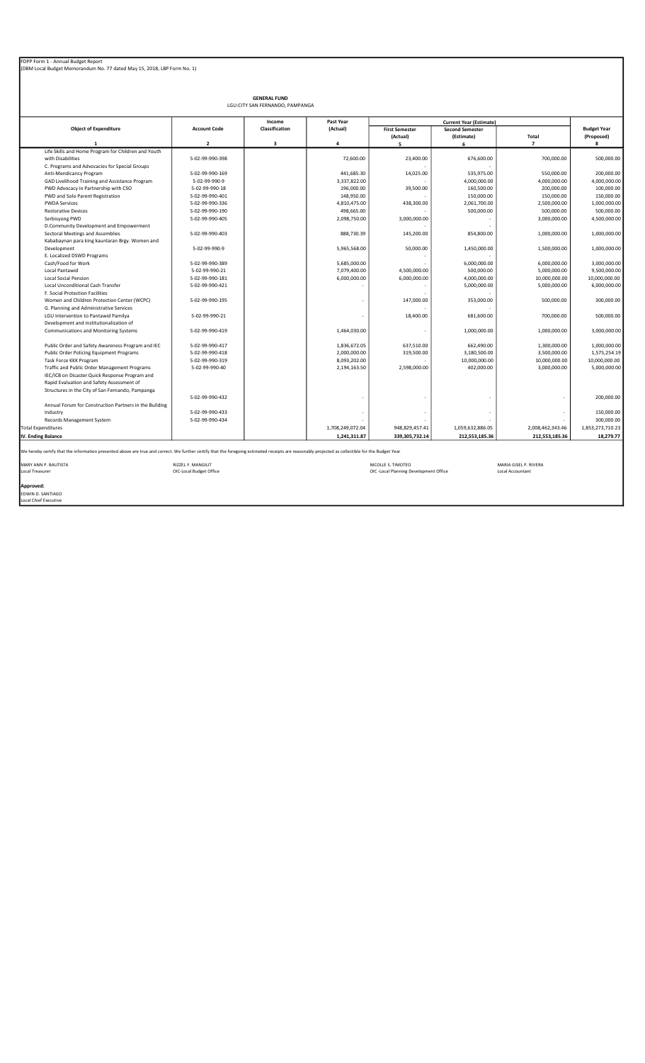FDPP Form 1 - Annual Budget Report
(DBM Local Budget Memorandum No. 77 dated May 15, 2018, LBP Form No. 1)

**GENERAL FUND**
LGU:CITY SAN FERNANDO, PAMPANGA

| Object of Expenditure | Account Code | Income Classification | Past Year (Actual) | Current Year (Estimate) | | | Budget Year (Proposed) |
|---|---|---|---|---|---|---|---|
| | | | | First Semester (Actual) | Second Semester (Estimate) | Total | |
| 1 | 2 | 3 | 4 | 5 | 6 | 7 | 8 |
| Life Skills and Home Program for Children and Youth with Disabilities | 5-02-99-990-398 | | 72,600.00 | 23,400.00 | 676,600.00 | 700,000.00 | 500,000.00 |
| C. Programs and Advocacies for Special Groups | | | | - | - | | |
| Anti-Mendicancy Program | 5-02-99-990-169 | | 441,685.30 | 14,025.00 | 535,975.00 | 550,000.00 | 200,000.00 |
| GAD Livelihood Training and Assistance Program | 5-02-99-990-9 | | 3,337,822.00 | - | 4,000,000.00 | 4,000,000.00 | 4,000,000.00 |
| PWD Advocacy in Partnership with CSO | 5-02-99-990-18 | | 196,000.00 | 39,500.00 | 160,500.00 | 200,000.00 | 100,000.00 |
| PWD and Solo Parent Registration | 5-02-99-990-401 | | 148,950.00 | - | 150,000.00 | 150,000.00 | 150,000.00 |
| PWDA Services | 5-02-99-990-336 | | 4,810,475.00 | 438,300.00 | 2,061,700.00 | 2,500,000.00 | 1,000,000.00 |
| Restorative Devices | 5-02-99-990-190 | | 498,665.00 | - | 500,000.00 | 500,000.00 | 500,000.00 |
| Serbisyong PWD | 5-02-99-990-405 | | 2,098,750.00 | 3,000,000.00 | - | 3,000,000.00 | 4,500,000.00 |
| D.Community Development and Empowerment | | | | - | - | | |
| Sectoral Meetings and Assemblies | 5-02-99-990-403 | | 888,730.39 | 145,200.00 | 854,800.00 | 1,000,000.00 | 1,000,000.00 |
| Kababaynan para king kaunlaran Brgy. Women and Development | 5-02-99-990-9 | | 5,965,568.00 | 50,000.00 | 1,450,000.00 | 1,500,000.00 | 1,000,000.00 |
| E. Localized DSWD Programs | | | | - | - | | |
| Cash/Food for Work | 5-02-99-990-389 | | 5,685,000.00 | - | 6,000,000.00 | 6,000,000.00 | 3,000,000.00 |
| Local Pantawid | 5-02-99-990-21 | | 7,079,400.00 | 4,500,000.00 | 500,000.00 | 5,000,000.00 | 9,500,000.00 |
| Local Social Pension | 5-02-99-990-181 | | 6,000,000.00 | 6,000,000.00 | 4,000,000.00 | 10,000,000.00 | 10,000,000.00 |
| Local Unconditional Cash Transfer | 5-02-99-990-421 | | - | - | 5,000,000.00 | 5,000,000.00 | 6,000,000.00 |
| F. Social Protection Facilities | | | | - | - | | |
| Women and Children Protection Center (WCPC) | 5-02-99-990-195 | | - | 147,000.00 | 353,000.00 | 500,000.00 | 300,000.00 |
| G. Planning and Administrative Services | | | | - | - | | |
| LGU Intervention to Pantawid Pamilya | 5-02-99-990-21 | | - | 18,400.00 | 681,600.00 | 700,000.00 | 500,000.00 |
| Development and institutionalization of Communications and Monitoring Systems | 5-02-99-990-419 | | 1,464,030.00 | - | 1,000,000.00 | 1,000,000.00 | 3,000,000.00 |
| Public Order and Safety Awareness Program and IEC | 5-02-99-990-417 | | 1,836,672.05 | 637,510.00 | 662,490.00 | 1,300,000.00 | 1,000,000.00 |
| Public Order Policing Equipment Programs | 5-02-99-990-418 | | 2,000,000.00 | 319,500.00 | 3,180,500.00 | 3,500,000.00 | 1,575,254.19 |
| Task Force KKK Program | 5-02-99-990-319 | | 8,093,202.00 | - | 10,000,000.00 | 10,000,000.00 | 10,000,000.00 |
| Traffic and Public Order Management Programs | 5-02-99-990-40 | | 2,194,163.50 | 2,598,000.00 | 402,000.00 | 3,000,000.00 | 5,000,000.00 |
| IEC/ICB on Disaster Quick Response Program and Rapid Evaluation and Safety Assessment of Structures in the City of San Fernando, Pampanga | 5-02-99-990-432 | | - | - | - | - | 200,000.00 |
| Annual Forum for Construction Partners in the Building Industry | 5-02-99-990-433 | | - | - | - | - | 150,000.00 |
| Records Management System | 5-02-99-990-434 | | - | - | - | - | 300,000.00 |
| Total Expenditures | | | 1,708,249,072.04 | 948,829,457.41 | 1,059,632,886.05 | 2,008,462,343.46 | 1,853,273,710.23 |
| **IV. Ending Balance** | | | **1,241,311.87** | **339,305,732.14** | **212,553,185.36** | **212,553,185.36** | **18,279.77** |

We hereby certify that the information presented above are true and correct. We further certify that the foregoing estimated receipts are reasonably projected as collectible for the Budget Year

MARY ANN P. BAUTISTA
Local Treasurer

RIZZEL Y. MANGILIT
OIC-Local Budget Office

NICOLLE S. TIMOTEO
OIC -Local Planning Development Office

MARIA GISEL P. RIVERA
Local Accountant

**Approved:**
EDWIN D. SANTIAGO
Local Chief Executive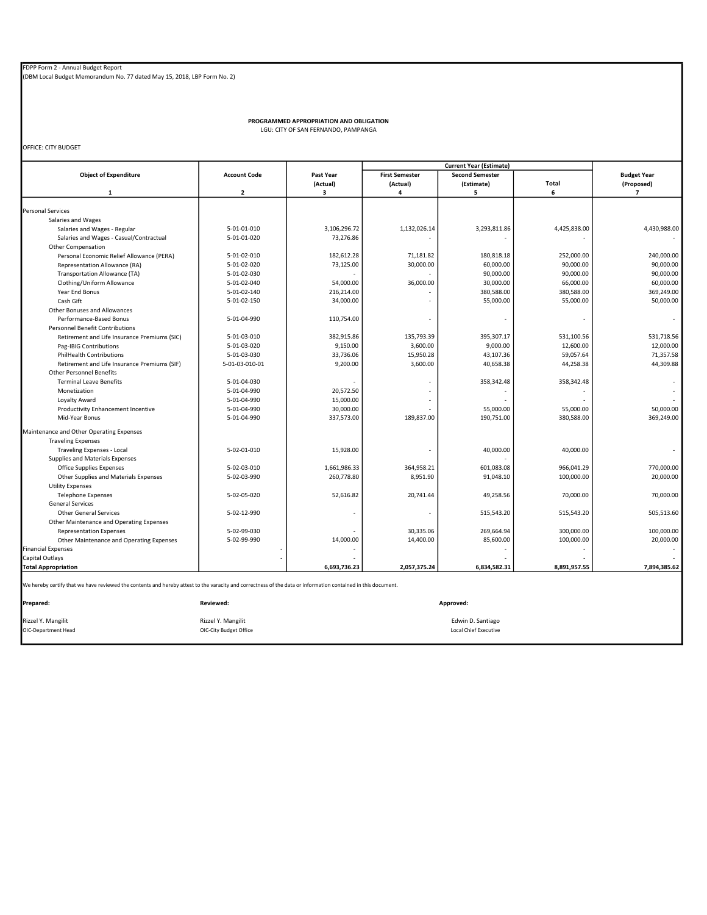FDPP Form 2 - Annual Budget Report
(DBM Local Budget Memorandum No. 77 dated May 15, 2018, LBP Form No. 2)

**PROGRAMMED APPROPRIATION AND OBLIGATION**
LGU: CITY OF SAN FERNANDO, PAMPANGA

OFFICE: CITY BUDGET

| Object of Expenditure | Account Code | Past Year (Actual) | Current Year (Estimate) | | | Budget Year (Proposed) |
|---|---|---|---|---|---|---|
| | | | First Semester (Actual) | Second Semester (Estimate) | Total | |
| 1 | 2 | 3 | 4 | 5 | 6 | 7 |
| Personal Services | | | | | | |
| Salaries and Wages | | | | | | |
| Salaries and Wages - Regular | 5-01-01-010 | 3,106,296.72 | 1,132,026.14 | 3,293,811.86 | 4,425,838.00 | 4,430,988.00 |
| Salaries and Wages - Casual/Contractual | 5-01-01-020 | 73,276.86 | - | - | - | - |
| Other Compensation | | | | | | |
| Personal Economic Relief Allowance (PERA) | 5-01-02-010 | 182,612.28 | 71,181.82 | 180,818.18 | 252,000.00 | 240,000.00 |
| Representation Allowance (RA) | 5-01-02-020 | 73,125.00 | 30,000.00 | 60,000.00 | 90,000.00 | 90,000.00 |
| Transportation Allowance (TA) | 5-01-02-030 | - | - | 90,000.00 | 90,000.00 | 90,000.00 |
| Clothing/Uniform Allowance | 5-01-02-040 | 54,000.00 | 36,000.00 | 30,000.00 | 66,000.00 | 60,000.00 |
| Year End Bonus | 5-01-02-140 | 216,214.00 | - | 380,588.00 | 380,588.00 | 369,249.00 |
| Cash Gift | 5-01-02-150 | 34,000.00 | - | 55,000.00 | 55,000.00 | 50,000.00 |
| Other Bonuses and Allowances | | | | | | |
| Performance-Based Bonus | 5-01-04-990 | 110,754.00 | - | - | - | - |
| Personnel Benefit Contributions | | | | | | |
| Retirement and Life Insurance Premiums (SIC) | 5-01-03-010 | 382,915.86 | 135,793.39 | 395,307.17 | 531,100.56 | 531,718.56 |
| Pag-IBIG Contributions | 5-01-03-020 | 9,150.00 | 3,600.00 | 9,000.00 | 12,600.00 | 12,000.00 |
| PhilHealth Contributions | 5-01-03-030 | 33,736.06 | 15,950.28 | 43,107.36 | 59,057.64 | 71,357.58 |
| Retirement and Life Insurance Premiums (SIF) | 5-01-03-010-01 | 9,200.00 | 3,600.00 | 40,658.38 | 44,258.38 | 44,309.88 |
| Other Personnel Benefits | | | | | | |
| Terminal Leave Benefits | 5-01-04-030 | - | - | 358,342.48 | 358,342.48 | - |
| Monetization | 5-01-04-990 | 20,572.50 | - | - | - | - |
| Loyalty Award | 5-01-04-990 | 15,000.00 | - | - | - | - |
| Productivity Enhancement Incentive | 5-01-04-990 | 30,000.00 | - | 55,000.00 | 55,000.00 | 50,000.00 |
| Mid-Year Bonus | 5-01-04-990 | 337,573.00 | 189,837.00 | 190,751.00 | 380,588.00 | 369,249.00 |
| Maintenance and Other Operating Expenses | | | | | | |
| Traveling Expenses | | | | | | |
| Traveling Expenses - Local | 5-02-01-010 | 15,928.00 | - | 40,000.00 | 40,000.00 | - |
| Supplies and Materials Expenses | | | | - | | |
| Office Supplies Expenses | 5-02-03-010 | 1,661,986.33 | 364,958.21 | 601,083.08 | 966,041.29 | 770,000.00 |
| Other Supplies and Materials Expenses | 5-02-03-990 | 260,778.80 | 8,951.90 | 91,048.10 | 100,000.00 | 20,000.00 |
| Utility Expenses | | | | | | |
| Telephone Expenses | 5-02-05-020 | 52,616.82 | 20,741.44 | 49,258.56 | 70,000.00 | 70,000.00 |
| General Services | | | | | | |
| Other General Services | 5-02-12-990 | - | - | 515,543.20 | 515,543.20 | 505,513.60 |
| Other Maintenance and Operating Expenses | | | | | | |
| Representation Expenses | 5-02-99-030 | - | 30,335.06 | 269,664.94 | 300,000.00 | 100,000.00 |
| Other Maintenance and Operating Expenses | 5-02-99-990 | 14,000.00 | 14,400.00 | 85,600.00 | 100,000.00 | 20,000.00 |
| Financial Expenses | - | - | | - | - | - |
| Capital Outlays | - | - | | - | - | - |
| **Total Appropriation** | | **6,693,736.23** | **2,057,375.24** | **6,834,582.31** | **8,891,957.55** | **7,894,385.62** |

We hereby certify that we have reviewed the contents and hereby attest to the varacity and correctness of the data or information contained in this document.

| **Prepared:** | **Reviewed:** | **Approved:** |
|---|---|---|
| Rizzel Y. Mangilit | Rizzel Y. Mangilit | Edwin D. Santiago |
| OIC-Department Head | OIC-City Budget Office | Local Chief Executive |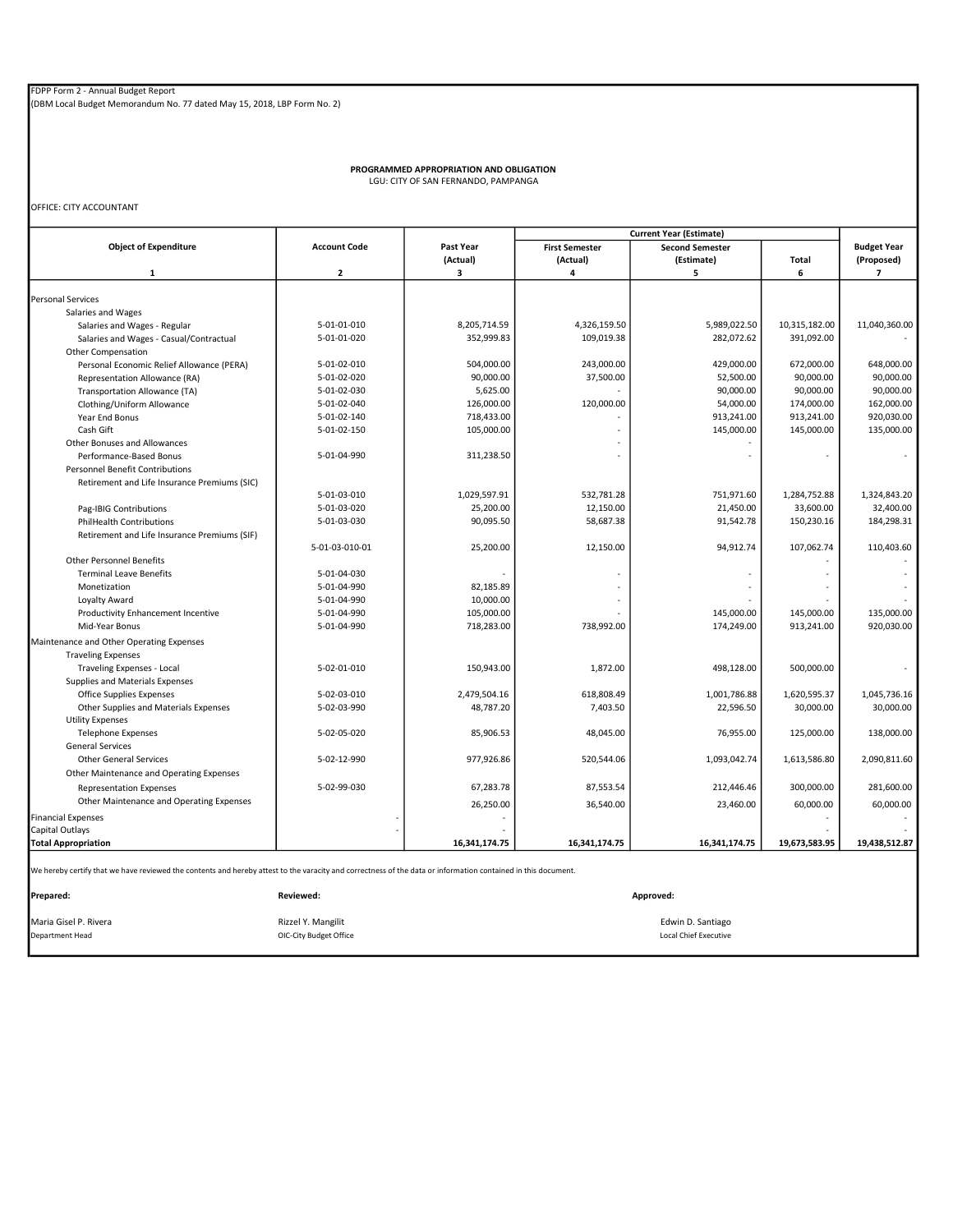FDPP Form 2 - Annual Budget Report
(DBM Local Budget Memorandum No. 77 dated May 15, 2018, LBP Form No. 2)

**PROGRAMMED APPROPRIATION AND OBLIGATION**
LGU: CITY OF SAN FERNANDO, PAMPANGA

OFFICE: CITY ACCOUNTANT

| Object of Expenditure | Account Code | Past Year (Actual) | Current Year (Estimate) | | | Budget Year (Proposed) |
|---|---|---|---|---|---|---|
| | | | First Semester (Actual) | Second Semester (Estimate) | Total | |
| 1 | 2 | 3 | 4 | 5 | 6 | 7 |
| Personal Services | | | | | | |
| Salaries and Wages | | | | | | |
| Salaries and Wages - Regular | 5-01-01-010 | 8,205,714.59 | 4,326,159.50 | 5,989,022.50 | 10,315,182.00 | 11,040,360.00 |
| Salaries and Wages - Casual/Contractual | 5-01-01-020 | 352,999.83 | 109,019.38 | 282,072.62 | 391,092.00 | - |
| Other Compensation | | | | | | |
| Personal Economic Relief Allowance (PERA) | 5-01-02-010 | 504,000.00 | 243,000.00 | 429,000.00 | 672,000.00 | 648,000.00 |
| Representation Allowance (RA) | 5-01-02-020 | 90,000.00 | 37,500.00 | 52,500.00 | 90,000.00 | 90,000.00 |
| Transportation Allowance (TA) | 5-01-02-030 | 5,625.00 | - | 90,000.00 | 90,000.00 | 90,000.00 |
| Clothing/Uniform Allowance | 5-01-02-040 | 126,000.00 | 120,000.00 | 54,000.00 | 174,000.00 | 162,000.00 |
| Year End Bonus | 5-01-02-140 | 718,433.00 | - | 913,241.00 | 913,241.00 | 920,030.00 |
| Cash Gift | 5-01-02-150 | 105,000.00 | - | 145,000.00 | 145,000.00 | 135,000.00 |
| Other Bonuses and Allowances | | | - | - | | |
| Performance-Based Bonus | 5-01-04-990 | 311,238.50 | - | - | - | - |
| Personnel Benefit Contributions | | | | | | |
| Retirement and Life Insurance Premiums (SIC) | 5-01-03-010 | 1,029,597.91 | 532,781.28 | 751,971.60 | 1,284,752.88 | 1,324,843.20 |
| Pag-IBIG Contributions | 5-01-03-020 | 25,200.00 | 12,150.00 | 21,450.00 | 33,600.00 | 32,400.00 |
| PhilHealth Contributions | 5-01-03-030 | 90,095.50 | 58,687.38 | 91,542.78 | 150,230.16 | 184,298.31 |
| Retirement and Life Insurance Premiums (SIF) | 5-01-03-010-01 | 25,200.00 | 12,150.00 | 94,912.74 | 107,062.74 | 110,403.60 |
| Other Personnel Benefits | | | | | - | - |
| Terminal Leave Benefits | 5-01-04-030 | - | - | - | - | - |
| Monetization | 5-01-04-990 | 82,185.89 | - | - | - | - |
| Loyalty Award | 5-01-04-990 | 10,000.00 | - | - | - | - |
| Productivity Enhancement Incentive | 5-01-04-990 | 105,000.00 | - | 145,000.00 | 145,000.00 | 135,000.00 |
| Mid-Year Bonus | 5-01-04-990 | 718,283.00 | 738,992.00 | 174,249.00 | 913,241.00 | 920,030.00 |
| Maintenance and Other Operating Expenses | | | | | | |
| Traveling Expenses | | | | | | |
| Traveling Expenses - Local | 5-02-01-010 | 150,943.00 | 1,872.00 | 498,128.00 | 500,000.00 | - |
| Supplies and Materials Expenses | | | | | | |
| Office Supplies Expenses | 5-02-03-010 | 2,479,504.16 | 618,808.49 | 1,001,786.88 | 1,620,595.37 | 1,045,736.16 |
| Other Supplies and Materials Expenses | 5-02-03-990 | 48,787.20 | 7,403.50 | 22,596.50 | 30,000.00 | 30,000.00 |
| Utility Expenses | | | | | | |
| Telephone Expenses | 5-02-05-020 | 85,906.53 | 48,045.00 | 76,955.00 | 125,000.00 | 138,000.00 |
| General Services | | | | | | |
| Other General Services | 5-02-12-990 | 977,926.86 | 520,544.06 | 1,093,042.74 | 1,613,586.80 | 2,090,811.60 |
| Other Maintenance and Operating Expenses | | | | | | |
| Representation Expenses | 5-02-99-030 | 67,283.78 | 87,553.54 | 212,446.46 | 300,000.00 | 281,600.00 |
| Other Maintenance and Operating Expenses | | 26,250.00 | 36,540.00 | 23,460.00 | 60,000.00 | 60,000.00 |
| Financial Expenses | - | - | | | - | - |
| Capital Outlays | - | - | | | - | - |
| **Total Appropriation** | | **16,341,174.75** | **16,341,174.75** | **16,341,174.75** | **19,673,583.95** | **19,438,512.87** |

We hereby certify that we have reviewed the contents and hereby attest to the varacity and correctness of the data or information contained in this document.

| **Prepared:** | **Reviewed:** | **Approved:** |
|---|---|---|
| Maria Gisel P. Rivera | Rizzel Y. Mangilit | Edwin D. Santiago |
| Department Head | OIC-City Budget Office | Local Chief Executive |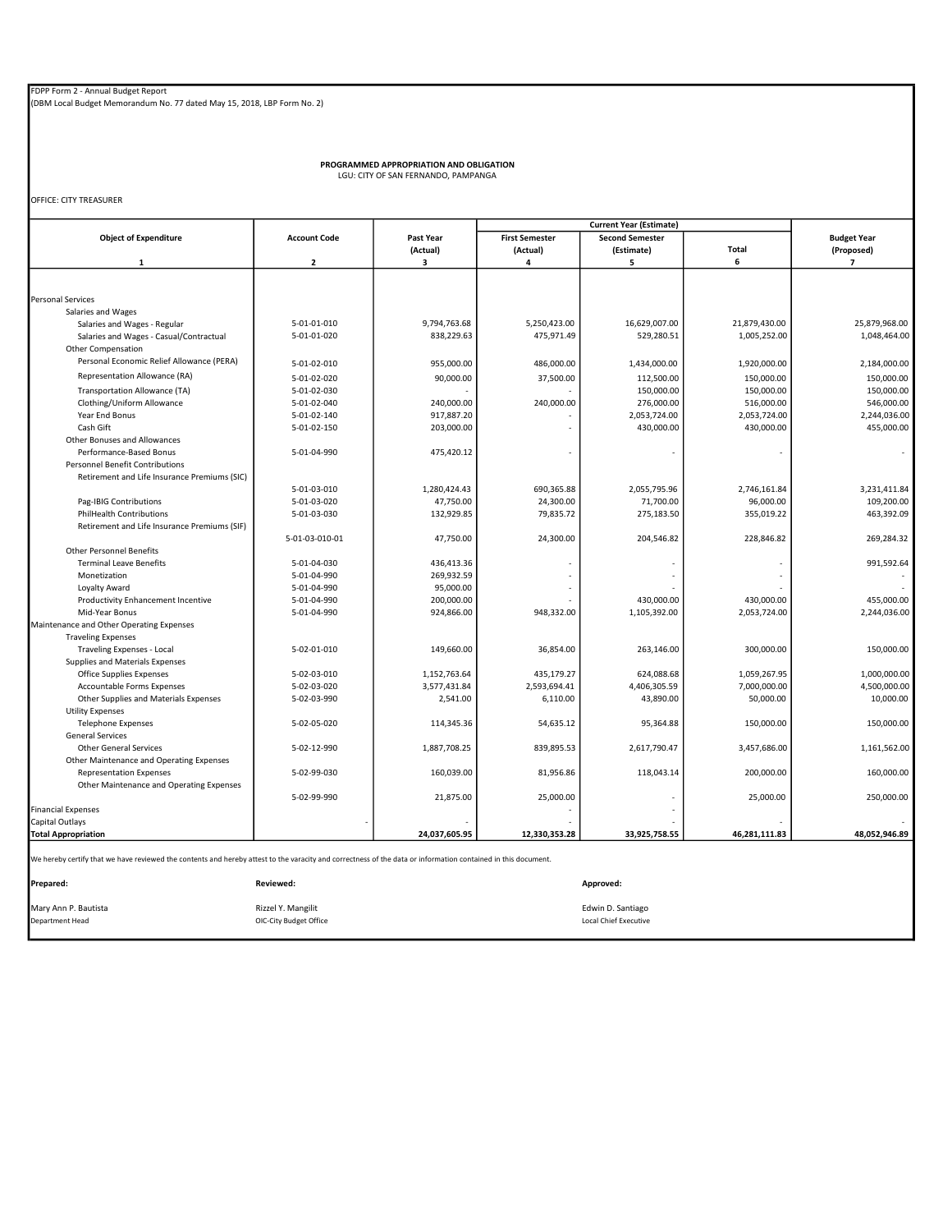FDPP Form 2 - Annual Budget Report
(DBM Local Budget Memorandum No. 77 dated May 15, 2018, LBP Form No. 2)

**PROGRAMMED APPROPRIATION AND OBLIGATION**
LGU: CITY OF SAN FERNANDO, PAMPANGA

OFFICE: CITY TREASURER

| Object of Expenditure | Account Code | Past Year (Actual) | Current Year (Estimate) First Semester (Actual) | Current Year (Estimate) Second Semester (Estimate) | Current Year (Estimate) Total | Budget Year (Proposed) |
|---|---|---|---|---|---|---|
| 1 | 2 | 3 | 4 | 5 | 6 | 7 |
| Personal Services | | | | | | |
| Salaries and Wages | | | | | | |
| Salaries and Wages - Regular | 5-01-01-010 | 9,794,763.68 | 5,250,423.00 | 16,629,007.00 | 21,879,430.00 | 25,879,968.00 |
| Salaries and Wages - Casual/Contractual | 5-01-01-020 | 838,229.63 | 475,971.49 | 529,280.51 | 1,005,252.00 | 1,048,464.00 |
| Other Compensation | | | | | | |
| Personal Economic Relief Allowance (PERA) | 5-01-02-010 | 955,000.00 | 486,000.00 | 1,434,000.00 | 1,920,000.00 | 2,184,000.00 |
| Representation Allowance (RA) | 5-01-02-020 | 90,000.00 | 37,500.00 | 112,500.00 | 150,000.00 | 150,000.00 |
| Transportation Allowance (TA) | 5-01-02-030 | - | - | 150,000.00 | 150,000.00 | 150,000.00 |
| Clothing/Uniform Allowance | 5-01-02-040 | 240,000.00 | 240,000.00 | 276,000.00 | 516,000.00 | 546,000.00 |
| Year End Bonus | 5-01-02-140 | 917,887.20 | - | 2,053,724.00 | 2,053,724.00 | 2,244,036.00 |
| Cash Gift | 5-01-02-150 | 203,000.00 | - | 430,000.00 | 430,000.00 | 455,000.00 |
| Other Bonuses and Allowances | | | | | | |
| Performance-Based Bonus | 5-01-04-990 | 475,420.12 | - | - | - | - |
| Personnel Benefit Contributions | | | | | | |
| Retirement and Life Insurance Premiums (SIC) | 5-01-03-010 | 1,280,424.43 | 690,365.88 | 2,055,795.96 | 2,746,161.84 | 3,231,411.84 |
| Pag-IBIG Contributions | 5-01-03-020 | 47,750.00 | 24,300.00 | 71,700.00 | 96,000.00 | 109,200.00 |
| PhilHealth Contributions | 5-01-03-030 | 132,929.85 | 79,835.72 | 275,183.50 | 355,019.22 | 463,392.09 |
| Retirement and Life Insurance Premiums (SIF) | 5-01-03-010-01 | 47,750.00 | 24,300.00 | 204,546.82 | 228,846.82 | 269,284.32 |
| Other Personnel Benefits | | | | | | |
| Terminal Leave Benefits | 5-01-04-030 | 436,413.36 | - | - | - | 991,592.64 |
| Monetization | 5-01-04-990 | 269,932.59 | - | - | - | - |
| Loyalty Award | 5-01-04-990 | 95,000.00 | - | - | - | - |
| Productivity Enhancement Incentive | 5-01-04-990 | 200,000.00 | - | 430,000.00 | 430,000.00 | 455,000.00 |
| Mid-Year Bonus | 5-01-04-990 | 924,866.00 | 948,332.00 | 1,105,392.00 | 2,053,724.00 | 2,244,036.00 |
| Maintenance and Other Operating Expenses | | | | | | |
| Traveling Expenses | | | | | | |
| Traveling Expenses - Local | 5-02-01-010 | 149,660.00 | 36,854.00 | 263,146.00 | 300,000.00 | 150,000.00 |
| Supplies and Materials Expenses | | | | | | |
| Office Supplies Expenses | 5-02-03-010 | 1,152,763.64 | 435,179.27 | 624,088.68 | 1,059,267.95 | 1,000,000.00 |
| Accountable Forms Expenses | 5-02-03-020 | 3,577,431.84 | 2,593,694.41 | 4,406,305.59 | 7,000,000.00 | 4,500,000.00 |
| Other Supplies and Materials Expenses | 5-02-03-990 | 2,541.00 | 6,110.00 | 43,890.00 | 50,000.00 | 10,000.00 |
| Utility Expenses | | | | | | |
| Telephone Expenses | 5-02-05-020 | 114,345.36 | 54,635.12 | 95,364.88 | 150,000.00 | 150,000.00 |
| General Services | | | | | | |
| Other General Services | 5-02-12-990 | 1,887,708.25 | 839,895.53 | 2,617,790.47 | 3,457,686.00 | 1,161,562.00 |
| Other Maintenance and Operating Expenses | | | | | | |
| Representation Expenses | 5-02-99-030 | 160,039.00 | 81,956.86 | 118,043.14 | 200,000.00 | 160,000.00 |
| Other Maintenance and Operating Expenses | 5-02-99-990 | 21,875.00 | 25,000.00 | - | 25,000.00 | 250,000.00 |
| Financial Expenses | | | - | - | | |
| Capital Outlays | - | - | - | - | - | - |
| **Total Appropriation** | | **24,037,605.95** | **12,330,353.28** | **33,925,758.55** | **46,281,111.83** | **48,052,946.89** |

We hereby certify that we have reviewed the contents and hereby attest to the varacity and correctness of the data or information contained in this document.

| **Prepared:** | **Reviewed:** | **Approved:** |
|---|---|---|
| Mary Ann P. Bautista | Rizzel Y. Mangilit | Edwin D. Santiago |
| Department Head | OIC-City Budget Office | Local Chief Executive |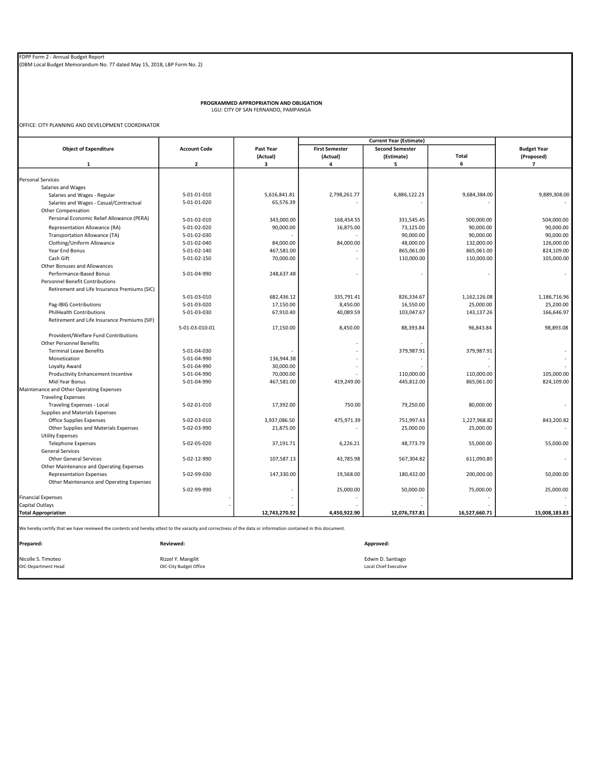FDPP Form 2 - Annual Budget Report
(DBM Local Budget Memorandum No. 77 dated May 15, 2018, LBP Form No. 2)

**PROGRAMMED APPROPRIATION AND OBLIGATION**
LGU: CITY OF SAN FERNANDO, PAMPANGA

OFFICE: CITY PLANNING AND DEVELOPMENT COORDINATOR

| Object of Expenditure | Account Code | Past Year (Actual) | Current Year (Estimate) | | | Budget Year (Proposed) |
|---|---|---|---|---|---|---|
| | | | First Semester (Actual) | Second Semester (Estimate) | Total | |
| 1 | 2 | 3 | 4 | 5 | 6 | 7 |
| Personal Services | | | | | | |
| Salaries and Wages | | | | | | |
| Salaries and Wages - Regular | 5-01-01-010 | 5,616,841.81 | 2,798,261.77 | 6,886,122.23 | 9,684,384.00 | 9,889,308.00 |
| Salaries and Wages - Casual/Contractual | 5-01-01-020 | 65,576.39 | - | - | - | - |
| Other Compensation | | | | | | |
| Personal Economic Relief Allowance (PERA) | 5-01-02-010 | 343,000.00 | 168,454.55 | 331,545.45 | 500,000.00 | 504,000.00 |
| Representation Allowance (RA) | 5-01-02-020 | 90,000.00 | 16,875.00 | 73,125.00 | 90,000.00 | 90,000.00 |
| Transportation Allowance (TA) | 5-01-02-030 | - | - | 90,000.00 | 90,000.00 | 90,000.00 |
| Clothing/Uniform Allowance | 5-01-02-040 | 84,000.00 | 84,000.00 | 48,000.00 | 132,000.00 | 126,000.00 |
| Year End Bonus | 5-01-02-140 | 467,581.00 | - | 865,061.00 | 865,061.00 | 824,109.00 |
| Cash Gift | 5-01-02-150 | 70,000.00 | - | 110,000.00 | 110,000.00 | 105,000.00 |
| Other Bonuses and Allowances | | | | | | |
| Performance-Based Bonus | 5-01-04-990 | 248,637.48 | - | - | - | - |
| Personnel Benefit Contributions | | | | | | |
| Retirement and Life Insurance Premiums (SIC) | 5-01-03-010 | 682,436.12 | 335,791.41 | 826,334.67 | 1,162,126.08 | 1,186,716.96 |
| Pag-IBIG Contributions | 5-01-03-020 | 17,150.00 | 8,450.00 | 16,550.00 | 25,000.00 | 25,200.00 |
| PhilHealth Contributions | 5-01-03-030 | 67,910.40 | 40,089.59 | 103,047.67 | 143,137.26 | 166,646.97 |
| Retirement and Life Insurance Premiums (SIF) | 5-01-03-010-01 | 17,150.00 | 8,450.00 | 88,393.84 | 96,843.84 | 98,893.08 |
| Provident/Welfare Fund Contributions | | | - | - | | |
| Other Personnel Benefits | | | | | | |
| Terminal Leave Benefits | 5-01-04-030 | - | - | 379,987.91 | 379,987.91 | - |
| Monetization | 5-01-04-990 | 136,944.38 | - | - | - | - |
| Loyalty Award | 5-01-04-990 | 30,000.00 | - | - | - | - |
| Productivity Enhancement Incentive | 5-01-04-990 | 70,000.00 | - | 110,000.00 | 110,000.00 | 105,000.00 |
| Mid-Year Bonus | 5-01-04-990 | 467,581.00 | 419,249.00 | 445,812.00 | 865,061.00 | 824,109.00 |
| Maintenance and Other Operating Expenses | | | | | | |
| Traveling Expenses | | | | | | |
| Traveling Expenses - Local | 5-02-01-010 | 17,392.00 | 750.00 | 79,250.00 | 80,000.00 | - |
| Supplies and Materials Expenses | | | | | | |
| Office Supplies Expenses | 5-02-03-010 | 3,937,086.50 | 475,971.39 | 751,997.43 | 1,227,968.82 | 843,200.82 |
| Other Supplies and Materials Expenses | 5-02-03-990 | 21,875.00 | - | 25,000.00 | 25,000.00 | - |
| Utility Expenses | | | | | | |
| Telephone Expenses | 5-02-05-020 | 37,191.71 | 6,226.21 | 48,773.79 | 55,000.00 | 55,000.00 |
| General Services | | | | | | |
| Other General Services | 5-02-12-990 | 107,587.13 | 43,785.98 | 567,304.82 | 611,090.80 | - |
| Other Maintenance and Operating Expenses | | | | | | |
| Representation Expenses | 5-02-99-030 | 147,330.00 | 19,568.00 | 180,432.00 | 200,000.00 | 50,000.00 |
| Other Maintenance and Operating Expenses | 5-02-99-990 | - | 25,000.00 | 50,000.00 | 75,000.00 | 25,000.00 |
| Financial Expenses | - | - | - | - | - | - |
| Capital Outlays | - | - | - | - | - | - |
| **Total Appropriation** | | **12,743,270.92** | **4,450,922.90** | **12,076,737.81** | **16,527,660.71** | **15,008,183.83** |

We hereby certify that we have reviewed the contents and hereby attest to the varacity and correctness of the data or information contained in this document.

| **Prepared:** | **Reviewed:** | **Approved:** |
|---|---|---|
| Nicolle S. Timoteo | Rizzel Y. Mangilit | Edwin D. Santiago |
| OIC-Department Head | OIC-City Budget Office | Local Chief Executive |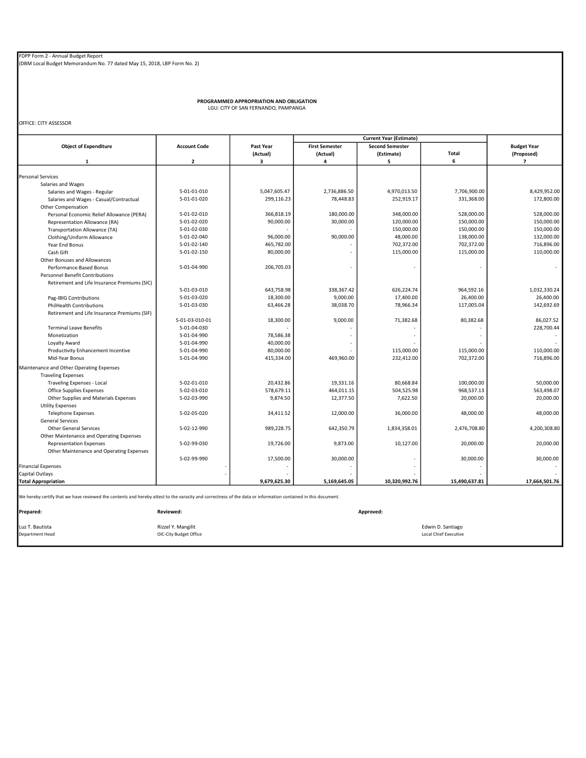FDPP Form 2 - Annual Budget Report
(DBM Local Budget Memorandum No. 77 dated May 15, 2018, LBP Form No. 2)

**PROGRAMMED APPROPRIATION AND OBLIGATION**
LGU: CITY OF SAN FERNANDO, PAMPANGA

OFFICE: CITY ASSESSOR

| Object of Expenditure | Account Code | Past Year (Actual) | Current Year (Estimate) | | | Budget Year (Proposed) |
|---|---|---|---|---|---|---|
| | | | First Semester (Actual) | Second Semester (Estimate) | Total | |
| 1 | 2 | 3 | 4 | 5 | 6 | 7 |
| Personal Services | | | | | | |
| Salaries and Wages | | | | | | |
| Salaries and Wages - Regular | 5-01-01-010 | 5,047,605.47 | 2,736,886.50 | 4,970,013.50 | 7,706,900.00 | 8,429,952.00 |
| Salaries and Wages - Casual/Contractual | 5-01-01-020 | 299,116.23 | 78,448.83 | 252,919.17 | 331,368.00 | 172,800.00 |
| Other Compensation | | | | | | |
| Personal Economic Relief Allowance (PERA) | 5-01-02-010 | 366,818.19 | 180,000.00 | 348,000.00 | 528,000.00 | 528,000.00 |
| Representation Allowance (RA) | 5-01-02-020 | 90,000.00 | 30,000.00 | 120,000.00 | 150,000.00 | 150,000.00 |
| Transportation Allowance (TA) | 5-01-02-030 | - | - | 150,000.00 | 150,000.00 | 150,000.00 |
| Clothing/Uniform Allowance | 5-01-02-040 | 96,000.00 | 90,000.00 | 48,000.00 | 138,000.00 | 132,000.00 |
| Year End Bonus | 5-01-02-140 | 465,782.00 | - | 702,372.00 | 702,372.00 | 716,896.00 |
| Cash Gift | 5-01-02-150 | 80,000.00 | - | 115,000.00 | 115,000.00 | 110,000.00 |
| Other Bonuses and Allowances | | | | | | |
| Performance-Based Bonus | 5-01-04-990 | 206,705.03 | - | - | - | - |
| Personnel Benefit Contributions | | | | | | |
| Retirement and Life Insurance Premiums (SIC) | 5-01-03-010 | 643,758.98 | 338,367.42 | 626,224.74 | 964,592.16 | 1,032,330.24 |
| Pag-IBIG Contributions | 5-01-03-020 | 18,300.00 | 9,000.00 | 17,400.00 | 26,400.00 | 26,400.00 |
| PhilHealth Contributions | 5-01-03-030 | 63,466.28 | 38,038.70 | 78,966.34 | 117,005.04 | 142,692.69 |
| Retirement and Life Insurance Premiums (SIF) | 5-01-03-010-01 | 18,300.00 | 9,000.00 | 71,382.68 | 80,382.68 | 86,027.52 |
| Terminal Leave Benefits | 5-01-04-030 | - | - | - | - | 228,700.44 |
| Monetization | 5-01-04-990 | 78,586.38 | - | - | - | - |
| Loyalty Award | 5-01-04-990 | 40,000.00 | - | - | - | - |
| Productivity Enhancement Incentive | 5-01-04-990 | 80,000.00 | - | 115,000.00 | 115,000.00 | 110,000.00 |
| Mid-Year Bonus | 5-01-04-990 | 415,334.00 | 469,960.00 | 232,412.00 | 702,372.00 | 716,896.00 |
| Maintenance and Other Operating Expenses | | | | | | |
| Traveling Expenses | | | | | | |
| Traveling Expenses - Local | 5-02-01-010 | 20,432.86 | 19,331.16 | 80,668.84 | 100,000.00 | 50,000.00 |
| Office Supplies Expenses | 5-02-03-010 | 578,679.11 | 464,011.15 | 504,525.98 | 968,537.13 | 563,498.07 |
| Other Supplies and Materials Expenses | 5-02-03-990 | 9,874.50 | 12,377.50 | 7,622.50 | 20,000.00 | 20,000.00 |
| Utility Expenses | | | | | | |
| Telephone Expenses | 5-02-05-020 | 34,411.52 | 12,000.00 | 36,000.00 | 48,000.00 | 48,000.00 |
| General Services | | | | | | |
| Other General Services | 5-02-12-990 | 989,228.75 | 642,350.79 | 1,834,358.01 | 2,476,708.80 | 4,200,308.80 |
| Other Maintenance and Operating Expenses | | | | | | |
| Representation Expenses | 5-02-99-030 | 19,726.00 | 9,873.00 | 10,127.00 | 20,000.00 | 20,000.00 |
| Other Maintenance and Operating Expenses | 5-02-99-990 | 17,500.00 | 30,000.00 | - | 30,000.00 | 30,000.00 |
| Financial Expenses | - | - | - | - | - | - |
| Capital Outlays | - | - | - | - | - | - |
| **Total Appropriation** | | **9,679,625.30** | **5,169,645.05** | **10,320,992.76** | **15,490,637.81** | **17,664,501.76** |

We hereby certify that we have reviewed the contents and hereby attest to the varacity and correctness of the data or information contained in this document.

**Prepared:**

Luz T. Bautista
Department Head

**Reviewed:**

Rizzel Y. Mangilit
OIC-City Budget Office

**Approved:**

Edwin D. Santiago
Local Chief Executive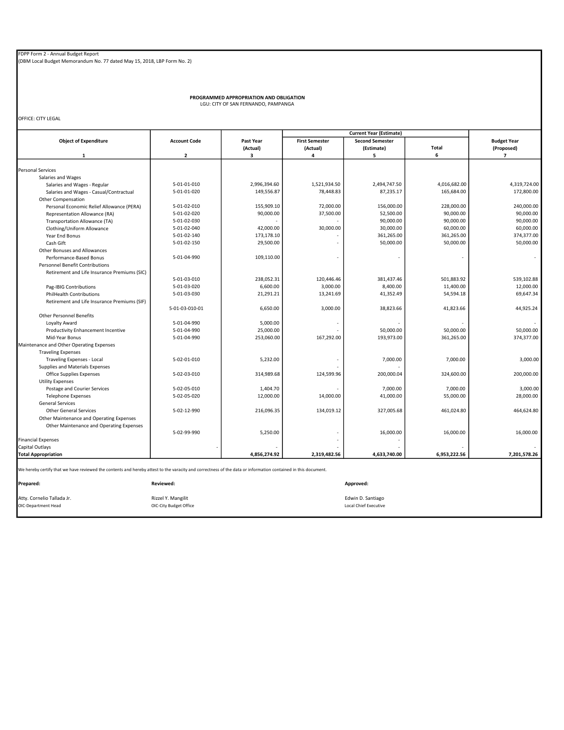FDPP Form 2 - Annual Budget Report
(DBM Local Budget Memorandum No. 77 dated May 15, 2018, LBP Form No. 2)

**PROGRAMMED APPROPRIATION AND OBLIGATION**
LGU: CITY OF SAN FERNANDO, PAMPANGA

OFFICE: CITY LEGAL

| Object of Expenditure | Account Code | Past Year (Actual) | Current Year (Estimate) | | | Budget Year (Proposed) |
|---|---|---|---|---|---|---|
| | | | First Semester (Actual) | Second Semester (Estimate) | Total | |
| 1 | 2 | 3 | 4 | 5 | 6 | 7 |
| Personal Services | | | | | | |
| Salaries and Wages | | | | | | |
| Salaries and Wages - Regular | 5-01-01-010 | 2,996,394.60 | 1,521,934.50 | 2,494,747.50 | 4,016,682.00 | 4,319,724.00 |
| Salaries and Wages - Casual/Contractual | 5-01-01-020 | 149,556.87 | 78,448.83 | 87,235.17 | 165,684.00 | 172,800.00 |
| Other Compensation | | | | | | |
| Personal Economic Relief Allowance (PERA) | 5-01-02-010 | 155,909.10 | 72,000.00 | 156,000.00 | 228,000.00 | 240,000.00 |
| Representation Allowance (RA) | 5-01-02-020 | 90,000.00 | 37,500.00 | 52,500.00 | 90,000.00 | 90,000.00 |
| Transportation Allowance (TA) | 5-01-02-030 | - | - | 90,000.00 | 90,000.00 | 90,000.00 |
| Clothing/Uniform Allowance | 5-01-02-040 | 42,000.00 | 30,000.00 | 30,000.00 | 60,000.00 | 60,000.00 |
| Year End Bonus | 5-01-02-140 | 173,178.10 | - | 361,265.00 | 361,265.00 | 374,377.00 |
| Cash Gift | 5-01-02-150 | 29,500.00 | - | 50,000.00 | 50,000.00 | 50,000.00 |
| Other Bonuses and Allowances | | | | | | |
| Performance-Based Bonus | 5-01-04-990 | 109,110.00 | - | - | - | - |
| Personnel Benefit Contributions | | | | | | |
| Retirement and Life Insurance Premiums (SIC) | 5-01-03-010 | 238,052.31 | 120,446.46 | 381,437.46 | 501,883.92 | 539,102.88 |
| Pag-IBIG Contributions | 5-01-03-020 | 6,600.00 | 3,000.00 | 8,400.00 | 11,400.00 | 12,000.00 |
| PhilHealth Contributions | 5-01-03-030 | 21,291.21 | 13,241.69 | 41,352.49 | 54,594.18 | 69,647.34 |
| Retirement and Life Insurance Premiums (SIF) | 5-01-03-010-01 | 6,650.00 | 3,000.00 | 38,823.66 | 41,823.66 | 44,925.24 |
| Other Personnel Benefits | | | | | | |
| Loyalty Award | 5-01-04-990 | 5,000.00 | - | - | - | - |
| Productivity Enhancement Incentive | 5-01-04-990 | 25,000.00 | - | 50,000.00 | 50,000.00 | 50,000.00 |
| Mid-Year Bonus | 5-01-04-990 | 253,060.00 | 167,292.00 | 193,973.00 | 361,265.00 | 374,377.00 |
| Maintenance and Other Operating Expenses | | | | | | |
| Traveling Expenses | | | | | | |
| Traveling Expenses - Local | 5-02-01-010 | 5,232.00 | - | 7,000.00 | 7,000.00 | 3,000.00 |
| Supplies and Materials Expenses | | | - | - | | |
| Office Supplies Expenses | 5-02-03-010 | 314,989.68 | 124,599.96 | 200,000.04 | 324,600.00 | 200,000.00 |
| Utility Expenses | | | | | | |
| Postage and Courier Services | 5-02-05-010 | 1,404.70 | - | 7,000.00 | 7,000.00 | 3,000.00 |
| Telephone Expenses | 5-02-05-020 | 12,000.00 | 14,000.00 | 41,000.00 | 55,000.00 | 28,000.00 |
| General Services | | | | | | |
| Other General Services | 5-02-12-990 | 216,096.35 | 134,019.12 | 327,005.68 | 461,024.80 | 464,624.80 |
| Other Maintenance and Operating Expenses | | | | | | |
| Other Maintenance and Operating Expenses | 5-02-99-990 | 5,250.00 | - | 16,000.00 | 16,000.00 | 16,000.00 |
| Financial Expenses | | | - | - | | |
| Capital Outlays | - | - | - | - | - | - |
| **Total Appropriation** | | **4,856,274.92** | **2,319,482.56** | **4,633,740.00** | **6,953,222.56** | **7,201,578.26** |

We hereby certify that we have reviewed the contents and hereby attest to the varacity and correctness of the data or information contained in this document.

| **Prepared:** | **Reviewed:** | **Approved:** |
|---|---|---|
| Atty. Cornelio Tallada Jr. | Rizzel Y. Mangilit | Edwin D. Santiago |
| OIC-Department Head | OIC-City Budget Office | Local Chief Executive |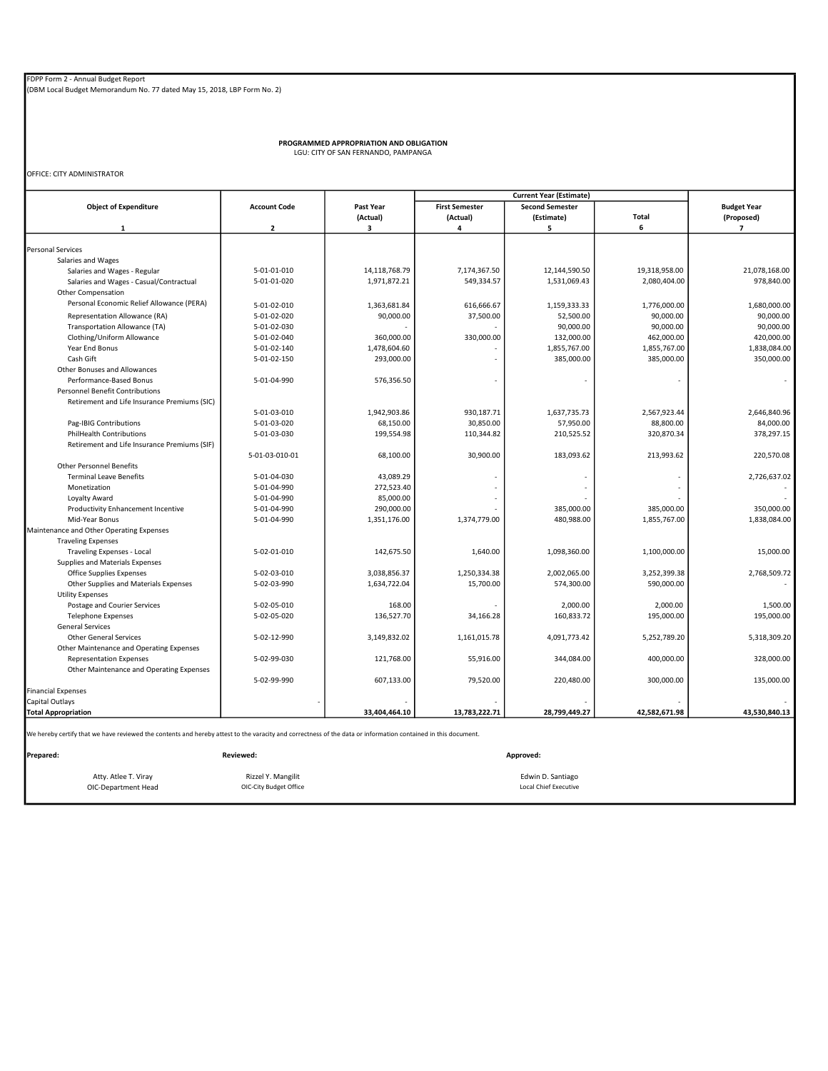FDPP Form 2 - Annual Budget Report
(DBM Local Budget Memorandum No. 77 dated May 15, 2018, LBP Form No. 2)

**PROGRAMMED APPROPRIATION AND OBLIGATION**
LGU: CITY OF SAN FERNANDO, PAMPANGA

OFFICE: CITY ADMINISTRATOR

| Object of Expenditure | Account Code | Past Year (Actual) | Current Year (Estimate) | | | Budget Year (Proposed) |
|---|---|---|---|---|---|---|
| | | | First Semester (Actual) | Second Semester (Estimate) | Total | |
| 1 | 2 | 3 | 4 | 5 | 6 | 7 |
| Personal Services | | | | | | |
| Salaries and Wages | | | | | | |
| Salaries and Wages - Regular | 5-01-01-010 | 14,118,768.79 | 7,174,367.50 | 12,144,590.50 | 19,318,958.00 | 21,078,168.00 |
| Salaries and Wages - Casual/Contractual | 5-01-01-020 | 1,971,872.21 | 549,334.57 | 1,531,069.43 | 2,080,404.00 | 978,840.00 |
| Other Compensation | | | | | | |
| Personal Economic Relief Allowance (PERA) | 5-01-02-010 | 1,363,681.84 | 616,666.67 | 1,159,333.33 | 1,776,000.00 | 1,680,000.00 |
| Representation Allowance (RA) | 5-01-02-020 | 90,000.00 | 37,500.00 | 52,500.00 | 90,000.00 | 90,000.00 |
| Transportation Allowance (TA) | 5-01-02-030 | - | - | 90,000.00 | 90,000.00 | 90,000.00 |
| Clothing/Uniform Allowance | 5-01-02-040 | 360,000.00 | 330,000.00 | 132,000.00 | 462,000.00 | 420,000.00 |
| Year End Bonus | 5-01-02-140 | 1,478,604.60 | - | 1,855,767.00 | 1,855,767.00 | 1,838,084.00 |
| Cash Gift | 5-01-02-150 | 293,000.00 | - | 385,000.00 | 385,000.00 | 350,000.00 |
| Other Bonuses and Allowances | | | | | | |
| Performance-Based Bonus | 5-01-04-990 | 576,356.50 | - | - | - | - |
| Personnel Benefit Contributions | | | | | | |
| Retirement and Life Insurance Premiums (SIC) | 5-01-03-010 | 1,942,903.86 | 930,187.71 | 1,637,735.73 | 2,567,923.44 | 2,646,840.96 |
| Pag-IBIG Contributions | 5-01-03-020 | 68,150.00 | 30,850.00 | 57,950.00 | 88,800.00 | 84,000.00 |
| PhilHealth Contributions | 5-01-03-030 | 199,554.98 | 110,344.82 | 210,525.52 | 320,870.34 | 378,297.15 |
| Retirement and Life Insurance Premiums (SIF) | 5-01-03-010-01 | 68,100.00 | 30,900.00 | 183,093.62 | 213,993.62 | 220,570.08 |
| Other Personnel Benefits | | | | | | |
| Terminal Leave Benefits | 5-01-04-030 | 43,089.29 | - | - | - | 2,726,637.02 |
| Monetization | 5-01-04-990 | 272,523.40 | - | - | - | - |
| Loyalty Award | 5-01-04-990 | 85,000.00 | - | - | - | - |
| Productivity Enhancement Incentive | 5-01-04-990 | 290,000.00 | - | 385,000.00 | 385,000.00 | 350,000.00 |
| Mid-Year Bonus | 5-01-04-990 | 1,351,176.00 | 1,374,779.00 | 480,988.00 | 1,855,767.00 | 1,838,084.00 |
| Maintenance and Other Operating Expenses | | | | | | |
| Traveling Expenses | | | | | | |
| Traveling Expenses - Local | 5-02-01-010 | 142,675.50 | 1,640.00 | 1,098,360.00 | 1,100,000.00 | 15,000.00 |
| Supplies and Materials Expenses | | | | | | |
| Office Supplies Expenses | 5-02-03-010 | 3,038,856.37 | 1,250,334.38 | 2,002,065.00 | 3,252,399.38 | 2,768,509.72 |
| Other Supplies and Materials Expenses | 5-02-03-990 | 1,634,722.04 | 15,700.00 | 574,300.00 | 590,000.00 | - |
| Utility Expenses | | | | | | |
| Postage and Courier Services | 5-02-05-010 | 168.00 | - | 2,000.00 | 2,000.00 | 1,500.00 |
| Telephone Expenses | 5-02-05-020 | 136,527.70 | 34,166.28 | 160,833.72 | 195,000.00 | 195,000.00 |
| General Services | | | | | | |
| Other General Services | 5-02-12-990 | 3,149,832.02 | 1,161,015.78 | 4,091,773.42 | 5,252,789.20 | 5,318,309.20 |
| Other Maintenance and Operating Expenses | | | | | | |
| Representation Expenses | 5-02-99-030 | 121,768.00 | 55,916.00 | 344,084.00 | 400,000.00 | 328,000.00 |
| Other Maintenance and Operating Expenses | 5-02-99-990 | 607,133.00 | 79,520.00 | 220,480.00 | 300,000.00 | 135,000.00 |
| Financial Expenses | | | | | | |
| Capital Outlays | - | - | - | - | - | - |
| **Total Appropriation** | | **33,404,464.10** | **13,783,222.71** | **28,799,449.27** | **42,582,671.98** | **43,530,840.13** |

We hereby certify that we have reviewed the contents and hereby attest to the varacity and correctness of the data or information contained in this document.

| Prepared: | Reviewed: | Approved: |
|---|---|---|
| Atty. Atlee T. Viray | Rizzel Y. Mangilit | Edwin D. Santiago |
| OIC-Department Head | OIC-City Budget Office | Local Chief Executive |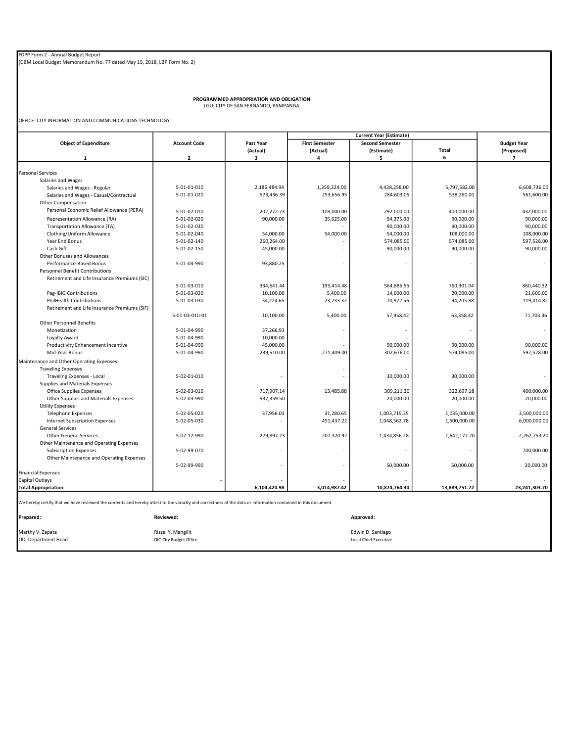FDPP Form 2 - Annual Budget Report
(DBM Local Budget Memorandum No. 77 dated May 15, 2018, LBP Form No. 2)

**PROGRAMMED APPROPRIATION AND OBLIGATION**
LGU: CITY OF SAN FERNANDO, PAMPANGA

OFFICE: CITY INFORMATION AND COMMUNICATIONS TECHNOLOGY

| Object of Expenditure | Account Code | Past Year (Actual) | Current Year (Estimate) | | | Budget Year (Proposed) |
|---|---|---|---|---|---|---|
| | | | First Semester (Actual) | Second Semester (Estimate) | Total | |
| 1 | 2 | 3 | 4 | 5 | 6 | 7 |
| Personal Services | | | | | | |
| Salaries and Wages | | | | | | |
| Salaries and Wages - Regular | 5-01-01-010 | 2,185,484.94 | 1,359,324.00 | 4,438,258.00 | 5,797,582.00 | 6,608,736.00 |
| Salaries and Wages - Casual/Contractual | 5-01-01-020 | 573,436.39 | 253,656.95 | 284,603.05 | 538,260.00 | 561,600.00 |
| Other Compensation | | | | | | |
| Personal Economic Relief Allowance (PERA) | 5-01-02-010 | 202,272.73 | 108,000.00 | 292,000.00 | 400,000.00 | 432,000.00 |
| Representation Allowance (RA) | 5-01-02-020 | 90,000.00 | 35,625.00 | 54,375.00 | 90,000.00 | 90,000.00 |
| Transportation Allowance (TA) | 5-01-02-030 | - | - | 90,000.00 | 90,000.00 | 90,000.00 |
| Clothing/Uniform Allowance | 5-01-02-040 | 54,000.00 | 54,000.00 | 54,000.00 | 108,000.00 | 108,000.00 |
| Year End Bonus | 5-01-02-140 | 260,264.00 | - | 574,085.00 | 574,085.00 | 597,528.00 |
| Cash Gift | 5-01-02-150 | 45,000.00 | - | 90,000.00 | 90,000.00 | 90,000.00 |
| Other Bonuses and Allowances | | | | | | |
| Performance-Based Bonus | 5-01-04-990 | 93,880.25 | - | - | - | - |
| Personnel Benefit Contributions | | | | | | |
| Retirement and Life Insurance Premiums (SIC) | 5-01-03-010 | 334,641.44 | 195,414.48 | 564,886.56 | 760,301.04 | 860,440.32 |
| Pag-IBIG Contributions | 5-01-03-020 | 10,100.00 | 5,400.00 | 14,600.00 | 20,000.00 | 21,600.00 |
| PhilHealth Contributions | 5-01-03-030 | 34,224.65 | 23,233.32 | 70,972.56 | 94,205.88 | 119,414.82 |
| Retirement and Life Insurance Premiums (SIF) | 5-01-03-010-01 | 10,100.00 | 5,400.00 | 57,958.42 | 63,358.42 | 71,703.36 |
| Other Personnel Benefits | | | | | | |
| Monetization | 5-01-04-990 | 37,266.93 | - | - | - | - |
| Loyalty Award | 5-01-04-990 | 10,000.00 | - | - | - | - |
| Productivity Enhancement Incentive | 5-01-04-990 | 45,000.00 | - | 90,000.00 | 90,000.00 | 90,000.00 |
| Mid-Year Bonus | 5-01-04-990 | 239,510.00 | 271,409.00 | 302,676.00 | 574,085.00 | 597,528.00 |
| Maintenance and Other Operating Expenses | | | | | | |
| Traveling Expenses | | | - | - | | |
| Traveling Expenses - Local | 5-02-01-010 | - | - | 30,000.00 | 30,000.00 | - |
| Supplies and Materials Expenses | | | - | - | | |
| Office Supplies Expenses | 5-02-03-010 | 717,907.14 | 13,485.88 | 309,211.30 | 322,697.18 | 400,000.00 |
| Other Supplies and Materials Expenses | 5-02-03-990 | 937,359.50 | - | 20,000.00 | 20,000.00 | 20,000.00 |
| Utility Expenses | | | | | | |
| Telephone Expenses | 5-02-05-020 | 37,956.03 | 31,280.65 | 1,003,719.35 | 1,035,000.00 | 3,500,000.00 |
| Internet Subscription Expenses | 5-02-05-030 | - | 451,437.22 | 1,048,562.78 | 1,500,000.00 | 6,000,000.00 |
| General Services | | | | | | |
| Other General Services | 5-02-12-990 | 279,897.23 | 207,320.92 | 1,434,856.28 | 1,642,177.20 | 2,262,753.20 |
| Other Maintenance and Operating Expenses | | | | | | |
| Subscription Expenses | 5-02-99-070 | - | - | - | - | 700,000.00 |
| Other Maintenance and Operating Expenses | 5-02-99-990 | - | - | 50,000.00 | 50,000.00 | 20,000.00 |
| Financial Expenses | | | | | | |
| Capital Outlays | - | - | - | - | - | - |
| **Total Appropriation** | | **6,104,420.98** | **3,014,987.42** | **10,874,764.30** | **13,889,751.72** | **23,241,303.70** |

We hereby certify that we have reviewed the contents and hereby attest to the varacity and correctness of the data or information contained in this document.

| **Prepared:** | **Reviewed:** | **Approved:** |
|---|---|---|
| Marthy V. Zapata | Rizzel Y. Mangilit | Edwin D. Santiago |
| OIC-Department Head | OIC-City Budget Office | Local Chief Executive |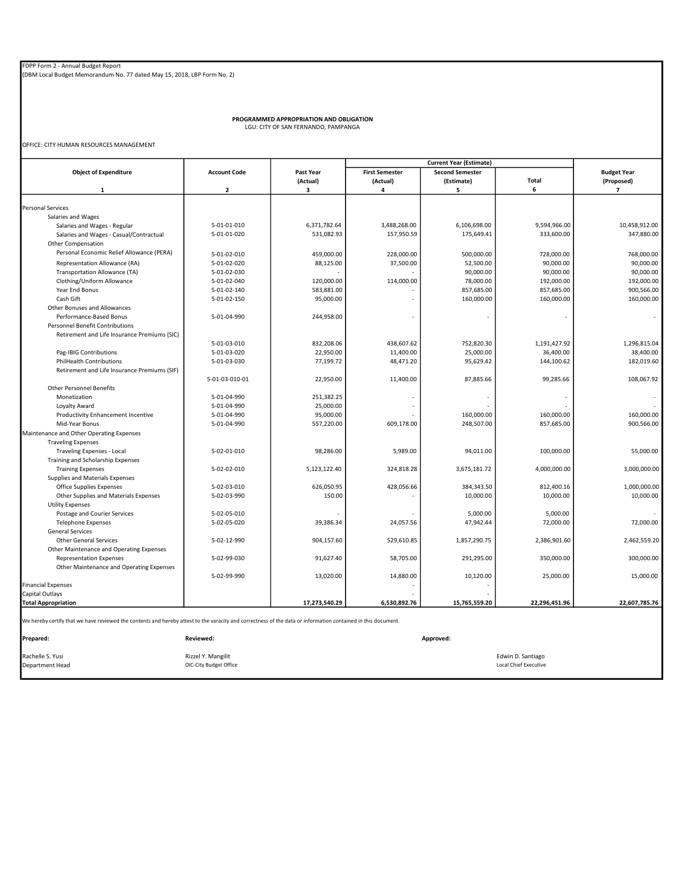FDPP Form 2 - Annual Budget Report
(DBM Local Budget Memorandum No. 77 dated May 15, 2018, LBP Form No. 2)

**PROGRAMMED APPROPRIATION AND OBLIGATION**
LGU: CITY OF SAN FERNANDO, PAMPANGA

OFFICE: CITY HUMAN RESOURCES MANAGEMENT

| Object of Expenditure | Account Code | Past Year (Actual) | Current Year (Estimate) | | | Budget Year (Proposed) |
|---|---|---|---|---|---|---|
| | | | First Semester (Actual) | Second Semester (Estimate) | Total | |
| 1 | 2 | 3 | 4 | 5 | 6 | 7 |
| Personal Services | | | | | | |
| Salaries and Wages | | | | | | |
| Salaries and Wages - Regular | 5-01-01-010 | 6,371,782.64 | 3,488,268.00 | 6,106,698.00 | 9,594,966.00 | 10,458,912.00 |
| Salaries and Wages - Casual/Contractual | 5-01-01-020 | 531,082.93 | 157,950.59 | 175,649.41 | 333,600.00 | 347,880.00 |
| Other Compensation | | | | | | |
| Personal Economic Relief Allowance (PERA) | 5-01-02-010 | 459,000.00 | 228,000.00 | 500,000.00 | 728,000.00 | 768,000.00 |
| Representation Allowance (RA) | 5-01-02-020 | 88,125.00 | 37,500.00 | 52,500.00 | 90,000.00 | 90,000.00 |
| Transportation Allowance (TA) | 5-01-02-030 | - | - | 90,000.00 | 90,000.00 | 90,000.00 |
| Clothing/Uniform Allowance | 5-01-02-040 | 120,000.00 | 114,000.00 | 78,000.00 | 192,000.00 | 192,000.00 |
| Year End Bonus | 5-01-02-140 | 583,881.00 | - | 857,685.00 | 857,685.00 | 900,566.00 |
| Cash Gift | 5-01-02-150 | 95,000.00 | - | 160,000.00 | 160,000.00 | 160,000.00 |
| Other Bonuses and Allowances | | | | | | |
| Performance-Based Bonus | 5-01-04-990 | 244,958.00 | - | - | - | - |
| Personnel Benefit Contributions | | | | | | |
| Retirement and Life Insurance Premiums (SIC) | 5-01-03-010 | 832,208.06 | 438,607.62 | 752,820.30 | 1,191,427.92 | 1,296,815.04 |
| Pag-IBIG Contributions | 5-01-03-020 | 22,950.00 | 11,400.00 | 25,000.00 | 36,400.00 | 38,400.00 |
| PhilHealth Contributions | 5-01-03-030 | 77,199.72 | 48,471.20 | 95,629.42 | 144,100.62 | 182,019.60 |
| Retirement and Life Insurance Premiums (SIF) | 5-01-03-010-01 | 22,950.00 | 11,400.00 | 87,885.66 | 99,285.66 | 108,067.92 |
| Other Personnel Benefits | | | | | | |
| Monetization | 5-01-04-990 | 251,382.25 | - | - | - | - |
| Loyalty Award | 5-01-04-990 | 25,000.00 | - | - | - | - |
| Productivity Enhancement Incentive | 5-01-04-990 | 95,000.00 | - | 160,000.00 | 160,000.00 | 160,000.00 |
| Mid-Year Bonus | 5-01-04-990 | 557,220.00 | 609,178.00 | 248,507.00 | 857,685.00 | 900,566.00 |
| Maintenance and Other Operating Expenses | | | | | | |
| Traveling Expenses | | | | | | |
| Traveling Expenses - Local | 5-02-01-010 | 98,286.00 | 5,989.00 | 94,011.00 | 100,000.00 | 55,000.00 |
| Training and Scholarship Expenses | | | | | | |
| Training Expenses | 5-02-02-010 | 5,123,122.40 | 324,818.28 | 3,675,181.72 | 4,000,000.00 | 3,000,000.00 |
| Supplies and Materials Expenses | | | | | | |
| Office Supplies Expenses | 5-02-03-010 | 626,050.95 | 428,056.66 | 384,343.50 | 812,400.16 | 1,000,000.00 |
| Other Supplies and Materials Expenses | 5-02-03-990 | 150.00 | - | 10,000.00 | 10,000.00 | 10,000.00 |
| Utility Expenses | | | | | | |
| Postage and Courier Services | 5-02-05-010 | - | - | 5,000.00 | 5,000.00 | - |
| Telephone Expenses | 5-02-05-020 | 39,386.34 | 24,057.56 | 47,942.44 | 72,000.00 | 72,000.00 |
| General Services | | | | | | |
| Other General Services | 5-02-12-990 | 904,157.60 | 529,610.85 | 1,857,290.75 | 2,386,901.60 | 2,462,559.20 |
| Other Maintenance and Operating Expenses | | | | | | |
| Representation Expenses | 5-02-99-030 | 91,627.40 | 58,705.00 | 291,295.00 | 350,000.00 | 300,000.00 |
| Other Maintenance and Operating Expenses | 5-02-99-990 | 13,020.00 | 14,880.00 | 10,120.00 | 25,000.00 | 15,000.00 |
| Financial Expenses | | | - | - | | |
| Capital Outlays | | | - | - | | |
| **Total Appropriation** | | **17,273,540.29** | **6,530,892.76** | **15,765,559.20** | **22,296,451.96** | **22,607,785.76** |

We hereby certify that we have reviewed the contents and hereby attest to the varacity and correctness of the data or information contained in this document.

| **Prepared:** | **Reviewed:** | **Approved:** |
|---|---|---|
| Rachelle S. Yusi | Rizzel Y. Mangilit | Edwin D. Santiago |
| Department Head | OIC-City Budget Office | Local Chief Executive |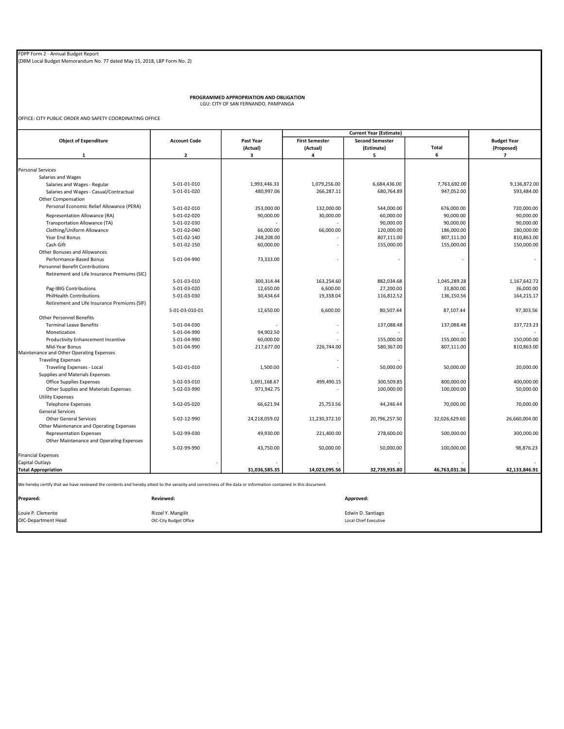FDPP Form 2 - Annual Budget Report
(DBM Local Budget Memorandum No. 77 dated May 15, 2018, LBP Form No. 2)

**PROGRAMMED APPROPRIATION AND OBLIGATION**
LGU: CITY OF SAN FERNANDO, PAMPANGA

OFFICE: CITY PUBLIC ORDER AND SAFETY COORDINATING OFFICE

| Object of Expenditure | Account Code | Past Year (Actual) | Current Year (Estimate) | | | Budget Year (Proposed) |
|---|---|---|---|---|---|---|
| | | | First Semester (Actual) | Second Semester (Estimate) | Total | |
| 1 | 2 | 3 | 4 | 5 | 6 | 7 |
| Personal Services | | | | | | |
| Salaries and Wages | | | | | | |
| Salaries and Wages - Regular | 5-01-01-010 | 1,993,446.33 | 1,079,256.00 | 6,684,436.00 | 7,763,692.00 | 9,136,872.00 |
| Salaries and Wages - Casual/Contractual | 5-01-01-020 | 480,997.06 | 266,287.11 | 680,764.89 | 947,052.00 | 593,484.00 |
| Other Compensation | | | | | | |
| Personal Economic Relief Allowance (PERA) | 5-01-02-010 | 253,000.00 | 132,000.00 | 544,000.00 | 676,000.00 | 720,000.00 |
| Representation Allowance (RA) | 5-01-02-020 | 90,000.00 | 30,000.00 | 60,000.00 | 90,000.00 | 90,000.00 |
| Transportation Allowance (TA) | 5-01-02-030 | - | - | 90,000.00 | 90,000.00 | 90,000.00 |
| Clothing/Uniform Allowance | 5-01-02-040 | 66,000.00 | 66,000.00 | 120,000.00 | 186,000.00 | 180,000.00 |
| Year End Bonus | 5-01-02-140 | 248,208.00 | - | 807,111.00 | 807,111.00 | 810,863.00 |
| Cash Gift | 5-01-02-150 | 60,000.00 | - | 155,000.00 | 155,000.00 | 150,000.00 |
| Other Bonuses and Allowances | | | | | | |
| Performance-Based Bonus | 5-01-04-990 | 73,333.00 | - | - | - | - |
| Personnel Benefit Contributions | | | | | | |
| Retirement and Life Insurance Premiums (SIC) | 5-01-03-010 | 300,314.44 | 163,254.60 | 882,034.68 | 1,045,289.28 | 1,167,642.72 |
| Pag-IBIG Contributions | 5-01-03-020 | 12,650.00 | 6,600.00 | 27,200.00 | 33,800.00 | 36,000.00 |
| PhilHealth Contributions | 5-01-03-030 | 30,434.64 | 19,338.04 | 116,812.52 | 136,150.56 | 164,215.17 |
| Retirement and Life Insurance Premiums (SIF) | 5-01-03-010-01 | 12,650.00 | 6,600.00 | 80,507.44 | 87,107.44 | 97,303.56 |
| Other Personnel Benefits | | | | | | |
| Terminal Leave Benefits | 5-01-04-030 | - | - | 137,088.48 | 137,088.48 | 337,723.23 |
| Monetization | 5-01-04-990 | 94,902.50 | - | - | - | - |
| Productivity Enhancement Incentive | 5-01-04-990 | 60,000.00 | - | 155,000.00 | 155,000.00 | 150,000.00 |
| Mid-Year Bonus | 5-01-04-990 | 217,677.00 | 226,744.00 | 580,367.00 | 807,111.00 | 810,863.00 |
| Maintenance and Other Operating Expenses | | | | | | |
| Traveling Expenses | | | - | - | | |
| Traveling Expenses - Local | 5-02-01-010 | 1,500.00 | - | 50,000.00 | 50,000.00 | 20,000.00 |
| Supplies and Materials Expenses | | | | | | |
| Office Supplies Expenses | 5-02-03-010 | 1,691,168.67 | 499,490.15 | 300,509.85 | 800,000.00 | 400,000.00 |
| Other Supplies and Materials Expenses | 5-02-03-990 | 971,942.75 | - | 100,000.00 | 100,000.00 | 50,000.00 |
| Utility Expenses | | | | | | |
| Telephone Expenses | 5-02-05-020 | 66,621.94 | 25,753.56 | 44,246.44 | 70,000.00 | 70,000.00 |
| General Services | | | | | | |
| Other General Services | 5-02-12-990 | 24,218,059.02 | 11,230,372.10 | 20,796,257.50 | 32,026,629.60 | 26,660,004.00 |
| Other Maintenance and Operating Expenses | | | | | | |
| Representation Expenses | 5-02-99-030 | 49,930.00 | 221,400.00 | 278,600.00 | 500,000.00 | 300,000.00 |
| Other Maintenance and Operating Expenses | 5-02-99-990 | 43,750.00 | 50,000.00 | 50,000.00 | 100,000.00 | 98,876.23 |
| Financial Expenses | | | | | | |
| Capital Outlays | - | - | - | - | - | - |
| **Total Appropriation** | | **31,036,585.35** | **14,023,095.56** | **32,739,935.80** | **46,763,031.36** | **42,133,846.91** |

We hereby certify that we have reviewed the contents and hereby attest to the varacity and correctness of the data or information contained in this document.

| **Prepared:** | **Reviewed:** | **Approved:** |
|---|---|---|
| Louie P. Clemente | Rizzel Y. Mangilit | Edwin D. Santiago |
| OIC-Department Head | OIC-City Budget Office | Local Chief Executive |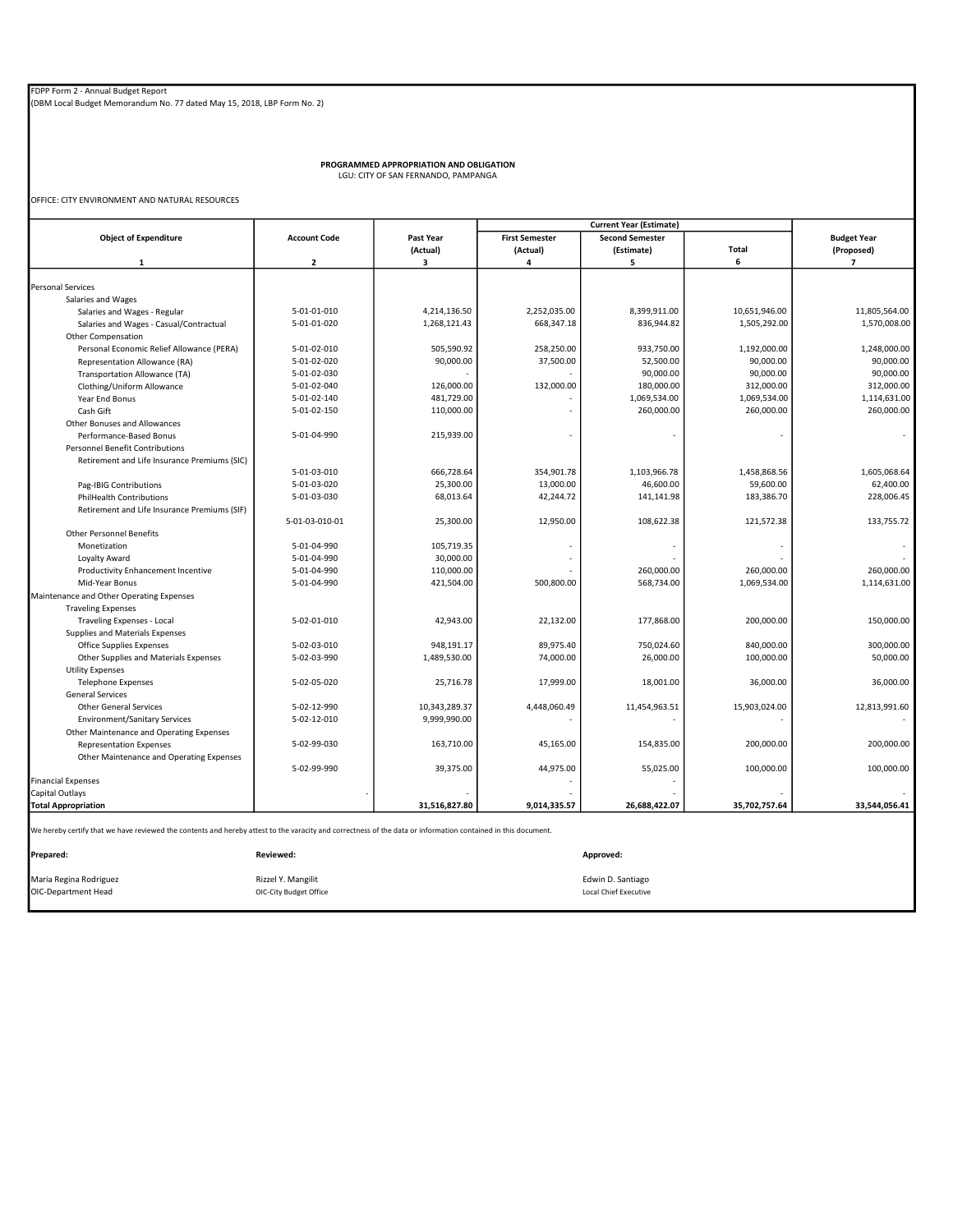FDPP Form 2 - Annual Budget Report
(DBM Local Budget Memorandum No. 77 dated May 15, 2018, LBP Form No. 2)

**PROGRAMMED APPROPRIATION AND OBLIGATION**
LGU: CITY OF SAN FERNANDO, PAMPANGA

OFFICE: CITY ENVIRONMENT AND NATURAL RESOURCES

| Object of Expenditure | Account Code | Past Year (Actual) | Current Year (Estimate) | | | Budget Year (Proposed) |
|---|---|---|---|---|---|---|
| | | | First Semester (Actual) | Second Semester (Estimate) | Total | |
| 1 | 2 | 3 | 4 | 5 | 6 | 7 |
| Personal Services | | | | | | |
| Salaries and Wages | | | | | | |
| Salaries and Wages - Regular | 5-01-01-010 | 4,214,136.50 | 2,252,035.00 | 8,399,911.00 | 10,651,946.00 | 11,805,564.00 |
| Salaries and Wages - Casual/Contractual | 5-01-01-020 | 1,268,121.43 | 668,347.18 | 836,944.82 | 1,505,292.00 | 1,570,008.00 |
| Other Compensation | | | | | | |
| Personal Economic Relief Allowance (PERA) | 5-01-02-010 | 505,590.92 | 258,250.00 | 933,750.00 | 1,192,000.00 | 1,248,000.00 |
| Representation Allowance (RA) | 5-01-02-020 | 90,000.00 | 37,500.00 | 52,500.00 | 90,000.00 | 90,000.00 |
| Transportation Allowance (TA) | 5-01-02-030 | - | - | 90,000.00 | 90,000.00 | 90,000.00 |
| Clothing/Uniform Allowance | 5-01-02-040 | 126,000.00 | 132,000.00 | 180,000.00 | 312,000.00 | 312,000.00 |
| Year End Bonus | 5-01-02-140 | 481,729.00 | - | 1,069,534.00 | 1,069,534.00 | 1,114,631.00 |
| Cash Gift | 5-01-02-150 | 110,000.00 | - | 260,000.00 | 260,000.00 | 260,000.00 |
| Other Bonuses and Allowances | | | | | | |
| Performance-Based Bonus | 5-01-04-990 | 215,939.00 | - | - | - | - |
| Personnel Benefit Contributions | | | | | | |
| Retirement and Life Insurance Premiums (SIC) | 5-01-03-010 | 666,728.64 | 354,901.78 | 1,103,966.78 | 1,458,868.56 | 1,605,068.64 |
| Pag-IBIG Contributions | 5-01-03-020 | 25,300.00 | 13,000.00 | 46,600.00 | 59,600.00 | 62,400.00 |
| PhilHealth Contributions | 5-01-03-030 | 68,013.64 | 42,244.72 | 141,141.98 | 183,386.70 | 228,006.45 |
| Retirement and Life Insurance Premiums (SIF) | 5-01-03-010-01 | 25,300.00 | 12,950.00 | 108,622.38 | 121,572.38 | 133,755.72 |
| Other Personnel Benefits | | | | | | |
| Monetization | 5-01-04-990 | 105,719.35 | - | - | - | - |
| Loyalty Award | 5-01-04-990 | 30,000.00 | - | - | - | - |
| Productivity Enhancement Incentive | 5-01-04-990 | 110,000.00 | - | 260,000.00 | 260,000.00 | 260,000.00 |
| Mid-Year Bonus | 5-01-04-990 | 421,504.00 | 500,800.00 | 568,734.00 | 1,069,534.00 | 1,114,631.00 |
| Maintenance and Other Operating Expenses | | | | | | |
| Traveling Expenses | | | | | | |
| Traveling Expenses - Local | 5-02-01-010 | 42,943.00 | 22,132.00 | 177,868.00 | 200,000.00 | 150,000.00 |
| Supplies and Materials Expenses | | | | | | |
| Office Supplies Expenses | 5-02-03-010 | 948,191.17 | 89,975.40 | 750,024.60 | 840,000.00 | 300,000.00 |
| Other Supplies and Materials Expenses | 5-02-03-990 | 1,489,530.00 | 74,000.00 | 26,000.00 | 100,000.00 | 50,000.00 |
| Utility Expenses | | | | | | |
| Telephone Expenses | 5-02-05-020 | 25,716.78 | 17,999.00 | 18,001.00 | 36,000.00 | 36,000.00 |
| General Services | | | | | | |
| Other General Services | 5-02-12-990 | 10,343,289.37 | 4,448,060.49 | 11,454,963.51 | 15,903,024.00 | 12,813,991.60 |
| Environment/Sanitary Services | 5-02-12-010 | 9,999,990.00 | - | - | - | - |
| Other Maintenance and Operating Expenses | | | | | | |
| Representation Expenses | 5-02-99-030 | 163,710.00 | 45,165.00 | 154,835.00 | 200,000.00 | 200,000.00 |
| Other Maintenance and Operating Expenses | 5-02-99-990 | 39,375.00 | 44,975.00 | 55,025.00 | 100,000.00 | 100,000.00 |
| Financial Expenses | | | - | - | | |
| Capital Outlays | - | - | - | - | - | - |
| **Total Appropriation** | | **31,516,827.80** | **9,014,335.57** | **26,688,422.07** | **35,702,757.64** | **33,544,056.41** |

We hereby certify that we have reviewed the contents and hereby attest to the varacity and correctness of the data or information contained in this document.

| **Prepared:** | **Reviewed:** | **Approved:** |
|---|---|---|
| Maria Regina Rodriguez | Rizzel Y. Mangilit | Edwin D. Santiago |
| OIC-Department Head | OIC-City Budget Office | Local Chief Executive |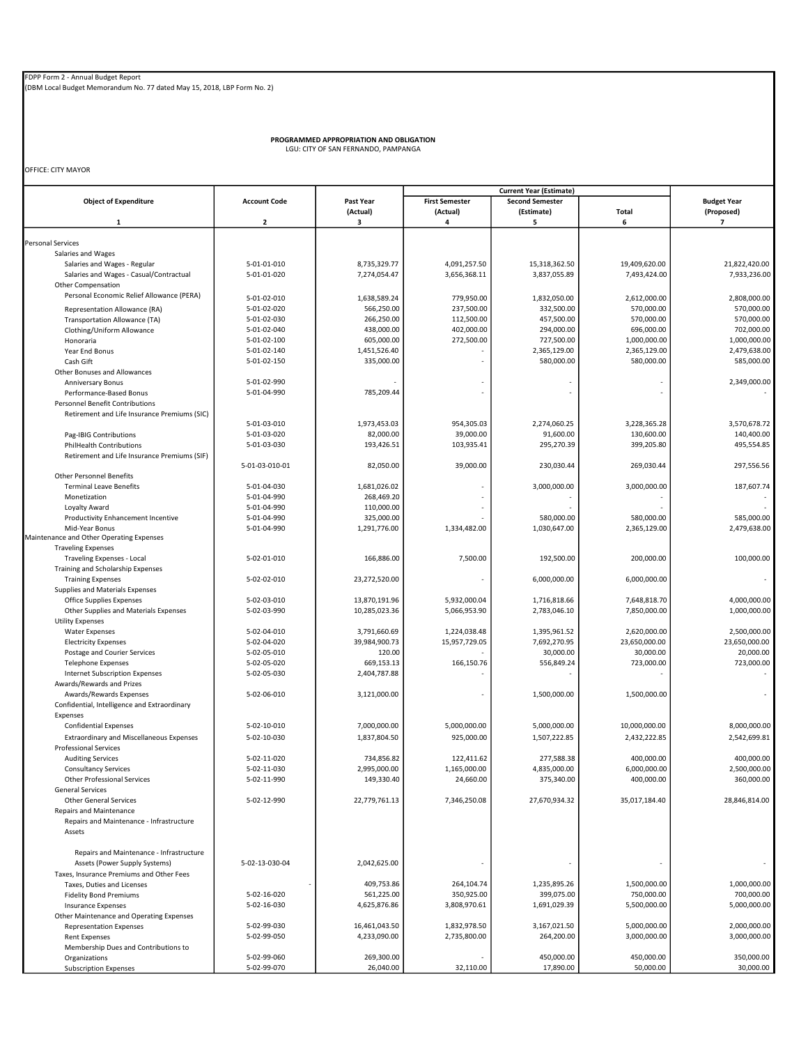FDPP Form 2 - Annual Budget Report
(DBM Local Budget Memorandum No. 77 dated May 15, 2018, LBP Form No. 2)

**PROGRAMMED APPROPRIATION AND OBLIGATION**
LGU: CITY OF SAN FERNANDO, PAMPANGA

OFFICE: CITY MAYOR

| Object of Expenditure | Account Code | Past Year (Actual) | Current Year (Estimate) First Semester (Actual) | Second Semester (Estimate) | Total | Budget Year (Proposed) |
|---|---|---|---|---|---|---|
| 1 | 2 | 3 | 4 | 5 | 6 | 7 |
| Personal Services | | | | | | |
| Salaries and Wages | | | | | | |
| Salaries and Wages - Regular | 5-01-01-010 | 8,735,329.77 | 4,091,257.50 | 15,318,362.50 | 19,409,620.00 | 21,822,420.00 |
| Salaries and Wages - Casual/Contractual | 5-01-01-020 | 7,274,054.47 | 3,656,368.11 | 3,837,055.89 | 7,493,424.00 | 7,933,236.00 |
| Other Compensation | | | | | | |
| Personal Economic Relief Allowance (PERA) | 5-01-02-010 | 1,638,589.24 | 779,950.00 | 1,832,050.00 | 2,612,000.00 | 2,808,000.00 |
| Representation Allowance (RA) | 5-01-02-020 | 566,250.00 | 237,500.00 | 332,500.00 | 570,000.00 | 570,000.00 |
| Transportation Allowance (TA) | 5-01-02-030 | 266,250.00 | 112,500.00 | 457,500.00 | 570,000.00 | 570,000.00 |
| Clothing/Uniform Allowance | 5-01-02-040 | 438,000.00 | 402,000.00 | 294,000.00 | 696,000.00 | 702,000.00 |
| Honoraria | 5-01-02-100 | 605,000.00 | 272,500.00 | 727,500.00 | 1,000,000.00 | 1,000,000.00 |
| Year End Bonus | 5-01-02-140 | 1,451,526.40 | - | 2,365,129.00 | 2,365,129.00 | 2,479,638.00 |
| Cash Gift | 5-01-02-150 | 335,000.00 | - | 580,000.00 | 580,000.00 | 585,000.00 |
| Other Bonuses and Allowances | | | | | | |
| Anniversary Bonus | 5-01-02-990 | - | - | - | - | 2,349,000.00 |
| Performance-Based Bonus | 5-01-04-990 | 785,209.44 | - | - | - | - |
| Personnel Benefit Contributions | | | | | | |
| Retirement and Life Insurance Premiums (SIC) | 5-01-03-010 | 1,973,453.03 | 954,305.03 | 2,274,060.25 | 3,228,365.28 | 3,570,678.72 |
| Pag-IBIG Contributions | 5-01-03-020 | 82,000.00 | 39,000.00 | 91,600.00 | 130,600.00 | 140,400.00 |
| PhilHealth Contributions | 5-01-03-030 | 193,426.51 | 103,935.41 | 295,270.39 | 399,205.80 | 495,554.85 |
| Retirement and Life Insurance Premiums (SIF) | 5-01-03-010-01 | 82,050.00 | 39,000.00 | 230,030.44 | 269,030.44 | 297,556.56 |
| Other Personnel Benefits | | | | | | |
| Terminal Leave Benefits | 5-01-04-030 | 1,681,026.02 | - | 3,000,000.00 | 3,000,000.00 | 187,607.74 |
| Monetization | 5-01-04-990 | 268,469.20 | - | - | - | - |
| Loyalty Award | 5-01-04-990 | 110,000.00 | - | - | - | - |
| Productivity Enhancement Incentive | 5-01-04-990 | 325,000.00 | - | 580,000.00 | 580,000.00 | 585,000.00 |
| Mid-Year Bonus | 5-01-04-990 | 1,291,776.00 | 1,334,482.00 | 1,030,647.00 | 2,365,129.00 | 2,479,638.00 |
| Maintenance and Other Operating Expenses | | | | | | |
| Traveling Expenses | | | | | | |
| Traveling Expenses - Local | 5-02-01-010 | 166,886.00 | 7,500.00 | 192,500.00 | 200,000.00 | 100,000.00 |
| Training and Scholarship Expenses | | | | | | |
| Training Expenses | 5-02-02-010 | 23,272,520.00 | - | 6,000,000.00 | 6,000,000.00 | - |
| Supplies and Materials Expenses | | | | | | |
| Office Supplies Expenses | 5-02-03-010 | 13,870,191.96 | 5,932,000.04 | 1,716,818.66 | 7,648,818.70 | 4,000,000.00 |
| Other Supplies and Materials Expenses | 5-02-03-990 | 10,285,023.36 | 5,066,953.90 | 2,783,046.10 | 7,850,000.00 | 1,000,000.00 |
| Utility Expenses | | | | | | |
| Water Expenses | 5-02-04-010 | 3,791,660.69 | 1,224,038.48 | 1,395,961.52 | 2,620,000.00 | 2,500,000.00 |
| Electricity Expenses | 5-02-04-020 | 39,984,900.73 | 15,957,729.05 | 7,692,270.95 | 23,650,000.00 | 23,650,000.00 |
| Postage and Courier Services | 5-02-05-010 | 120.00 | - | 30,000.00 | 30,000.00 | 20,000.00 |
| Telephone Expenses | 5-02-05-020 | 669,153.13 | 166,150.76 | 556,849.24 | 723,000.00 | 723,000.00 |
| Internet Subscription Expenses | 5-02-05-030 | 2,404,787.88 | - | - | - | - |
| Awards/Rewards and Prizes | | | | | | |
| Awards/Rewards Expenses | 5-02-06-010 | 3,121,000.00 | - | 1,500,000.00 | 1,500,000.00 | - |
| Confidential, Intelligence and Extraordinary Expenses | | | | | | |
| Confidential Expenses | 5-02-10-010 | 7,000,000.00 | 5,000,000.00 | 5,000,000.00 | 10,000,000.00 | 8,000,000.00 |
| Extraordinary and Miscellaneous Expenses | 5-02-10-030 | 1,837,804.50 | 925,000.00 | 1,507,222.85 | 2,432,222.85 | 2,542,699.81 |
| Professional Services | | | | | | |
| Auditing Services | 5-02-11-020 | 734,856.82 | 122,411.62 | 277,588.38 | 400,000.00 | 400,000.00 |
| Consultancy Services | 5-02-11-030 | 2,995,000.00 | 1,165,000.00 | 4,835,000.00 | 6,000,000.00 | 2,500,000.00 |
| Other Professional Services | 5-02-11-990 | 149,330.40 | 24,660.00 | 375,340.00 | 400,000.00 | 360,000.00 |
| General Services | | | | | | |
| Other General Services | 5-02-12-990 | 22,779,761.13 | 7,346,250.08 | 27,670,934.32 | 35,017,184.40 | 28,846,814.00 |
| Repairs and Maintenance | | | | | | |
| Repairs and Maintenance - Infrastructure Assets | | | | | | |
| Repairs and Maintenance - Infrastructure Assets (Power Supply Systems) | 5-02-13-030-04 | 2,042,625.00 | - | - | - | - |
| Taxes, Insurance Premiums and Other Fees | | | | | | |
| Taxes, Duties and Licenses | - | 409,753.86 | 264,104.74 | 1,235,895.26 | 1,500,000.00 | 1,000,000.00 |
| Fidelity Bond Premiums | 5-02-16-020 | 561,225.00 | 350,925.00 | 399,075.00 | 750,000.00 | 700,000.00 |
| Insurance Expenses | 5-02-16-030 | 4,625,876.86 | 3,808,970.61 | 1,691,029.39 | 5,500,000.00 | 5,000,000.00 |
| Other Maintenance and Operating Expenses | | | | | | |
| Representation Expenses | 5-02-99-030 | 16,461,043.50 | 1,832,978.50 | 3,167,021.50 | 5,000,000.00 | 2,000,000.00 |
| Rent Expenses | 5-02-99-050 | 4,233,090.00 | 2,735,800.00 | 264,200.00 | 3,000,000.00 | 3,000,000.00 |
| Membership Dues and Contributions to Organizations | 5-02-99-060 | 269,300.00 | - | 450,000.00 | 450,000.00 | 350,000.00 |
| Subscription Expenses | 5-02-99-070 | 26,040.00 | 32,110.00 | 17,890.00 | 50,000.00 | 30,000.00 |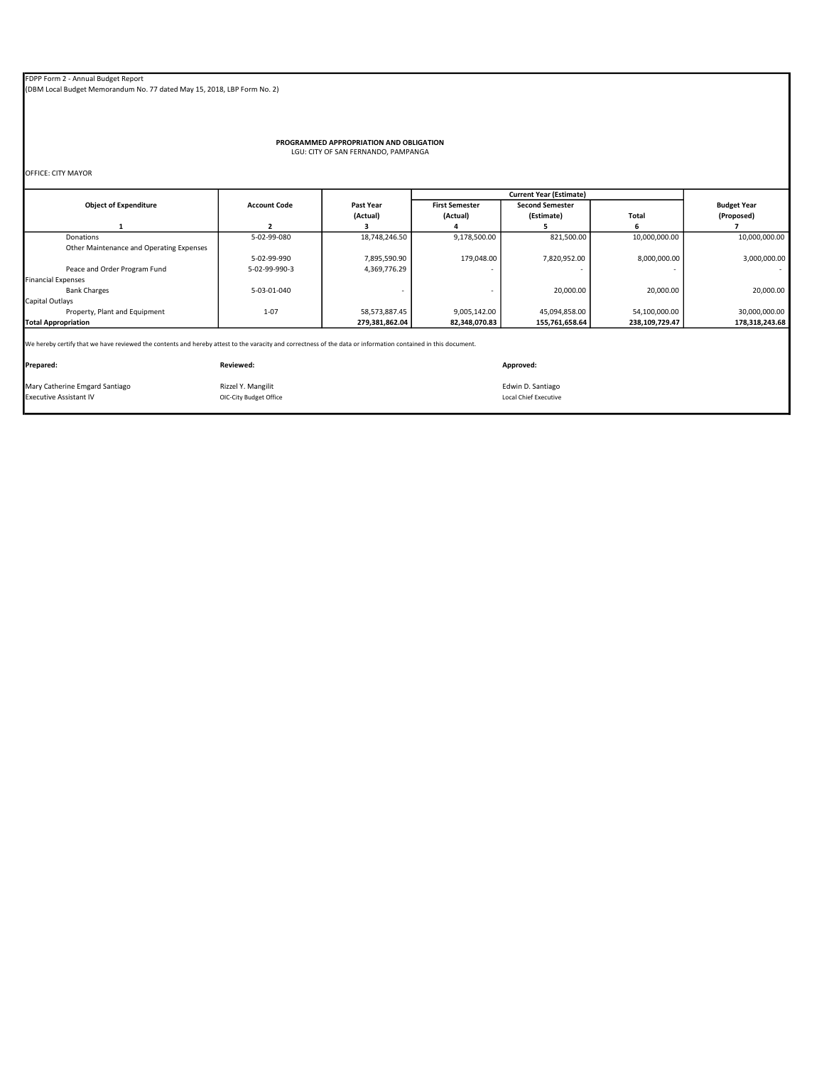FDPP Form 2 - Annual Budget Report
(DBM Local Budget Memorandum No. 77 dated May 15, 2018, LBP Form No. 2)

**PROGRAMMED APPROPRIATION AND OBLIGATION**
LGU: CITY OF SAN FERNANDO, PAMPANGA

OFFICE: CITY MAYOR

| Object of Expenditure | Account Code | Past Year (Actual) | Current Year (Estimate) | | | Budget Year (Proposed) |
|---|---|---|---|---|---|---|
| | | | First Semester (Actual) | Second Semester (Estimate) | Total | |
| 1 | 2 | 3 | 4 | 5 | 6 | 7 |
| Donations | 5-02-99-080 | 18,748,246.50 | 9,178,500.00 | 821,500.00 | 10,000,000.00 | 10,000,000.00 |
| Other Maintenance and Operating Expenses | 5-02-99-990 | 7,895,590.90 | 179,048.00 | 7,820,952.00 | 8,000,000.00 | 3,000,000.00 |
| Peace and Order Program Fund | 5-02-99-990-3 | 4,369,776.29 | - | - | - | - |
| Financial Expenses | | | | | | |
| Bank Charges | 5-03-01-040 | - | - | 20,000.00 | 20,000.00 | 20,000.00 |
| Capital Outlays | | | | | | |
| Property, Plant and Equipment | 1-07 | 58,573,887.45 | 9,005,142.00 | 45,094,858.00 | 54,100,000.00 | 30,000,000.00 |
| **Total Appropriation** | | **279,381,862.04** | **82,348,070.83** | **155,761,658.64** | **238,109,729.47** | **178,318,243.68** |

We hereby certify that we have reviewed the contents and hereby attest to the varacity and correctness of the data or information contained in this document.

| **Prepared:** | **Reviewed:** | **Approved:** |
|---|---|---|
| Mary Catherine Emgard Santiago | Rizzel Y. Mangilit | Edwin D. Santiago |
| Executive Assistant IV | OIC-City Budget Office | Local Chief Executive |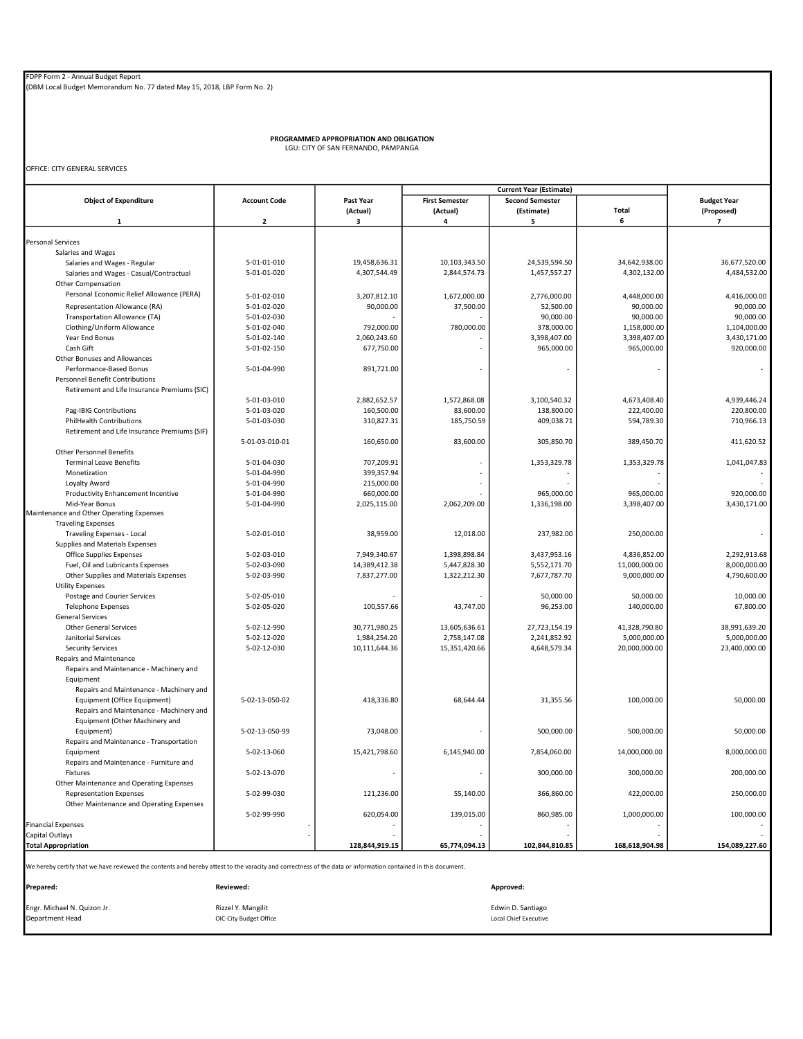FDPP Form 2 - Annual Budget Report
(DBM Local Budget Memorandum No. 77 dated May 15, 2018, LBP Form No. 2)

**PROGRAMMED APPROPRIATION AND OBLIGATION**
LGU: CITY OF SAN FERNANDO, PAMPANGA

OFFICE: CITY GENERAL SERVICES

| Object of Expenditure | Account Code | Past Year (Actual) | Current Year (Estimate) | | | Budget Year (Proposed) |
|---|---|---|---|---|---|---|
| | | | First Semester (Actual) | Second Semester (Estimate) | Total | |
| 1 | 2 | 3 | 4 | 5 | 6 | 7 |
| Personal Services | | | | | | |
| Salaries and Wages | | | | | | |
| Salaries and Wages - Regular | 5-01-01-010 | 19,458,636.31 | 10,103,343.50 | 24,539,594.50 | 34,642,938.00 | 36,677,520.00 |
| Salaries and Wages - Casual/Contractual | 5-01-01-020 | 4,307,544.49 | 2,844,574.73 | 1,457,557.27 | 4,302,132.00 | 4,484,532.00 |
| Other Compensation | | | | | | |
| Personal Economic Relief Allowance (PERA) | 5-01-02-010 | 3,207,812.10 | 1,672,000.00 | 2,776,000.00 | 4,448,000.00 | 4,416,000.00 |
| Representation Allowance (RA) | 5-01-02-020 | 90,000.00 | 37,500.00 | 52,500.00 | 90,000.00 | 90,000.00 |
| Transportation Allowance (TA) | 5-01-02-030 | - | - | 90,000.00 | 90,000.00 | 90,000.00 |
| Clothing/Uniform Allowance | 5-01-02-040 | 792,000.00 | 780,000.00 | 378,000.00 | 1,158,000.00 | 1,104,000.00 |
| Year End Bonus | 5-01-02-140 | 2,060,243.60 | - | 3,398,407.00 | 3,398,407.00 | 3,430,171.00 |
| Cash Gift | 5-01-02-150 | 677,750.00 | - | 965,000.00 | 965,000.00 | 920,000.00 |
| Other Bonuses and Allowances | | | | | | |
| Performance-Based Bonus | 5-01-04-990 | 891,721.00 | - | - | - | - |
| Personnel Benefit Contributions | | | | | | |
| Retirement and Life Insurance Premiums (SIC) | 5-01-03-010 | 2,882,652.57 | 1,572,868.08 | 3,100,540.32 | 4,673,408.40 | 4,939,446.24 |
| Pag-IBIG Contributions | 5-01-03-020 | 160,500.00 | 83,600.00 | 138,800.00 | 222,400.00 | 220,800.00 |
| PhilHealth Contributions | 5-01-03-030 | 310,827.31 | 185,750.59 | 409,038.71 | 594,789.30 | 710,966.13 |
| Retirement and Life Insurance Premiums (SIF) | 5-01-03-010-01 | 160,650.00 | 83,600.00 | 305,850.70 | 389,450.70 | 411,620.52 |
| Other Personnel Benefits | | | | | | |
| Terminal Leave Benefits | 5-01-04-030 | 707,209.91 | - | 1,353,329.78 | 1,353,329.78 | 1,041,047.83 |
| Monetization | 5-01-04-990 | 399,357.94 | - | - | - | - |
| Loyalty Award | 5-01-04-990 | 215,000.00 | - | - | - | - |
| Productivity Enhancement Incentive | 5-01-04-990 | 660,000.00 | - | 965,000.00 | 965,000.00 | 920,000.00 |
| Mid-Year Bonus | 5-01-04-990 | 2,025,115.00 | 2,062,209.00 | 1,336,198.00 | 3,398,407.00 | 3,430,171.00 |
| Maintenance and Other Operating Expenses | | | | | | |
| Traveling Expenses | | | | | | |
| Traveling Expenses - Local | 5-02-01-010 | 38,959.00 | 12,018.00 | 237,982.00 | 250,000.00 | - |
| Supplies and Materials Expenses | | | | | | |
| Office Supplies Expenses | 5-02-03-010 | 7,949,340.67 | 1,398,898.84 | 3,437,953.16 | 4,836,852.00 | 2,292,913.68 |
| Fuel, Oil and Lubricants Expenses | 5-02-03-090 | 14,389,412.38 | 5,447,828.30 | 5,552,171.70 | 11,000,000.00 | 8,000,000.00 |
| Other Supplies and Materials Expenses | 5-02-03-990 | 7,837,277.00 | 1,322,212.30 | 7,677,787.70 | 9,000,000.00 | 4,790,600.00 |
| Utility Expenses | | | | | | |
| Postage and Courier Services | 5-02-05-010 | - | - | 50,000.00 | 50,000.00 | 10,000.00 |
| Telephone Expenses | 5-02-05-020 | 100,557.66 | 43,747.00 | 96,253.00 | 140,000.00 | 67,800.00 |
| General Services | | | | | | |
| Other General Services | 5-02-12-990 | 30,771,980.25 | 13,605,636.61 | 27,723,154.19 | 41,328,790.80 | 38,991,639.20 |
| Janitorial Services | 5-02-12-020 | 1,984,254.20 | 2,758,147.08 | 2,241,852.92 | 5,000,000.00 | 5,000,000.00 |
| Security Services | 5-02-12-030 | 10,111,644.36 | 15,351,420.66 | 4,648,579.34 | 20,000,000.00 | 23,400,000.00 |
| Repairs and Maintenance | | | | | | |
| Repairs and Maintenance - Machinery and Equipment | | | | | | |
| Repairs and Maintenance - Machinery and Equipment (Office Equipment) | 5-02-13-050-02 | 418,336.80 | 68,644.44 | 31,355.56 | 100,000.00 | 50,000.00 |
| Repairs and Maintenance - Machinery and Equipment (Other Machinery and Equipment) | 5-02-13-050-99 | 73,048.00 | - | 500,000.00 | 500,000.00 | 50,000.00 |
| Repairs and Maintenance - Transportation Equipment | 5-02-13-060 | 15,421,798.60 | 6,145,940.00 | 7,854,060.00 | 14,000,000.00 | 8,000,000.00 |
| Repairs and Maintenance - Furniture and Fixtures | 5-02-13-070 | - | - | 300,000.00 | 300,000.00 | 200,000.00 |
| Other Maintenance and Operating Expenses | | | | | | |
| Representation Expenses | 5-02-99-030 | 121,236.00 | 55,140.00 | 366,860.00 | 422,000.00 | 250,000.00 |
| Other Maintenance and Operating Expenses | 5-02-99-990 | 620,054.00 | 139,015.00 | 860,985.00 | 1,000,000.00 | 100,000.00 |
| Financial Expenses | - | - | - | - | - | - |
| Capital Outlays | - | - | - | - | - | - |
| **Total Appropriation** | | **128,844,919.15** | **65,774,094.13** | **102,844,810.85** | **168,618,904.98** | **154,089,227.60** |

We hereby certify that we have reviewed the contents and hereby attest to the varacity and correctness of the data or information contained in this document.

| **Prepared:** | **Reviewed:** | **Approved:** |
|---|---|---|
| Engr. Michael N. Quizon Jr. | Rizzel Y. Mangilit | Edwin D. Santiago |
| Department Head | OIC-City Budget Office | Local Chief Executive |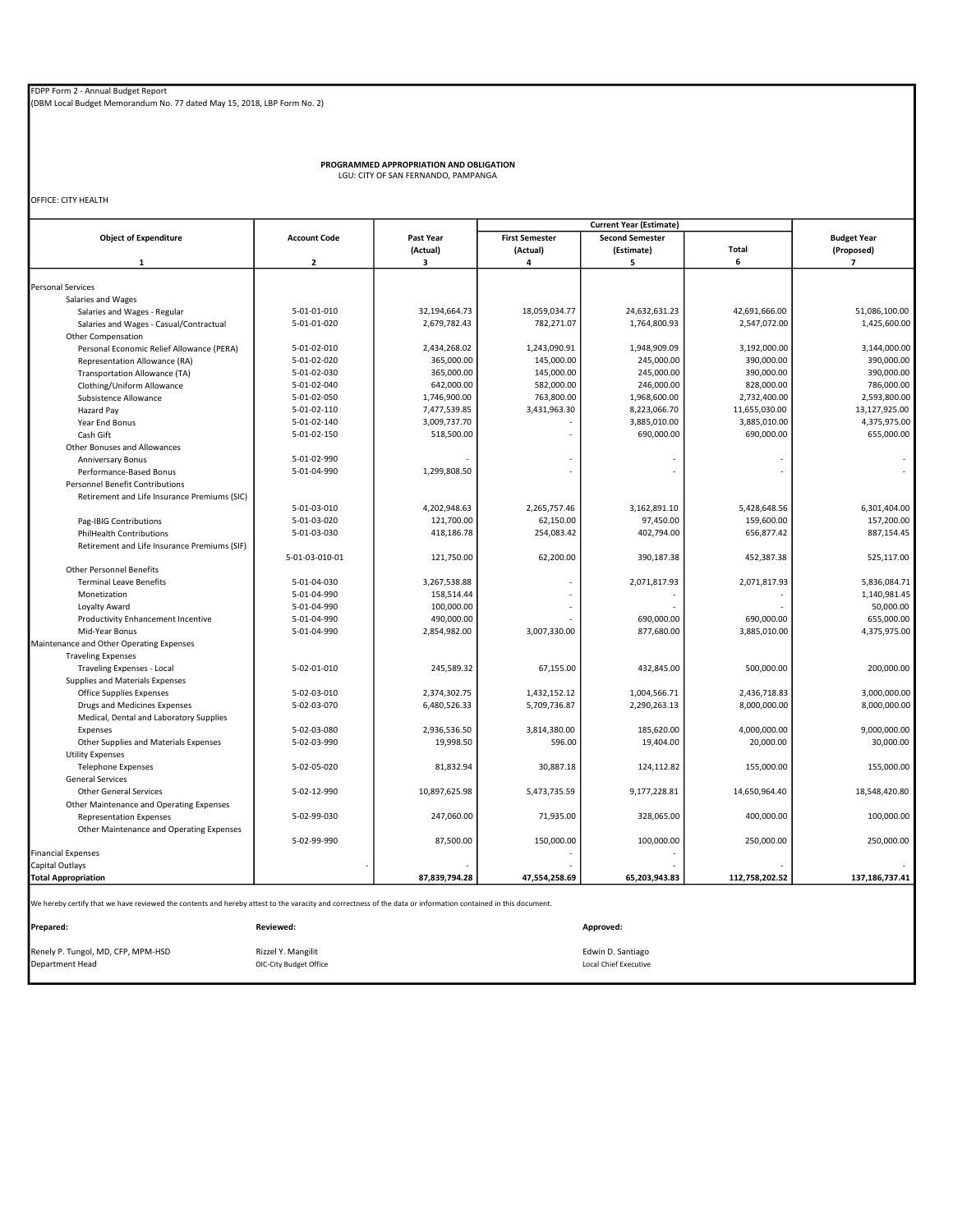FDPP Form 2 - Annual Budget Report
(DBM Local Budget Memorandum No. 77 dated May 15, 2018, LBP Form No. 2)

**PROGRAMMED APPROPRIATION AND OBLIGATION**
LGU: CITY OF SAN FERNANDO, PAMPANGA

OFFICE: CITY HEALTH

| Object of Expenditure | Account Code | Past Year (Actual) | Current Year (Estimate) | | | Budget Year (Proposed) |
|---|---|---|---|---|---|---|
| | | | First Semester (Actual) | Second Semester (Estimate) | Total | |
| 1 | 2 | 3 | 4 | 5 | 6 | 7 |
| Personal Services | | | | | | |
| Salaries and Wages | | | | | | |
| Salaries and Wages - Regular | 5-01-01-010 | 32,194,664.73 | 18,059,034.77 | 24,632,631.23 | 42,691,666.00 | 51,086,100.00 |
| Salaries and Wages - Casual/Contractual | 5-01-01-020 | 2,679,782.43 | 782,271.07 | 1,764,800.93 | 2,547,072.00 | 1,425,600.00 |
| Other Compensation | | | | | | |
| Personal Economic Relief Allowance (PERA) | 5-01-02-010 | 2,434,268.02 | 1,243,090.91 | 1,948,909.09 | 3,192,000.00 | 3,144,000.00 |
| Representation Allowance (RA) | 5-01-02-020 | 365,000.00 | 145,000.00 | 245,000.00 | 390,000.00 | 390,000.00 |
| Transportation Allowance (TA) | 5-01-02-030 | 365,000.00 | 145,000.00 | 245,000.00 | 390,000.00 | 390,000.00 |
| Clothing/Uniform Allowance | 5-01-02-040 | 642,000.00 | 582,000.00 | 246,000.00 | 828,000.00 | 786,000.00 |
| Subsistence Allowance | 5-01-02-050 | 1,746,900.00 | 763,800.00 | 1,968,600.00 | 2,732,400.00 | 2,593,800.00 |
| Hazard Pay | 5-01-02-110 | 7,477,539.85 | 3,431,963.30 | 8,223,066.70 | 11,655,030.00 | 13,127,925.00 |
| Year End Bonus | 5-01-02-140 | 3,009,737.70 | - | 3,885,010.00 | 3,885,010.00 | 4,375,975.00 |
| Cash Gift | 5-01-02-150 | 518,500.00 | - | 690,000.00 | 690,000.00 | 655,000.00 |
| Other Bonuses and Allowances | | | | | | |
| Anniversary Bonus | 5-01-02-990 | - | - | - | - | - |
| Performance-Based Bonus | 5-01-04-990 | 1,299,808.50 | - | - | - | - |
| Personnel Benefit Contributions | | | | | | |
| Retirement and Life Insurance Premiums (SIC) | 5-01-03-010 | 4,202,948.63 | 2,265,757.46 | 3,162,891.10 | 5,428,648.56 | 6,301,404.00 |
| Pag-IBIG Contributions | 5-01-03-020 | 121,700.00 | 62,150.00 | 97,450.00 | 159,600.00 | 157,200.00 |
| PhilHealth Contributions | 5-01-03-030 | 418,186.78 | 254,083.42 | 402,794.00 | 656,877.42 | 887,154.45 |
| Retirement and Life Insurance Premiums (SIF) | 5-01-03-010-01 | 121,750.00 | 62,200.00 | 390,187.38 | 452,387.38 | 525,117.00 |
| Other Personnel Benefits | | | | | | |
| Terminal Leave Benefits | 5-01-04-030 | 3,267,538.88 | - | 2,071,817.93 | 2,071,817.93 | 5,836,084.71 |
| Monetization | 5-01-04-990 | 158,514.44 | - | - | - | 1,140,981.45 |
| Loyalty Award | 5-01-04-990 | 100,000.00 | - | - | - | 50,000.00 |
| Productivity Enhancement Incentive | 5-01-04-990 | 490,000.00 | - | 690,000.00 | 690,000.00 | 655,000.00 |
| Mid-Year Bonus | 5-01-04-990 | 2,854,982.00 | 3,007,330.00 | 877,680.00 | 3,885,010.00 | 4,375,975.00 |
| Maintenance and Other Operating Expenses | | | | | | |
| Traveling Expenses | | | | | | |
| Traveling Expenses - Local | 5-02-01-010 | 245,589.32 | 67,155.00 | 432,845.00 | 500,000.00 | 200,000.00 |
| Supplies and Materials Expenses | | | | | | |
| Office Supplies Expenses | 5-02-03-010 | 2,374,302.75 | 1,432,152.12 | 1,004,566.71 | 2,436,718.83 | 3,000,000.00 |
| Drugs and Medicines Expenses | 5-02-03-070 | 6,480,526.33 | 5,709,736.87 | 2,290,263.13 | 8,000,000.00 | 8,000,000.00 |
| Medical, Dental and Laboratory Supplies Expenses | 5-02-03-080 | 2,936,536.50 | 3,814,380.00 | 185,620.00 | 4,000,000.00 | 9,000,000.00 |
| Other Supplies and Materials Expenses | 5-02-03-990 | 19,998.50 | 596.00 | 19,404.00 | 20,000.00 | 30,000.00 |
| Utility Expenses | | | | | | |
| Telephone Expenses | 5-02-05-020 | 81,832.94 | 30,887.18 | 124,112.82 | 155,000.00 | 155,000.00 |
| General Services | | | | | | |
| Other General Services | 5-02-12-990 | 10,897,625.98 | 5,473,735.59 | 9,177,228.81 | 14,650,964.40 | 18,548,420.80 |
| Other Maintenance and Operating Expenses | | | | | | |
| Representation Expenses | 5-02-99-030 | 247,060.00 | 71,935.00 | 328,065.00 | 400,000.00 | 100,000.00 |
| Other Maintenance and Operating Expenses | 5-02-99-990 | 87,500.00 | 150,000.00 | 100,000.00 | 250,000.00 | 250,000.00 |
| Financial Expenses | | | | - | | |
| Capital Outlays | | - | - | - | - | - |
| **Total Appropriation** | | **87,839,794.28** | **47,554,258.69** | **65,203,943.83** | **112,758,202.52** | **137,186,737.41** |

We hereby certify that we have reviewed the contents and hereby attest to the varacity and correctness of the data or information contained in this document.

| **Prepared:** | **Reviewed:** | **Approved:** |
|---|---|---|
| Renely P. Tungol, MD, CFP, MPM-HSD | Rizzel Y. Mangilit | Edwin D. Santiago |
| Department Head | OIC-City Budget Office | Local Chief Executive |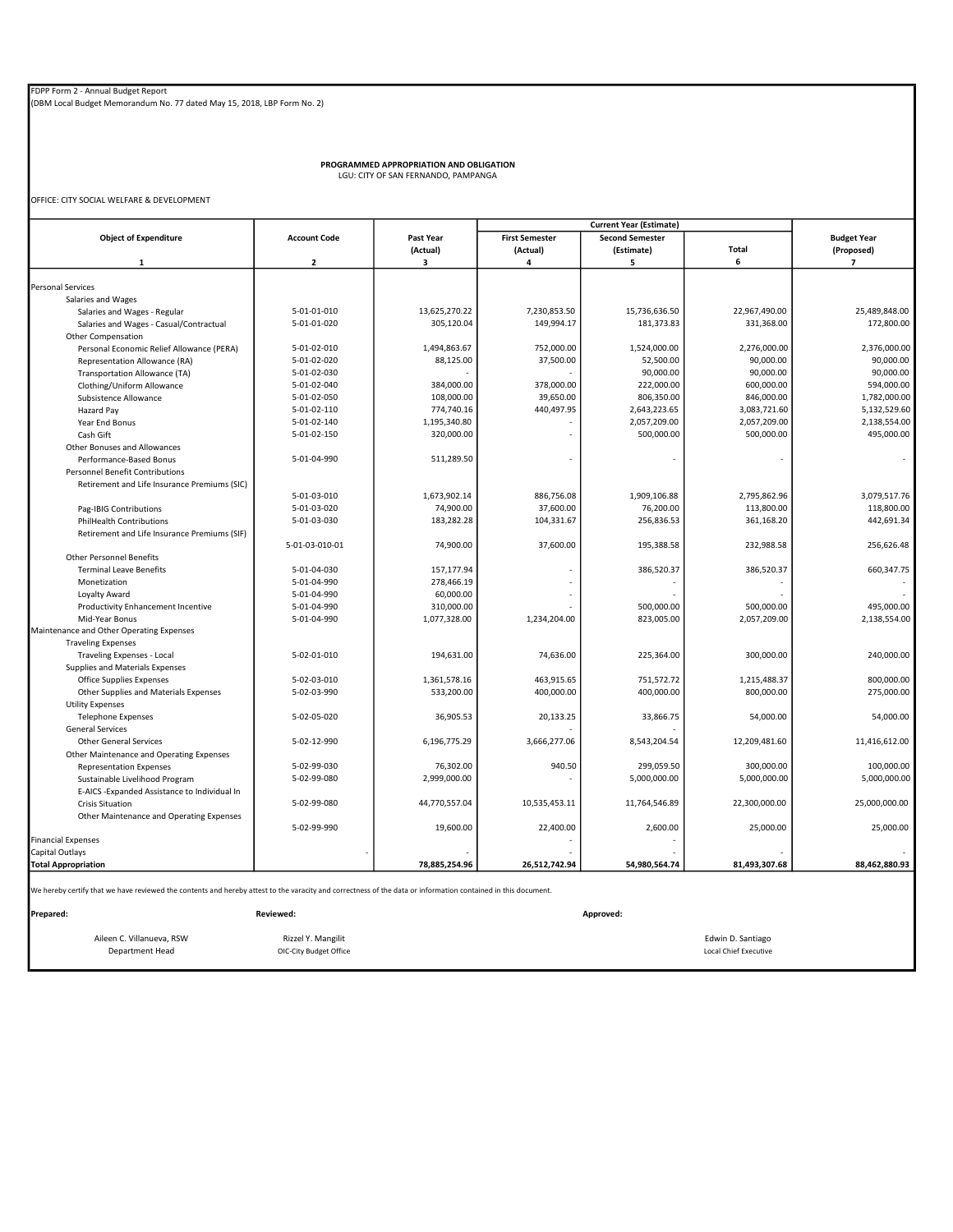FDPP Form 2 - Annual Budget Report
(DBM Local Budget Memorandum No. 77 dated May 15, 2018, LBP Form No. 2)

**PROGRAMMED APPROPRIATION AND OBLIGATION**
LGU: CITY OF SAN FERNANDO, PAMPANGA

OFFICE: CITY SOCIAL WELFARE & DEVELOPMENT

| Object of Expenditure | Account Code | Past Year (Actual) | Current Year (Estimate) | | | Budget Year (Proposed) |
|---|---|---|---|---|---|---|
| | | | First Semester (Actual) | Second Semester (Estimate) | Total | |
| 1 | 2 | 3 | 4 | 5 | 6 | 7 |
| Personal Services | | | | | | |
| Salaries and Wages | | | | | | |
| Salaries and Wages - Regular | 5-01-01-010 | 13,625,270.22 | 7,230,853.50 | 15,736,636.50 | 22,967,490.00 | 25,489,848.00 |
| Salaries and Wages - Casual/Contractual | 5-01-01-020 | 305,120.04 | 149,994.17 | 181,373.83 | 331,368.00 | 172,800.00 |
| Other Compensation | | | | | | |
| Personal Economic Relief Allowance (PERA) | 5-01-02-010 | 1,494,863.67 | 752,000.00 | 1,524,000.00 | 2,276,000.00 | 2,376,000.00 |
| Representation Allowance (RA) | 5-01-02-020 | 88,125.00 | 37,500.00 | 52,500.00 | 90,000.00 | 90,000.00 |
| Transportation Allowance (TA) | 5-01-02-030 | - | - | 90,000.00 | 90,000.00 | 90,000.00 |
| Clothing/Uniform Allowance | 5-01-02-040 | 384,000.00 | 378,000.00 | 222,000.00 | 600,000.00 | 594,000.00 |
| Subsistence Allowance | 5-01-02-050 | 108,000.00 | 39,650.00 | 806,350.00 | 846,000.00 | 1,782,000.00 |
| Hazard Pay | 5-01-02-110 | 774,740.16 | 440,497.95 | 2,643,223.65 | 3,083,721.60 | 5,132,529.60 |
| Year End Bonus | 5-01-02-140 | 1,195,340.80 | - | 2,057,209.00 | 2,057,209.00 | 2,138,554.00 |
| Cash Gift | 5-01-02-150 | 320,000.00 | - | 500,000.00 | 500,000.00 | 495,000.00 |
| Other Bonuses and Allowances | | | | | | |
| Performance-Based Bonus | 5-01-04-990 | 511,289.50 | - | - | - | - |
| Personnel Benefit Contributions | | | | | | |
| Retirement and Life Insurance Premiums (SIC) | 5-01-03-010 | 1,673,902.14 | 886,756.08 | 1,909,106.88 | 2,795,862.96 | 3,079,517.76 |
| Pag-IBIG Contributions | 5-01-03-020 | 74,900.00 | 37,600.00 | 76,200.00 | 113,800.00 | 118,800.00 |
| PhilHealth Contributions | 5-01-03-030 | 183,282.28 | 104,331.67 | 256,836.53 | 361,168.20 | 442,691.34 |
| Retirement and Life Insurance Premiums (SIF) | 5-01-03-010-01 | 74,900.00 | 37,600.00 | 195,388.58 | 232,988.58 | 256,626.48 |
| Other Personnel Benefits | | | | | | |
| Terminal Leave Benefits | 5-01-04-030 | 157,177.94 | - | 386,520.37 | 386,520.37 | 660,347.75 |
| Monetization | 5-01-04-990 | 278,466.19 | - | - | - | - |
| Loyalty Award | 5-01-04-990 | 60,000.00 | - | - | - | - |
| Productivity Enhancement Incentive | 5-01-04-990 | 310,000.00 | - | 500,000.00 | 500,000.00 | 495,000.00 |
| Mid-Year Bonus | 5-01-04-990 | 1,077,328.00 | 1,234,204.00 | 823,005.00 | 2,057,209.00 | 2,138,554.00 |
| Maintenance and Other Operating Expenses | | | | | | |
| Traveling Expenses | | | | | | |
| Traveling Expenses - Local | 5-02-01-010 | 194,631.00 | 74,636.00 | 225,364.00 | 300,000.00 | 240,000.00 |
| Supplies and Materials Expenses | | | | | | |
| Office Supplies Expenses | 5-02-03-010 | 1,361,578.16 | 463,915.65 | 751,572.72 | 1,215,488.37 | 800,000.00 |
| Other Supplies and Materials Expenses | 5-02-03-990 | 533,200.00 | 400,000.00 | 400,000.00 | 800,000.00 | 275,000.00 |
| Utility Expenses | | | | | | |
| Telephone Expenses | 5-02-05-020 | 36,905.53 | 20,133.25 | 33,866.75 | 54,000.00 | 54,000.00 |
| General Services | | | - | - | | |
| Other General Services | 5-02-12-990 | 6,196,775.29 | 3,666,277.06 | 8,543,204.54 | 12,209,481.60 | 11,416,612.00 |
| Other Maintenance and Operating Expenses | | | | | | |
| Representation Expenses | 5-02-99-030 | 76,302.00 | 940.50 | 299,059.50 | 300,000.00 | 100,000.00 |
| Sustainable Livelihood Program | 5-02-99-080 | 2,999,000.00 | - | 5,000,000.00 | 5,000,000.00 | 5,000,000.00 |
| E-AICS -Expanded Assistance to Individual In Crisis Situation | 5-02-99-080 | 44,770,557.04 | 10,535,453.11 | 11,764,546.89 | 22,300,000.00 | 25,000,000.00 |
| Other Maintenance and Operating Expenses | 5-02-99-990 | 19,600.00 | 22,400.00 | 2,600.00 | 25,000.00 | 25,000.00 |
| Financial Expenses | | | - | - | | |
| Capital Outlays | - | - | - | - | - | - |
| **Total Appropriation** | | **78,885,254.96** | **26,512,742.94** | **54,980,564.74** | **81,493,307.68** | **88,462,880.93** |

We hereby certify that we have reviewed the contents and hereby attest to the varacity and correctness of the data or information contained in this document.

| **Prepared:** | **Reviewed:** | **Approved:** |
|---|---|---|
| Aileen C. Villanueva, RSW | Rizzel Y. Mangilit | Edwin D. Santiago |
| Department Head | OIC-City Budget Office | Local Chief Executive |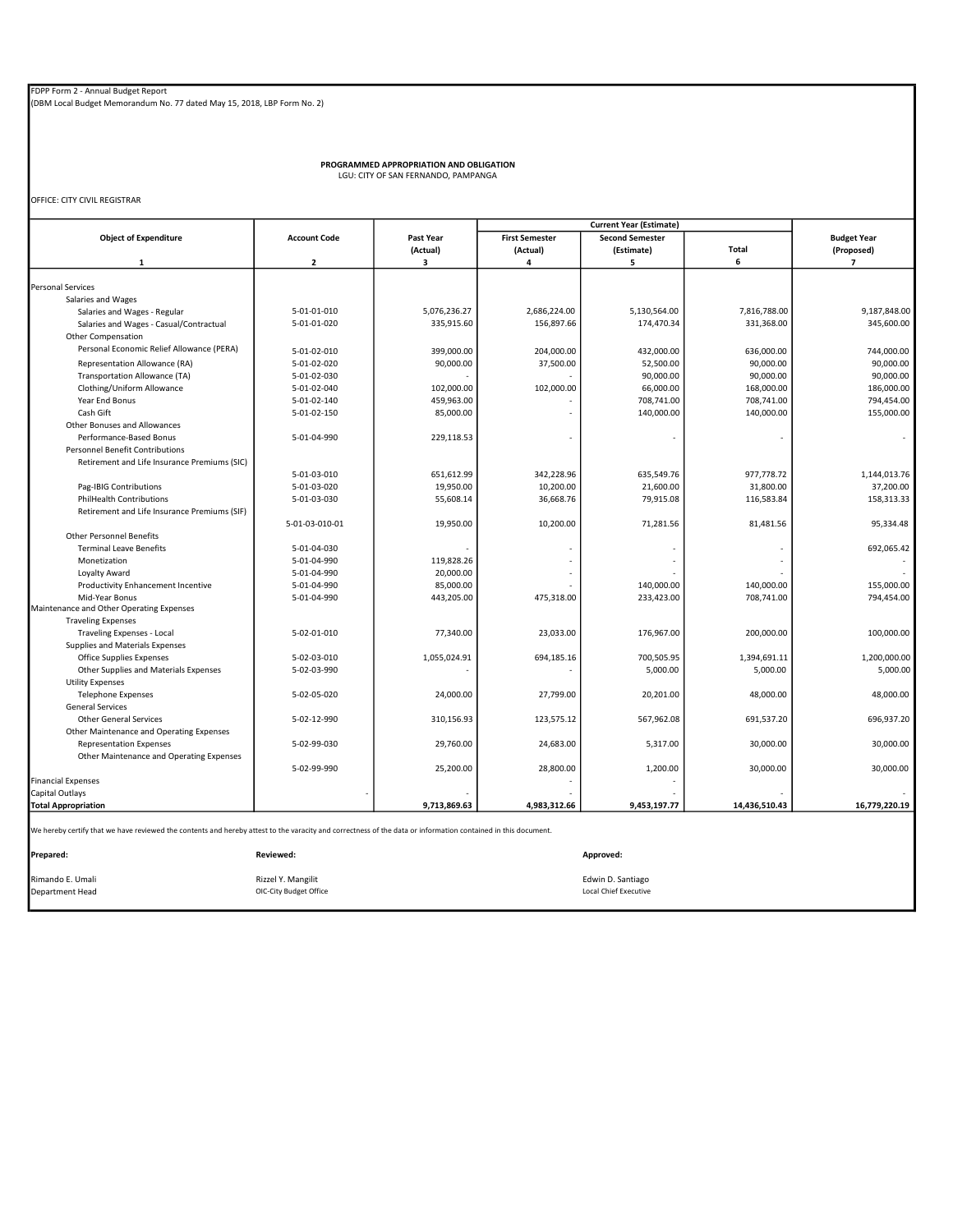FDPP Form 2 - Annual Budget Report
(DBM Local Budget Memorandum No. 77 dated May 15, 2018, LBP Form No. 2)

**PROGRAMMED APPROPRIATION AND OBLIGATION**
LGU: CITY OF SAN FERNANDO, PAMPANGA

OFFICE: CITY CIVIL REGISTRAR

| Object of Expenditure | Account Code | Past Year (Actual) | Current Year (Estimate) | | | Budget Year (Proposed) |
|---|---|---|---|---|---|---|
| | | | First Semester (Actual) | Second Semester (Estimate) | Total | |
| 1 | 2 | 3 | 4 | 5 | 6 | 7 |
| Personal Services | | | | | | |
| Salaries and Wages | | | | | | |
| Salaries and Wages - Regular | 5-01-01-010 | 5,076,236.27 | 2,686,224.00 | 5,130,564.00 | 7,816,788.00 | 9,187,848.00 |
| Salaries and Wages - Casual/Contractual | 5-01-01-020 | 335,915.60 | 156,897.66 | 174,470.34 | 331,368.00 | 345,600.00 |
| Other Compensation | | | | | | |
| Personal Economic Relief Allowance (PERA) | 5-01-02-010 | 399,000.00 | 204,000.00 | 432,000.00 | 636,000.00 | 744,000.00 |
| Representation Allowance (RA) | 5-01-02-020 | 90,000.00 | 37,500.00 | 52,500.00 | 90,000.00 | 90,000.00 |
| Transportation Allowance (TA) | 5-01-02-030 | - | - | 90,000.00 | 90,000.00 | 90,000.00 |
| Clothing/Uniform Allowance | 5-01-02-040 | 102,000.00 | 102,000.00 | 66,000.00 | 168,000.00 | 186,000.00 |
| Year End Bonus | 5-01-02-140 | 459,963.00 | - | 708,741.00 | 708,741.00 | 794,454.00 |
| Cash Gift | 5-01-02-150 | 85,000.00 | - | 140,000.00 | 140,000.00 | 155,000.00 |
| Other Bonuses and Allowances | | | | | | |
| Performance-Based Bonus | 5-01-04-990 | 229,118.53 | - | - | - | - |
| Personnel Benefit Contributions | | | | | | |
| Retirement and Life Insurance Premiums (SIC) | 5-01-03-010 | 651,612.99 | 342,228.96 | 635,549.76 | 977,778.72 | 1,144,013.76 |
| Pag-IBIG Contributions | 5-01-03-020 | 19,950.00 | 10,200.00 | 21,600.00 | 31,800.00 | 37,200.00 |
| PhilHealth Contributions | 5-01-03-030 | 55,608.14 | 36,668.76 | 79,915.08 | 116,583.84 | 158,313.33 |
| Retirement and Life Insurance Premiums (SIF) | 5-01-03-010-01 | 19,950.00 | 10,200.00 | 71,281.56 | 81,481.56 | 95,334.48 |
| Other Personnel Benefits | | | | | | |
| Terminal Leave Benefits | 5-01-04-030 | - | - | - | - | 692,065.42 |
| Monetization | 5-01-04-990 | 119,828.26 | - | - | - | - |
| Loyalty Award | 5-01-04-990 | 20,000.00 | - | - | - | - |
| Productivity Enhancement Incentive | 5-01-04-990 | 85,000.00 | - | 140,000.00 | 140,000.00 | 155,000.00 |
| Mid-Year Bonus | 5-01-04-990 | 443,205.00 | 475,318.00 | 233,423.00 | 708,741.00 | 794,454.00 |
| Maintenance and Other Operating Expenses | | | | | | |
| Traveling Expenses | | | | | | |
| Traveling Expenses - Local | 5-02-01-010 | 77,340.00 | 23,033.00 | 176,967.00 | 200,000.00 | 100,000.00 |
| Supplies and Materials Expenses | | | | | | |
| Office Supplies Expenses | 5-02-03-010 | 1,055,024.91 | 694,185.16 | 700,505.95 | 1,394,691.11 | 1,200,000.00 |
| Other Supplies and Materials Expenses | 5-02-03-990 | - | - | 5,000.00 | 5,000.00 | 5,000.00 |
| Utility Expenses | | | | | | |
| Telephone Expenses | 5-02-05-020 | 24,000.00 | 27,799.00 | 20,201.00 | 48,000.00 | 48,000.00 |
| General Services | | | | | | |
| Other General Services | 5-02-12-990 | 310,156.93 | 123,575.12 | 567,962.08 | 691,537.20 | 696,937.20 |
| Other Maintenance and Operating Expenses | | | | | | |
| Representation Expenses | 5-02-99-030 | 29,760.00 | 24,683.00 | 5,317.00 | 30,000.00 | 30,000.00 |
| Other Maintenance and Operating Expenses | 5-02-99-990 | 25,200.00 | 28,800.00 | 1,200.00 | 30,000.00 | 30,000.00 |
| Financial Expenses | | | - | - | | |
| Capital Outlays | - | | - | - | - | - |
| **Total Appropriation** | | **9,713,869.63** | **4,983,312.66** | **9,453,197.77** | **14,436,510.43** | **16,779,220.19** |

We hereby certify that we have reviewed the contents and hereby attest to the varacity and correctness of the data or information contained in this document.

| Prepared: | Reviewed: | Approved: |
|---|---|---|
| Rimando E. Umali | Rizzel Y. Mangilit | Edwin D. Santiago |
| Department Head | OIC-City Budget Office | Local Chief Executive |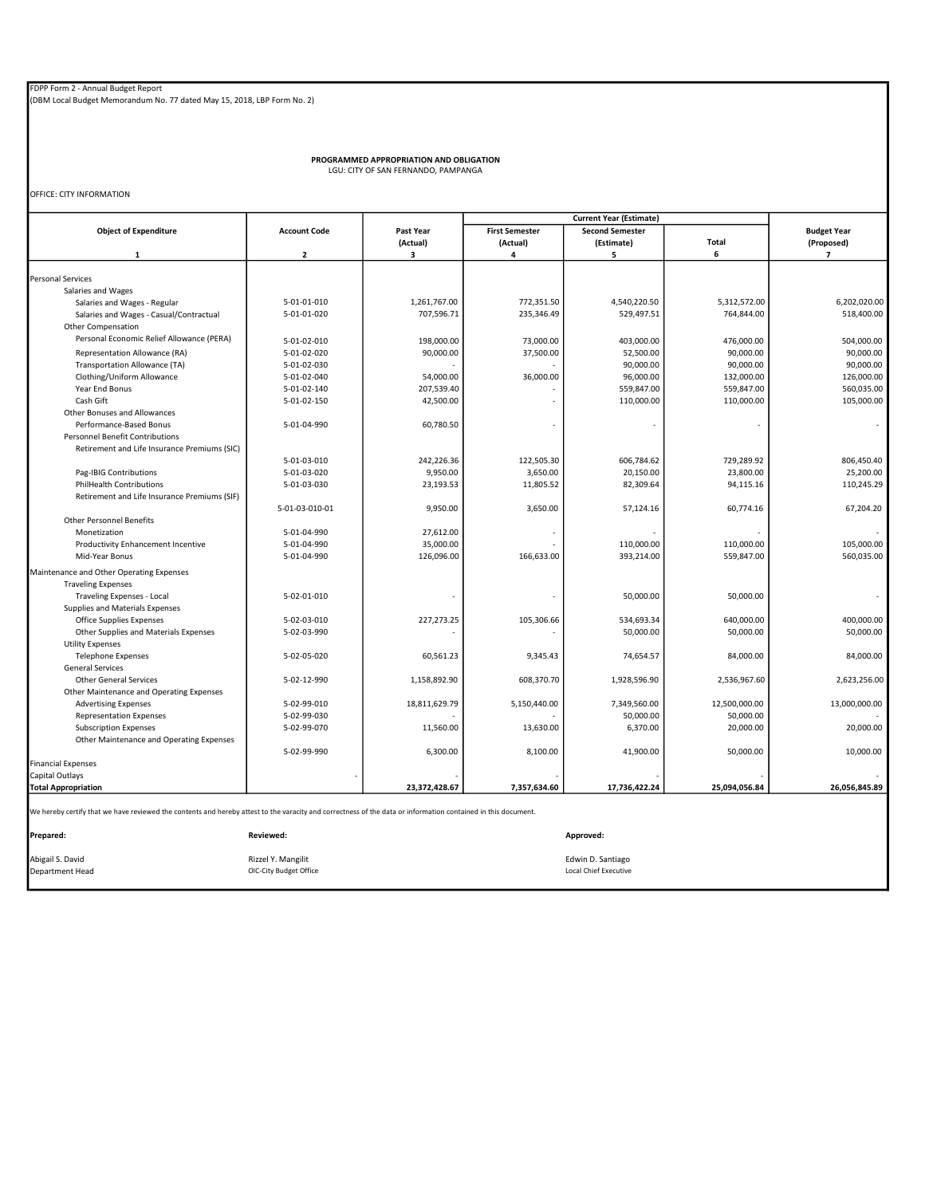FDPP Form 2 - Annual Budget Report
(DBM Local Budget Memorandum No. 77 dated May 15, 2018, LBP Form No. 2)

**PROGRAMMED APPROPRIATION AND OBLIGATION**
LGU: CITY OF SAN FERNANDO, PAMPANGA

OFFICE: CITY INFORMATION

| Object of Expenditure | Account Code | Past Year (Actual) | Current Year (Estimate) First Semester (Actual) | Current Year (Estimate) Second Semester (Estimate) | Current Year (Estimate) Total | Budget Year (Proposed) |
|---|---|---|---|---|---|---|
| 1 | 2 | 3 | 4 | 5 | 6 | 7 |
| Personal Services | | | | | | |
| Salaries and Wages | | | | | | |
| Salaries and Wages - Regular | 5-01-01-010 | 1,261,767.00 | 772,351.50 | 4,540,220.50 | 5,312,572.00 | 6,202,020.00 |
| Salaries and Wages - Casual/Contractual | 5-01-01-020 | 707,596.71 | 235,346.49 | 529,497.51 | 764,844.00 | 518,400.00 |
| Other Compensation | | | | | | |
| Personal Economic Relief Allowance (PERA) | 5-01-02-010 | 198,000.00 | 73,000.00 | 403,000.00 | 476,000.00 | 504,000.00 |
| Representation Allowance (RA) | 5-01-02-020 | 90,000.00 | 37,500.00 | 52,500.00 | 90,000.00 | 90,000.00 |
| Transportation Allowance (TA) | 5-01-02-030 | - | - | 90,000.00 | 90,000.00 | 90,000.00 |
| Clothing/Uniform Allowance | 5-01-02-040 | 54,000.00 | 36,000.00 | 96,000.00 | 132,000.00 | 126,000.00 |
| Year End Bonus | 5-01-02-140 | 207,539.40 | - | 559,847.00 | 559,847.00 | 560,035.00 |
| Cash Gift | 5-01-02-150 | 42,500.00 | - | 110,000.00 | 110,000.00 | 105,000.00 |
| Other Bonuses and Allowances | | | | | | |
| Performance-Based Bonus | 5-01-04-990 | 60,780.50 | - | - | - | - |
| Personnel Benefit Contributions | | | | | | |
| Retirement and Life Insurance Premiums (SIC) | 5-01-03-010 | 242,226.36 | 122,505.30 | 606,784.62 | 729,289.92 | 806,450.40 |
| Pag-IBIG Contributions | 5-01-03-020 | 9,950.00 | 3,650.00 | 20,150.00 | 23,800.00 | 25,200.00 |
| PhilHealth Contributions | 5-01-03-030 | 23,193.53 | 11,805.52 | 82,309.64 | 94,115.16 | 110,245.29 |
| Retirement and Life Insurance Premiums (SIF) | 5-01-03-010-01 | 9,950.00 | 3,650.00 | 57,124.16 | 60,774.16 | 67,204.20 |
| Other Personnel Benefits | | | | | | |
| Monetization | 5-01-04-990 | 27,612.00 | - | - | - | - |
| Productivity Enhancement Incentive | 5-01-04-990 | 35,000.00 | - | 110,000.00 | 110,000.00 | 105,000.00 |
| Mid-Year Bonus | 5-01-04-990 | 126,096.00 | 166,633.00 | 393,214.00 | 559,847.00 | 560,035.00 |
| Maintenance and Other Operating Expenses | | | | | | |
| Traveling Expenses | | | | | | |
| Traveling Expenses - Local | 5-02-01-010 | - | - | 50,000.00 | 50,000.00 | - |
| Supplies and Materials Expenses | | | | | | |
| Office Supplies Expenses | 5-02-03-010 | 227,273.25 | 105,306.66 | 534,693.34 | 640,000.00 | 400,000.00 |
| Other Supplies and Materials Expenses | 5-02-03-990 | - | - | 50,000.00 | 50,000.00 | 50,000.00 |
| Utility Expenses | | | | | | |
| Telephone Expenses | 5-02-05-020 | 60,561.23 | 9,345.43 | 74,654.57 | 84,000.00 | 84,000.00 |
| General Services | | | | | | |
| Other General Services | 5-02-12-990 | 1,158,892.90 | 608,370.70 | 1,928,596.90 | 2,536,967.60 | 2,623,256.00 |
| Other Maintenance and Operating Expenses | | | | | | |
| Advertising Expenses | 5-02-99-010 | 18,811,629.79 | 5,150,440.00 | 7,349,560.00 | 12,500,000.00 | 13,000,000.00 |
| Representation Expenses | 5-02-99-030 | - | - | 50,000.00 | 50,000.00 | - |
| Subscription Expenses | 5-02-99-070 | 11,560.00 | 13,630.00 | 6,370.00 | 20,000.00 | 20,000.00 |
| Other Maintenance and Operating Expenses | 5-02-99-990 | 6,300.00 | 8,100.00 | 41,900.00 | 50,000.00 | 10,000.00 |
| Financial Expenses | | | | | | |
| Capital Outlays | - | - | - | - | - | - |
| **Total Appropriation** | | **23,372,428.67** | **7,357,634.60** | **17,736,422.24** | **25,094,056.84** | **26,056,845.89** |

We hereby certify that we have reviewed the contents and hereby attest to the varacity and correctness of the data or information contained in this document.

| **Prepared:** | **Reviewed:** | **Approved:** |
|---|---|---|
| Abigail S. David | Rizzel Y. Mangilit | Edwin D. Santiago |
| Department Head | OIC-City Budget Office | Local Chief Executive |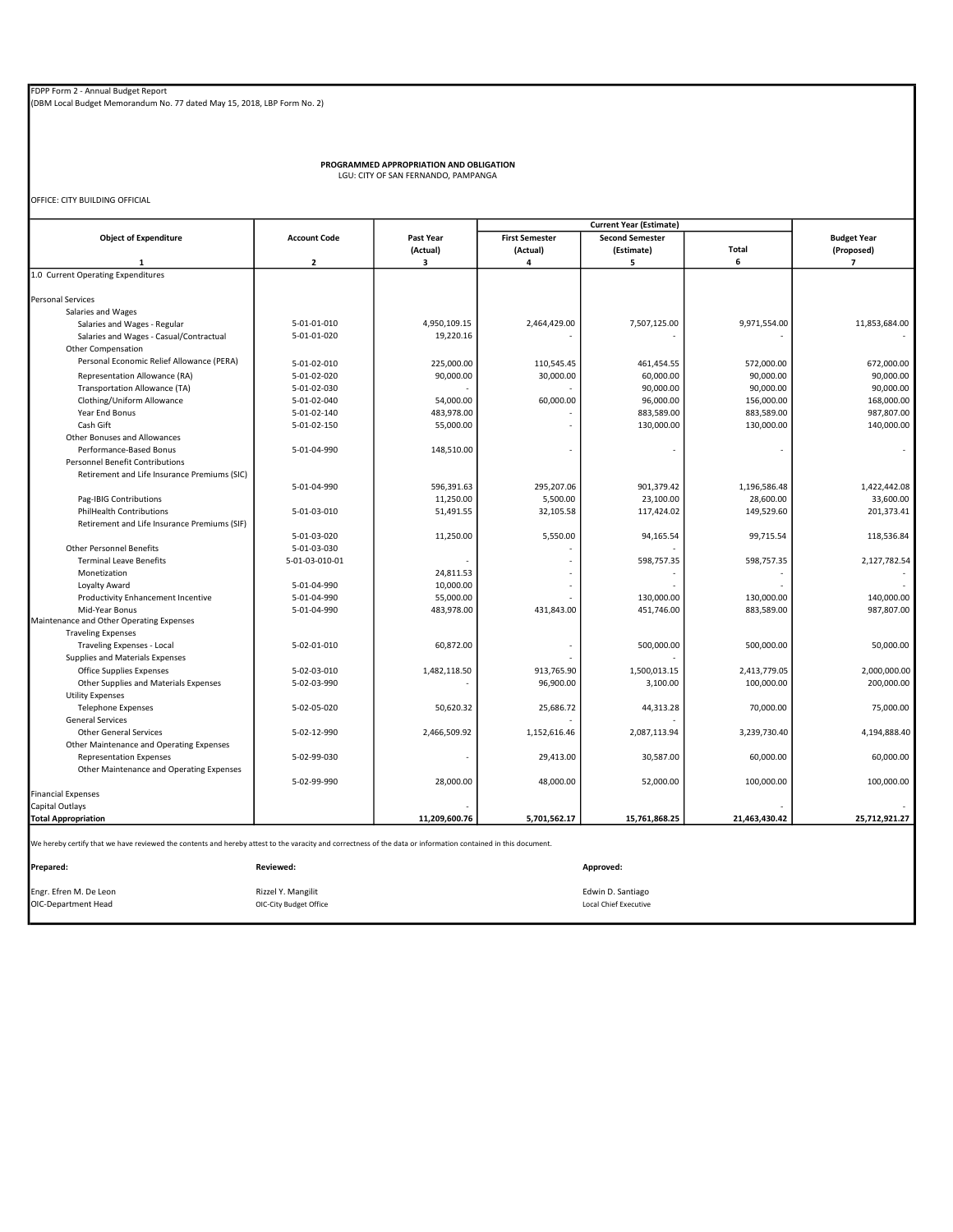FDPP Form 2 - Annual Budget Report
(DBM Local Budget Memorandum No. 77 dated May 15, 2018, LBP Form No. 2)

**PROGRAMMED APPROPRIATION AND OBLIGATION**
LGU: CITY OF SAN FERNANDO, PAMPANGA

OFFICE: CITY BUILDING OFFICIAL

| Object of Expenditure | Account Code | Past Year (Actual) | Current Year (Estimate) | | | Budget Year (Proposed) |
|---|---|---|---|---|---|---|
| | | | First Semester (Actual) | Second Semester (Estimate) | Total | |
| 1 | 2 | 3 | 4 | 5 | 6 | 7 |
| 1.0 Current Operating Expenditures | | | | | | |
| Personal Services | | | | | | |
| Salaries and Wages | | | | | | |
| Salaries and Wages - Regular | 5-01-01-010 | 4,950,109.15 | 2,464,429.00 | 7,507,125.00 | 9,971,554.00 | 11,853,684.00 |
| Salaries and Wages - Casual/Contractual | 5-01-01-020 | 19,220.16 | - | - | - | - |
| Other Compensation | | | | | | |
| Personal Economic Relief Allowance (PERA) | 5-01-02-010 | 225,000.00 | 110,545.45 | 461,454.55 | 572,000.00 | 672,000.00 |
| Representation Allowance (RA) | 5-01-02-020 | 90,000.00 | 30,000.00 | 60,000.00 | 90,000.00 | 90,000.00 |
| Transportation Allowance (TA) | 5-01-02-030 | - | - | 90,000.00 | 90,000.00 | 90,000.00 |
| Clothing/Uniform Allowance | 5-01-02-040 | 54,000.00 | 60,000.00 | 96,000.00 | 156,000.00 | 168,000.00 |
| Year End Bonus | 5-01-02-140 | 483,978.00 | - | 883,589.00 | 883,589.00 | 987,807.00 |
| Cash Gift | 5-01-02-150 | 55,000.00 | - | 130,000.00 | 130,000.00 | 140,000.00 |
| Other Bonuses and Allowances | | | | | | |
| Performance-Based Bonus | 5-01-04-990 | 148,510.00 | - | - | - | - |
| Personnel Benefit Contributions | | | | | | |
| Retirement and Life Insurance Premiums (SIC) | 5-01-04-990 | 596,391.63 | 295,207.06 | 901,379.42 | 1,196,586.48 | 1,422,442.08 |
| Pag-IBIG Contributions | | 11,250.00 | 5,500.00 | 23,100.00 | 28,600.00 | 33,600.00 |
| PhilHealth Contributions | 5-01-03-010 | 51,491.55 | 32,105.58 | 117,424.02 | 149,529.60 | 201,373.41 |
| Retirement and Life Insurance Premiums (SIF) | 5-01-03-020 | 11,250.00 | 5,550.00 | 94,165.54 | 99,715.54 | 118,536.84 |
| Other Personnel Benefits | 5-01-03-030 | | - | - | | |
| Terminal Leave Benefits | 5-01-03-010-01 | - | - | 598,757.35 | 598,757.35 | 2,127,782.54 |
| Monetization | | 24,811.53 | - | - | - | - |
| Loyalty Award | 5-01-04-990 | 10,000.00 | - | - | - | - |
| Productivity Enhancement Incentive | 5-01-04-990 | 55,000.00 | - | 130,000.00 | 130,000.00 | 140,000.00 |
| Mid-Year Bonus | 5-01-04-990 | 483,978.00 | 431,843.00 | 451,746.00 | 883,589.00 | 987,807.00 |
| Maintenance and Other Operating Expenses | | | | | | |
| Traveling Expenses | | | | | | |
| Traveling Expenses - Local | 5-02-01-010 | 60,872.00 | - | 500,000.00 | 500,000.00 | 50,000.00 |
| Supplies and Materials Expenses | | | - | - | | |
| Office Supplies Expenses | 5-02-03-010 | 1,482,118.50 | 913,765.90 | 1,500,013.15 | 2,413,779.05 | 2,000,000.00 |
| Other Supplies and Materials Expenses | 5-02-03-990 | - | 96,900.00 | 3,100.00 | 100,000.00 | 200,000.00 |
| Utility Expenses | | | | | | |
| Telephone Expenses | 5-02-05-020 | 50,620.32 | 25,686.72 | 44,313.28 | 70,000.00 | 75,000.00 |
| General Services | | | - | - | | |
| Other General Services | 5-02-12-990 | 2,466,509.92 | 1,152,616.46 | 2,087,113.94 | 3,239,730.40 | 4,194,888.40 |
| Other Maintenance and Operating Expenses | | | | | | |
| Representation Expenses | 5-02-99-030 | - | 29,413.00 | 30,587.00 | 60,000.00 | 60,000.00 |
| Other Maintenance and Operating Expenses | 5-02-99-990 | 28,000.00 | 48,000.00 | 52,000.00 | 100,000.00 | 100,000.00 |
| Financial Expenses | | | | | | |
| Capital Outlays | | - | | | - | - |
| **Total Appropriation** | | **11,209,600.76** | **5,701,562.17** | **15,761,868.25** | **21,463,430.42** | **25,712,921.27** |

We hereby certify that we have reviewed the contents and hereby attest to the varacity and correctness of the data or information contained in this document.

| Prepared: | Reviewed: | Approved: |
|---|---|---|
| Engr. Efren M. De Leon | Rizzel Y. Mangilit | Edwin D. Santiago |
| OIC-Department Head | OIC-City Budget Office | Local Chief Executive |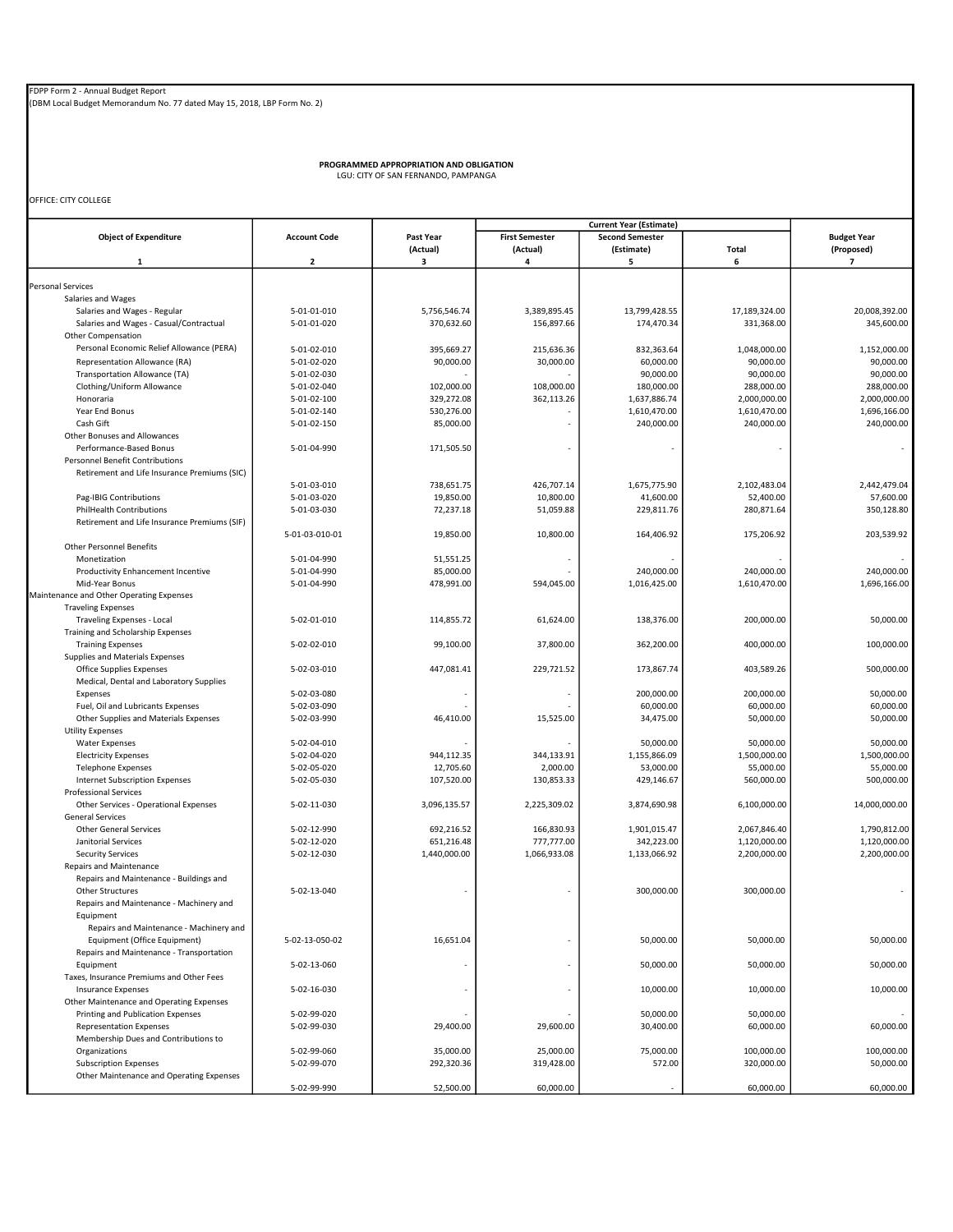FDPP Form 2 - Annual Budget Report
(DBM Local Budget Memorandum No. 77 dated May 15, 2018, LBP Form No. 2)

**PROGRAMMED APPROPRIATION AND OBLIGATION**
LGU: CITY OF SAN FERNANDO, PAMPANGA

OFFICE: CITY COLLEGE

| Object of Expenditure | Account Code | Past Year (Actual) | Current Year (Estimate) | | | Budget Year (Proposed) |
|---|---|---|---|---|---|---|
| | | | First Semester (Actual) | Second Semester (Estimate) | Total | |
| 1 | 2 | 3 | 4 | 5 | 6 | 7 |
| Personal Services | | | | | | |
| Salaries and Wages | | | | | | |
| Salaries and Wages - Regular | 5-01-01-010 | 5,756,546.74 | 3,389,895.45 | 13,799,428.55 | 17,189,324.00 | 20,008,392.00 |
| Salaries and Wages - Casual/Contractual | 5-01-01-020 | 370,632.60 | 156,897.66 | 174,470.34 | 331,368.00 | 345,600.00 |
| Other Compensation | | | | | | |
| Personal Economic Relief Allowance (PERA) | 5-01-02-010 | 395,669.27 | 215,636.36 | 832,363.64 | 1,048,000.00 | 1,152,000.00 |
| Representation Allowance (RA) | 5-01-02-020 | 90,000.00 | 30,000.00 | 60,000.00 | 90,000.00 | 90,000.00 |
| Transportation Allowance (TA) | 5-01-02-030 | - | - | 90,000.00 | 90,000.00 | 90,000.00 |
| Clothing/Uniform Allowance | 5-01-02-040 | 102,000.00 | 108,000.00 | 180,000.00 | 288,000.00 | 288,000.00 |
| Honoraria | 5-01-02-100 | 329,272.08 | 362,113.26 | 1,637,886.74 | 2,000,000.00 | 2,000,000.00 |
| Year End Bonus | 5-01-02-140 | 530,276.00 | - | 1,610,470.00 | 1,610,470.00 | 1,696,166.00 |
| Cash Gift | 5-01-02-150 | 85,000.00 | - | 240,000.00 | 240,000.00 | 240,000.00 |
| Other Bonuses and Allowances | | | | | | |
| Performance-Based Bonus | 5-01-04-990 | 171,505.50 | - | - | - | - |
| Personnel Benefit Contributions | | | | | | |
| Retirement and Life Insurance Premiums (SIC) | 5-01-03-010 | 738,651.75 | 426,707.14 | 1,675,775.90 | 2,102,483.04 | 2,442,479.04 |
| Pag-IBIG Contributions | 5-01-03-020 | 19,850.00 | 10,800.00 | 41,600.00 | 52,400.00 | 57,600.00 |
| PhilHealth Contributions | 5-01-03-030 | 72,237.18 | 51,059.88 | 229,811.76 | 280,871.64 | 350,128.80 |
| Retirement and Life Insurance Premiums (SIF) | 5-01-03-010-01 | 19,850.00 | 10,800.00 | 164,406.92 | 175,206.92 | 203,539.92 |
| Other Personnel Benefits | | | | | | |
| Monetization | 5-01-04-990 | 51,551.25 | - | - | - | - |
| Productivity Enhancement Incentive | 5-01-04-990 | 85,000.00 | - | 240,000.00 | 240,000.00 | 240,000.00 |
| Mid-Year Bonus | 5-01-04-990 | 478,991.00 | 594,045.00 | 1,016,425.00 | 1,610,470.00 | 1,696,166.00 |
| Maintenance and Other Operating Expenses | | | | | | |
| Traveling Expenses | | | | | | |
| Traveling Expenses - Local | 5-02-01-010 | 114,855.72 | 61,624.00 | 138,376.00 | 200,000.00 | 50,000.00 |
| Training and Scholarship Expenses | | | | | | |
| Training Expenses | 5-02-02-010 | 99,100.00 | 37,800.00 | 362,200.00 | 400,000.00 | 100,000.00 |
| Supplies and Materials Expenses | | | | | | |
| Office Supplies Expenses | 5-02-03-010 | 447,081.41 | 229,721.52 | 173,867.74 | 403,589.26 | 500,000.00 |
| Medical, Dental and Laboratory Supplies Expenses | 5-02-03-080 | - | - | 200,000.00 | 200,000.00 | 50,000.00 |
| Fuel, Oil and Lubricants Expenses | 5-02-03-090 | - | - | 60,000.00 | 60,000.00 | 60,000.00 |
| Other Supplies and Materials Expenses | 5-02-03-990 | 46,410.00 | 15,525.00 | 34,475.00 | 50,000.00 | 50,000.00 |
| Utility Expenses | | | | | | |
| Water Expenses | 5-02-04-010 | - | - | 50,000.00 | 50,000.00 | 50,000.00 |
| Electricity Expenses | 5-02-04-020 | 944,112.35 | 344,133.91 | 1,155,866.09 | 1,500,000.00 | 1,500,000.00 |
| Telephone Expenses | 5-02-05-020 | 12,705.60 | 2,000.00 | 53,000.00 | 55,000.00 | 55,000.00 |
| Internet Subscription Expenses | 5-02-05-030 | 107,520.00 | 130,853.33 | 429,146.67 | 560,000.00 | 500,000.00 |
| Professional Services | | | | | | |
| Other Services - Operational Expenses | 5-02-11-030 | 3,096,135.57 | 2,225,309.02 | 3,874,690.98 | 6,100,000.00 | 14,000,000.00 |
| General Services | | | | | | |
| Other General Services | 5-02-12-990 | 692,216.52 | 166,830.93 | 1,901,015.47 | 2,067,846.40 | 1,790,812.00 |
| Janitorial Services | 5-02-12-020 | 651,216.48 | 777,777.00 | 342,223.00 | 1,120,000.00 | 1,120,000.00 |
| Security Services | 5-02-12-030 | 1,440,000.00 | 1,066,933.08 | 1,133,066.92 | 2,200,000.00 | 2,200,000.00 |
| Repairs and Maintenance | | | | | | |
| Repairs and Maintenance - Buildings and Other Structures | 5-02-13-040 | - | - | 300,000.00 | 300,000.00 | - |
| Repairs and Maintenance - Machinery and Equipment | | | | | | |
| Repairs and Maintenance - Machinery and Equipment (Office Equipment) | 5-02-13-050-02 | 16,651.04 | - | 50,000.00 | 50,000.00 | 50,000.00 |
| Repairs and Maintenance - Transportation Equipment | 5-02-13-060 | - | - | 50,000.00 | 50,000.00 | 50,000.00 |
| Taxes, Insurance Premiums and Other Fees | | | | | | |
| Insurance Expenses | 5-02-16-030 | - | - | 10,000.00 | 10,000.00 | 10,000.00 |
| Other Maintenance and Operating Expenses | | | | | | |
| Printing and Publication Expenses | 5-02-99-020 | - | - | 50,000.00 | 50,000.00 | - |
| Representation Expenses | 5-02-99-030 | 29,400.00 | 29,600.00 | 30,400.00 | 60,000.00 | 60,000.00 |
| Membership Dues and Contributions to Organizations | 5-02-99-060 | 35,000.00 | 25,000.00 | 75,000.00 | 100,000.00 | 100,000.00 |
| Subscription Expenses | 5-02-99-070 | 292,320.36 | 319,428.00 | 572.00 | 320,000.00 | 50,000.00 |
| Other Maintenance and Operating Expenses | 5-02-99-990 | 52,500.00 | 60,000.00 | - | 60,000.00 | 60,000.00 |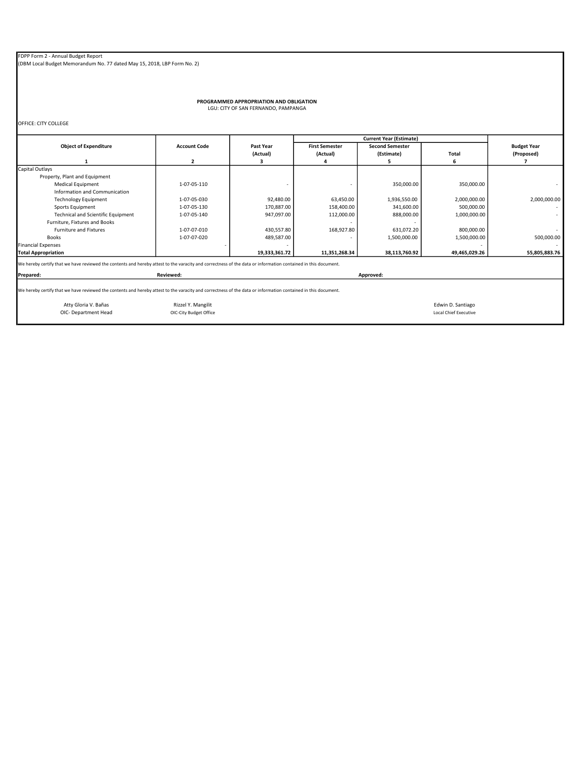FDPP Form 2 - Annual Budget Report
(DBM Local Budget Memorandum No. 77 dated May 15, 2018, LBP Form No. 2)

**PROGRAMMED APPROPRIATION AND OBLIGATION**
LGU: CITY OF SAN FERNANDO, PAMPANGA

OFFICE: CITY COLLEGE

| Object of Expenditure | Account Code | Past Year (Actual) | Current Year (Estimate) First Semester (Actual) | Current Year (Estimate) Second Semester (Estimate) | Current Year (Estimate) Total | Budget Year (Proposed) |
|---|---|---|---|---|---|---|
| 1 | 2 | 3 | 4 | 5 | 6 | 7 |
| Capital Outlays | | | | | | |
| Property, Plant and Equipment | | | | | | |
| Medical Equipment | 1-07-05-110 | - | - | 350,000.00 | 350,000.00 | - |
| Information and Communication | | | | | | |
| Technology Equipment | 1-07-05-030 | 92,480.00 | 63,450.00 | 1,936,550.00 | 2,000,000.00 | 2,000,000.00 |
| Sports Equipment | 1-07-05-130 | 170,887.00 | 158,400.00 | 341,600.00 | 500,000.00 | - |
| Technical and Scientific Equipment | 1-07-05-140 | 947,097.00 | 112,000.00 | 888,000.00 | 1,000,000.00 | - |
| Furniture, Fixtures and Books | | | - | - | | |
| Furniture and Fixtures | 1-07-07-010 | 430,557.80 | 168,927.80 | 631,072.20 | 800,000.00 | - |
| Books | 1-07-07-020 | 489,587.00 | - | 1,500,000.00 | 1,500,000.00 | 500,000.00 |
| Financial Expenses | - | - | | | - | - |
| **Total Appropriation** | | **19,333,361.72** | **11,351,268.34** | **38,113,760.92** | **49,465,029.26** | **55,805,883.76** |

We hereby certify that we have reviewed the contents and hereby attest to the varacity and correctness of the data or information contained in this document.

**Prepared:** **Reviewed:** **Approved:**

We hereby certify that we have reviewed the contents and hereby attest to the varacity and correctness of the data or information contained in this document.

| Prepared | Reviewed | Approved |
|---|---|---|
| Atty Gloria V. Bañas | Rizzel Y. Mangilit | Edwin D. Santiago |
| OIC- Department Head | OIC-City Budget Office | Local Chief Executive |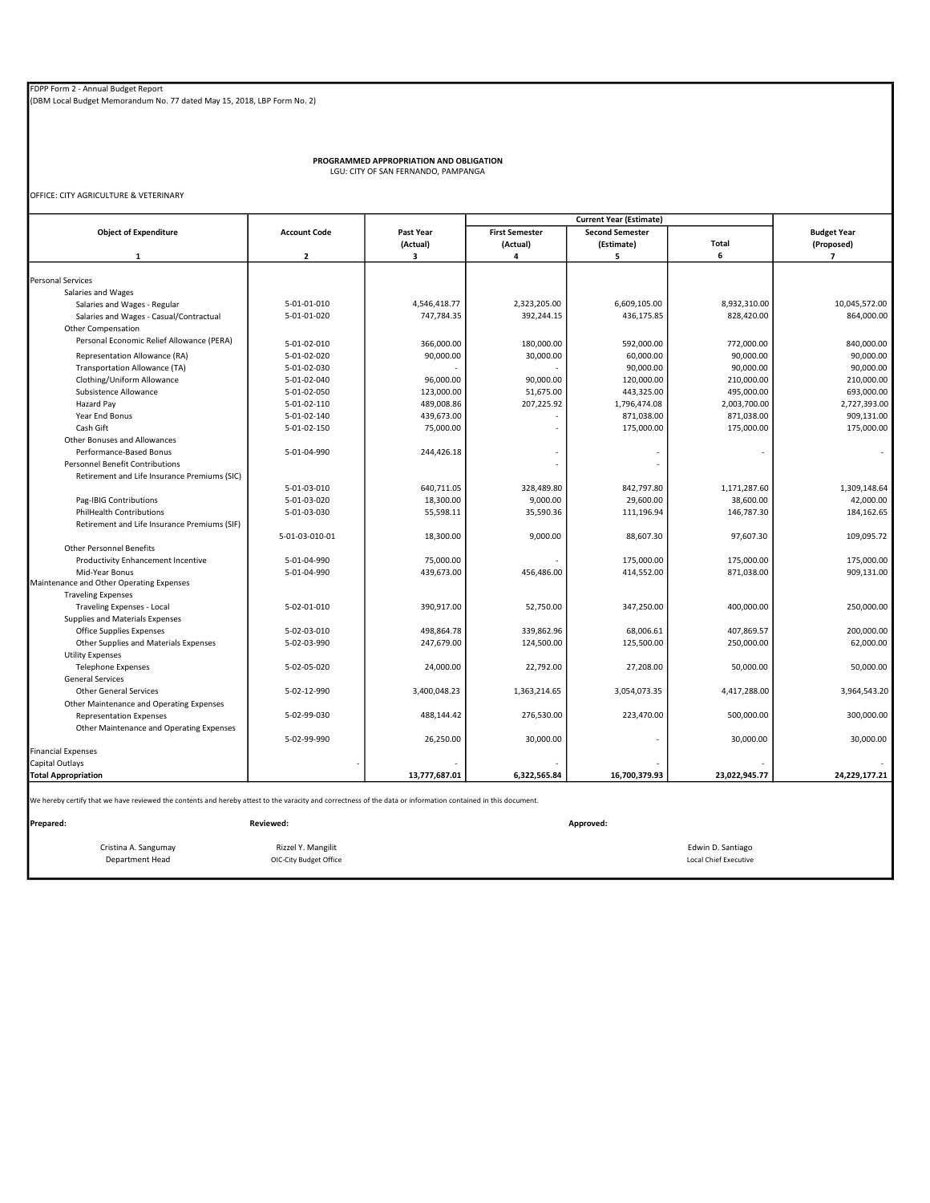FDPP Form 2 - Annual Budget Report
(DBM Local Budget Memorandum No. 77 dated May 15, 2018, LBP Form No. 2)

**PROGRAMMED APPROPRIATION AND OBLIGATION**
LGU: CITY OF SAN FERNANDO, PAMPANGA

OFFICE: CITY AGRICULTURE & VETERINARY

| Object of Expenditure | Account Code | Past Year (Actual) | Current Year (Estimate) First Semester (Actual) | Second Semester (Estimate) | Total | Budget Year (Proposed) |
|---|---|---|---|---|---|---|
| 1 | 2 | 3 | 4 | 5 | 6 | 7 |
| Personal Services | | | | | | |
| Salaries and Wages | | | | | | |
| Salaries and Wages - Regular | 5-01-01-010 | 4,546,418.77 | 2,323,205.00 | 6,609,105.00 | 8,932,310.00 | 10,045,572.00 |
| Salaries and Wages - Casual/Contractual | 5-01-01-020 | 747,784.35 | 392,244.15 | 436,175.85 | 828,420.00 | 864,000.00 |
| Other Compensation | | | | | | |
| Personal Economic Relief Allowance (PERA) | 5-01-02-010 | 366,000.00 | 180,000.00 | 592,000.00 | 772,000.00 | 840,000.00 |
| Representation Allowance (RA) | 5-01-02-020 | 90,000.00 | 30,000.00 | 60,000.00 | 90,000.00 | 90,000.00 |
| Transportation Allowance (TA) | 5-01-02-030 | - | - | 90,000.00 | 90,000.00 | 90,000.00 |
| Clothing/Uniform Allowance | 5-01-02-040 | 96,000.00 | 90,000.00 | 120,000.00 | 210,000.00 | 210,000.00 |
| Subsistence Allowance | 5-01-02-050 | 123,000.00 | 51,675.00 | 443,325.00 | 495,000.00 | 693,000.00 |
| Hazard Pay | 5-01-02-110 | 489,008.86 | 207,225.92 | 1,796,474.08 | 2,003,700.00 | 2,727,393.00 |
| Year End Bonus | 5-01-02-140 | 439,673.00 | - | 871,038.00 | 871,038.00 | 909,131.00 |
| Cash Gift | 5-01-02-150 | 75,000.00 | - | 175,000.00 | 175,000.00 | 175,000.00 |
| Other Bonuses and Allowances | | | | | | |
| Performance-Based Bonus | 5-01-04-990 | 244,426.18 | - | - | - | - |
| Personnel Benefit Contributions | | | - | - | | |
| Retirement and Life Insurance Premiums (SIC) | 5-01-03-010 | 640,711.05 | 328,489.80 | 842,797.80 | 1,171,287.60 | 1,309,148.64 |
| Pag-IBIG Contributions | 5-01-03-020 | 18,300.00 | 9,000.00 | 29,600.00 | 38,600.00 | 42,000.00 |
| PhilHealth Contributions | 5-01-03-030 | 55,598.11 | 35,590.36 | 111,196.94 | 146,787.30 | 184,162.65 |
| Retirement and Life Insurance Premiums (SIF) | 5-01-03-010-01 | 18,300.00 | 9,000.00 | 88,607.30 | 97,607.30 | 109,095.72 |
| Other Personnel Benefits | | | | | | |
| Productivity Enhancement Incentive | 5-01-04-990 | 75,000.00 | - | 175,000.00 | 175,000.00 | 175,000.00 |
| Mid-Year Bonus | 5-01-04-990 | 439,673.00 | 456,486.00 | 414,552.00 | 871,038.00 | 909,131.00 |
| Maintenance and Other Operating Expenses | | | | | | |
| Traveling Expenses | | | | | | |
| Traveling Expenses - Local | 5-02-01-010 | 390,917.00 | 52,750.00 | 347,250.00 | 400,000.00 | 250,000.00 |
| Supplies and Materials Expenses | | | | | | |
| Office Supplies Expenses | 5-02-03-010 | 498,864.78 | 339,862.96 | 68,006.61 | 407,869.57 | 200,000.00 |
| Other Supplies and Materials Expenses | 5-02-03-990 | 247,679.00 | 124,500.00 | 125,500.00 | 250,000.00 | 62,000.00 |
| Utility Expenses | | | | | | |
| Telephone Expenses | 5-02-05-020 | 24,000.00 | 22,792.00 | 27,208.00 | 50,000.00 | 50,000.00 |
| General Services | | | | | | |
| Other General Services | 5-02-12-990 | 3,400,048.23 | 1,363,214.65 | 3,054,073.35 | 4,417,288.00 | 3,964,543.20 |
| Other Maintenance and Operating Expenses | | | | | | |
| Representation Expenses | 5-02-99-030 | 488,144.42 | 276,530.00 | 223,470.00 | 500,000.00 | 300,000.00 |
| Other Maintenance and Operating Expenses | 5-02-99-990 | 26,250.00 | 30,000.00 | - | 30,000.00 | 30,000.00 |
| Financial Expenses | | | | | | |
| Capital Outlays | - | - | - | - | - | - |
| **Total Appropriation** | | **13,777,687.01** | **6,322,565.84** | **16,700,379.93** | **23,022,945.77** | **24,229,177.21** |

We hereby certify that we have reviewed the contents and hereby attest to the varacity and correctness of the data or information contained in this document.

| **Prepared:** | **Reviewed:** | **Approved:** |
|---|---|---|
| Cristina A. Sangumay | Rizzel Y. Mangilit | Edwin D. Santiago |
| Department Head | OIC-City Budget Office | Local Chief Executive |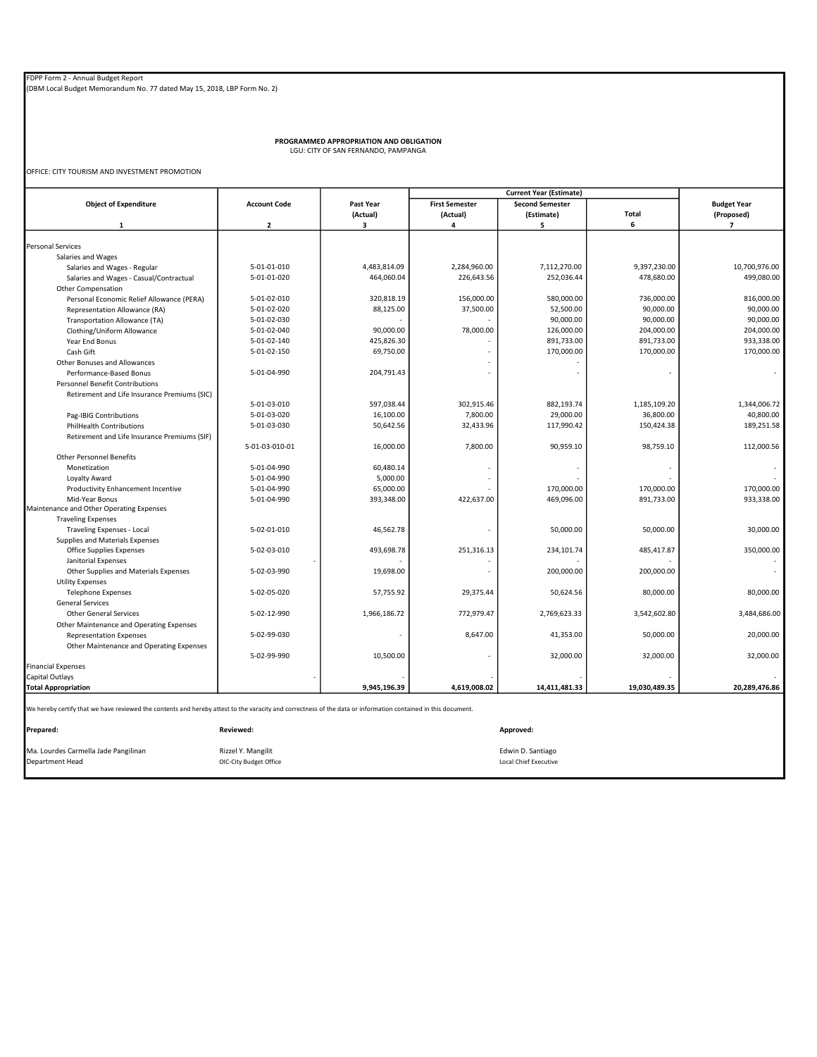FDPP Form 2 - Annual Budget Report
(DBM Local Budget Memorandum No. 77 dated May 15, 2018, LBP Form No. 2)

**PROGRAMMED APPROPRIATION AND OBLIGATION**
LGU: CITY OF SAN FERNANDO, PAMPANGA

OFFICE: CITY TOURISM AND INVESTMENT PROMOTION

| Object of Expenditure | Account Code | Past Year (Actual) | Current Year (Estimate) | | | Budget Year (Proposed) |
|---|---|---|---|---|---|---|
| | | | First Semester (Actual) | Second Semester (Estimate) | Total | |
| 1 | 2 | 3 | 4 | 5 | 6 | 7 |
| Personal Services | | | | | | |
| Salaries and Wages | | | | | | |
| Salaries and Wages - Regular | 5-01-01-010 | 4,483,814.09 | 2,284,960.00 | 7,112,270.00 | 9,397,230.00 | 10,700,976.00 |
| Salaries and Wages - Casual/Contractual | 5-01-01-020 | 464,060.04 | 226,643.56 | 252,036.44 | 478,680.00 | 499,080.00 |
| Other Compensation | | | | | | |
| Personal Economic Relief Allowance (PERA) | 5-01-02-010 | 320,818.19 | 156,000.00 | 580,000.00 | 736,000.00 | 816,000.00 |
| Representation Allowance (RA) | 5-01-02-020 | 88,125.00 | 37,500.00 | 52,500.00 | 90,000.00 | 90,000.00 |
| Transportation Allowance (TA) | 5-01-02-030 | - | - | 90,000.00 | 90,000.00 | 90,000.00 |
| Clothing/Uniform Allowance | 5-01-02-040 | 90,000.00 | 78,000.00 | 126,000.00 | 204,000.00 | 204,000.00 |
| Year End Bonus | 5-01-02-140 | 425,826.30 | - | 891,733.00 | 891,733.00 | 933,338.00 |
| Cash Gift | 5-01-02-150 | 69,750.00 | - | 170,000.00 | 170,000.00 | 170,000.00 |
| Other Bonuses and Allowances | | | - | - | | |
| Performance-Based Bonus | 5-01-04-990 | 204,791.43 | - | - | - | - |
| Personnel Benefit Contributions | | | | | | |
| Retirement and Life Insurance Premiums (SIC) | 5-01-03-010 | 597,038.44 | 302,915.46 | 882,193.74 | 1,185,109.20 | 1,344,006.72 |
| Pag-IBIG Contributions | 5-01-03-020 | 16,100.00 | 7,800.00 | 29,000.00 | 36,800.00 | 40,800.00 |
| PhilHealth Contributions | 5-01-03-030 | 50,642.56 | 32,433.96 | 117,990.42 | 150,424.38 | 189,251.58 |
| Retirement and Life Insurance Premiums (SIF) | 5-01-03-010-01 | 16,000.00 | 7,800.00 | 90,959.10 | 98,759.10 | 112,000.56 |
| Other Personnel Benefits | | | | | | |
| Monetization | 5-01-04-990 | 60,480.14 | - | - | - | - |
| Loyalty Award | 5-01-04-990 | 5,000.00 | - | - | - | - |
| Productivity Enhancement Incentive | 5-01-04-990 | 65,000.00 | - | 170,000.00 | 170,000.00 | 170,000.00 |
| Mid-Year Bonus | 5-01-04-990 | 393,348.00 | 422,637.00 | 469,096.00 | 891,733.00 | 933,338.00 |
| Maintenance and Other Operating Expenses | | | | | | |
| Traveling Expenses | | | | | | |
| Traveling Expenses - Local | 5-02-01-010 | 46,562.78 | - | 50,000.00 | 50,000.00 | 30,000.00 |
| Supplies and Materials Expenses | | | | | | |
| Office Supplies Expenses | 5-02-03-010 | 493,698.78 | 251,316.13 | 234,101.74 | 485,417.87 | 350,000.00 |
| Janitorial Expenses | - | - | - | - | - | - |
| Other Supplies and Materials Expenses | 5-02-03-990 | 19,698.00 | - | 200,000.00 | 200,000.00 | - |
| Utility Expenses | | | | | | |
| Telephone Expenses | 5-02-05-020 | 57,755.92 | 29,375.44 | 50,624.56 | 80,000.00 | 80,000.00 |
| General Services | | | | | | |
| Other General Services | 5-02-12-990 | 1,966,186.72 | 772,979.47 | 2,769,623.33 | 3,542,602.80 | 3,484,686.00 |
| Other Maintenance and Operating Expenses | | | | | | |
| Representation Expenses | 5-02-99-030 | - | 8,647.00 | 41,353.00 | 50,000.00 | 20,000.00 |
| Other Maintenance and Operating Expenses | 5-02-99-990 | 10,500.00 | - | 32,000.00 | 32,000.00 | 32,000.00 |
| Financial Expenses | | | | | | |
| Capital Outlays | - | - | - | - | - | - |
| **Total Appropriation** | | **9,945,196.39** | **4,619,008.02** | **14,411,481.33** | **19,030,489.35** | **20,289,476.86** |

We hereby certify that we have reviewed the contents and hereby attest to the varacity and correctness of the data or information contained in this document.

| **Prepared:** | **Reviewed:** | **Approved:** |
|---|---|---|
| Ma. Lourdes Carmella Jade Pangilinan | Rizzel Y. Mangilit | Edwin D. Santiago |
| Department Head | OIC-City Budget Office | Local Chief Executive |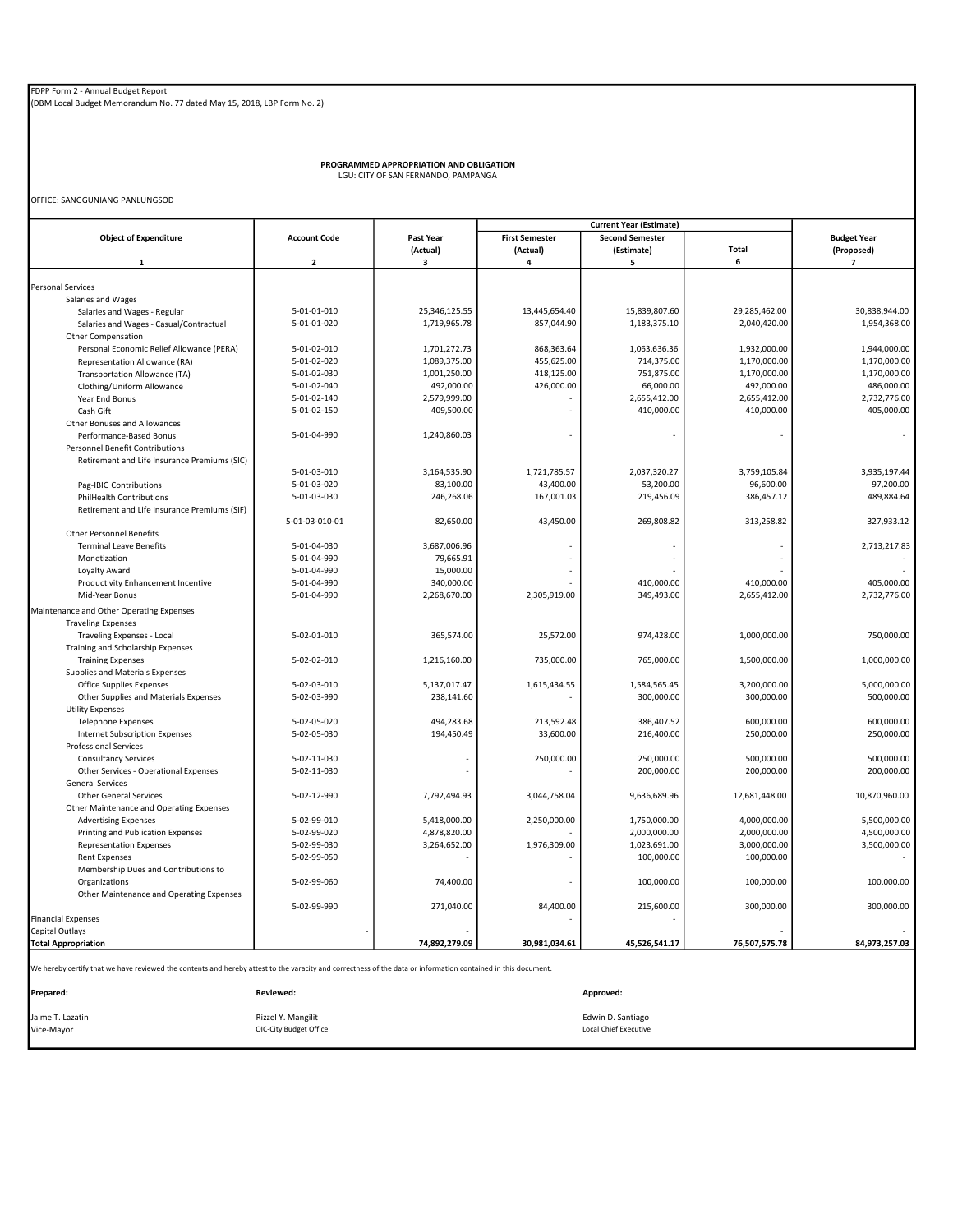FDPP Form 2 - Annual Budget Report
(DBM Local Budget Memorandum No. 77 dated May 15, 2018, LBP Form No. 2)

**PROGRAMMED APPROPRIATION AND OBLIGATION**
LGU: CITY OF SAN FERNANDO, PAMPANGA

OFFICE: SANGGUNIANG PANLUNGSOD

| Object of Expenditure | Account Code | Past Year (Actual) | Current Year (Estimate) | | | Budget Year (Proposed) |
|---|---|---|---|---|---|---|
| | | | First Semester (Actual) | Second Semester (Estimate) | Total | |
| 1 | 2 | 3 | 4 | 5 | 6 | 7 |
| Personal Services | | | | | | |
| Salaries and Wages | | | | | | |
| Salaries and Wages - Regular | 5-01-01-010 | 25,346,125.55 | 13,445,654.40 | 15,839,807.60 | 29,285,462.00 | 30,838,944.00 |
| Salaries and Wages - Casual/Contractual | 5-01-01-020 | 1,719,965.78 | 857,044.90 | 1,183,375.10 | 2,040,420.00 | 1,954,368.00 |
| Other Compensation | | | | | | |
| Personal Economic Relief Allowance (PERA) | 5-01-02-010 | 1,701,272.73 | 868,363.64 | 1,063,636.36 | 1,932,000.00 | 1,944,000.00 |
| Representation Allowance (RA) | 5-01-02-020 | 1,089,375.00 | 455,625.00 | 714,375.00 | 1,170,000.00 | 1,170,000.00 |
| Transportation Allowance (TA) | 5-01-02-030 | 1,001,250.00 | 418,125.00 | 751,875.00 | 1,170,000.00 | 1,170,000.00 |
| Clothing/Uniform Allowance | 5-01-02-040 | 492,000.00 | 426,000.00 | 66,000.00 | 492,000.00 | 486,000.00 |
| Year End Bonus | 5-01-02-140 | 2,579,999.00 | - | 2,655,412.00 | 2,655,412.00 | 2,732,776.00 |
| Cash Gift | 5-01-02-150 | 409,500.00 | - | 410,000.00 | 410,000.00 | 405,000.00 |
| Other Bonuses and Allowances | | | | | | |
| Performance-Based Bonus | 5-01-04-990 | 1,240,860.03 | - | - | - | - |
| Personnel Benefit Contributions | | | | | | |
| Retirement and Life Insurance Premiums (SIC) | 5-01-03-010 | 3,164,535.90 | 1,721,785.57 | 2,037,320.27 | 3,759,105.84 | 3,935,197.44 |
| Pag-IBIG Contributions | 5-01-03-020 | 83,100.00 | 43,400.00 | 53,200.00 | 96,600.00 | 97,200.00 |
| PhilHealth Contributions | 5-01-03-030 | 246,268.06 | 167,001.03 | 219,456.09 | 386,457.12 | 489,884.64 |
| Retirement and Life Insurance Premiums (SIF) | 5-01-03-010-01 | 82,650.00 | 43,450.00 | 269,808.82 | 313,258.82 | 327,933.12 |
| Other Personnel Benefits | | | | | | |
| Terminal Leave Benefits | 5-01-04-030 | 3,687,006.96 | - | - | - | 2,713,217.83 |
| Monetization | 5-01-04-990 | 79,665.91 | - | - | - | - |
| Loyalty Award | 5-01-04-990 | 15,000.00 | - | - | - | - |
| Productivity Enhancement Incentive | 5-01-04-990 | 340,000.00 | - | 410,000.00 | 410,000.00 | 405,000.00 |
| Mid-Year Bonus | 5-01-04-990 | 2,268,670.00 | 2,305,919.00 | 349,493.00 | 2,655,412.00 | 2,732,776.00 |
| Maintenance and Other Operating Expenses | | | | | | |
| Traveling Expenses | | | | | | |
| Traveling Expenses - Local | 5-02-01-010 | 365,574.00 | 25,572.00 | 974,428.00 | 1,000,000.00 | 750,000.00 |
| Training and Scholarship Expenses | | | | | | |
| Training Expenses | 5-02-02-010 | 1,216,160.00 | 735,000.00 | 765,000.00 | 1,500,000.00 | 1,000,000.00 |
| Supplies and Materials Expenses | | | | | | |
| Office Supplies Expenses | 5-02-03-010 | 5,137,017.47 | 1,615,434.55 | 1,584,565.45 | 3,200,000.00 | 5,000,000.00 |
| Other Supplies and Materials Expenses | 5-02-03-990 | 238,141.60 | - | 300,000.00 | 300,000.00 | 500,000.00 |
| Utility Expenses | | | | | | |
| Telephone Expenses | 5-02-05-020 | 494,283.68 | 213,592.48 | 386,407.52 | 600,000.00 | 600,000.00 |
| Internet Subscription Expenses | 5-02-05-030 | 194,450.49 | 33,600.00 | 216,400.00 | 250,000.00 | 250,000.00 |
| Professional Services | | | | | | |
| Consultancy Services | 5-02-11-030 | - | 250,000.00 | 250,000.00 | 500,000.00 | 500,000.00 |
| Other Services - Operational Expenses | 5-02-11-030 | - | - | 200,000.00 | 200,000.00 | 200,000.00 |
| General Services | | | | | | |
| Other General Services | 5-02-12-990 | 7,792,494.93 | 3,044,758.04 | 9,636,689.96 | 12,681,448.00 | 10,870,960.00 |
| Other Maintenance and Operating Expenses | | | | | | |
| Advertising Expenses | 5-02-99-010 | 5,418,000.00 | 2,250,000.00 | 1,750,000.00 | 4,000,000.00 | 5,500,000.00 |
| Printing and Publication Expenses | 5-02-99-020 | 4,878,820.00 | - | 2,000,000.00 | 2,000,000.00 | 4,500,000.00 |
| Representation Expenses | 5-02-99-030 | 3,264,652.00 | 1,976,309.00 | 1,023,691.00 | 3,000,000.00 | 3,500,000.00 |
| Rent Expenses | 5-02-99-050 | - | - | 100,000.00 | 100,000.00 | - |
| Membership Dues and Contributions to Organizations | 5-02-99-060 | 74,400.00 | - | 100,000.00 | 100,000.00 | 100,000.00 |
| Other Maintenance and Operating Expenses | 5-02-99-990 | 271,040.00 | 84,400.00 | 215,600.00 | 300,000.00 | 300,000.00 |
| Financial Expenses | | | - | - | | |
| Capital Outlays | | - | - | | - | - |
| **Total Appropriation** | | **74,892,279.09** | **30,981,034.61** | **45,526,541.17** | **76,507,575.78** | **84,973,257.03** |

We hereby certify that we have reviewed the contents and hereby attest to the varacity and correctness of the data or information contained in this document.

| **Prepared:** | **Reviewed:** | **Approved:** |
|---|---|---|
| Jaime T. Lazatin | Rizzel Y. Mangilit | Edwin D. Santiago |
| Vice-Mayor | OIC-City Budget Office | Local Chief Executive |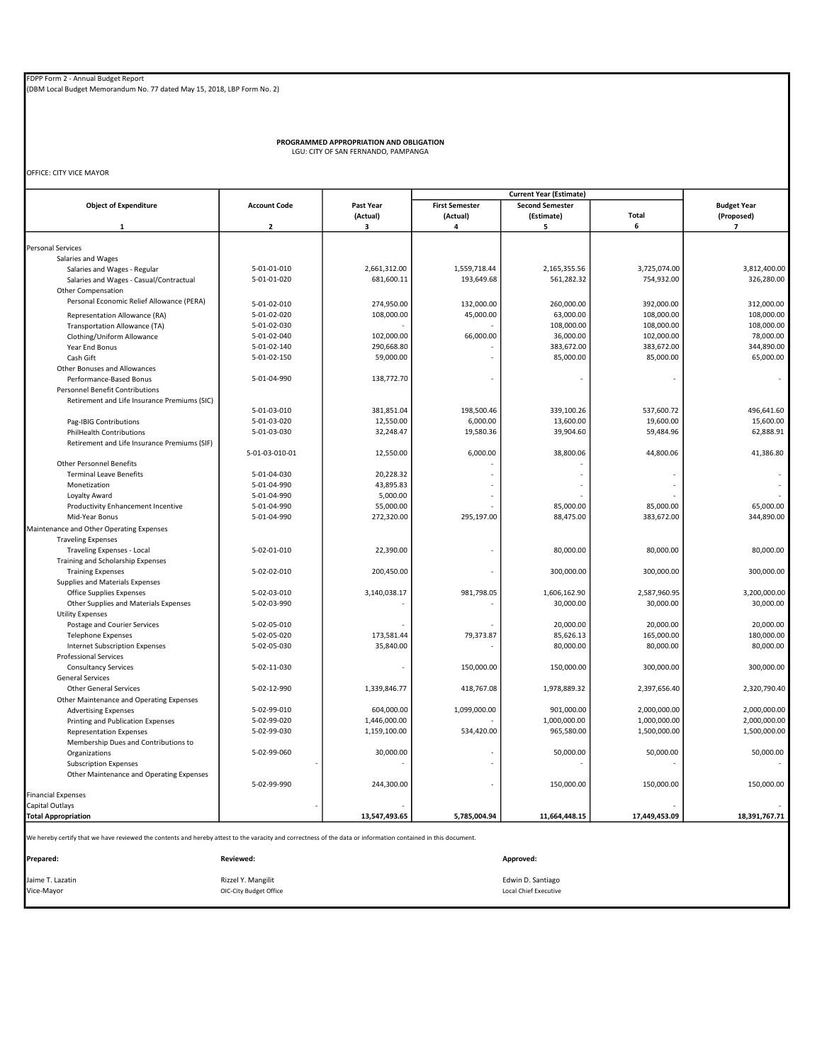FDPP Form 2 - Annual Budget Report
(DBM Local Budget Memorandum No. 77 dated May 15, 2018, LBP Form No. 2)

**PROGRAMMED APPROPRIATION AND OBLIGATION**
LGU: CITY OF SAN FERNANDO, PAMPANGA

OFFICE: CITY VICE MAYOR

| Object of Expenditure | Account Code | Past Year (Actual) | Current Year (Estimate) | | | Budget Year (Proposed) |
|---|---|---|---|---|---|---|
| | | | First Semester (Actual) | Second Semester (Estimate) | Total | |
| 1 | 2 | 3 | 4 | 5 | 6 | 7 |
| Personal Services | | | | | | |
| Salaries and Wages | | | | | | |
| Salaries and Wages - Regular | 5-01-01-010 | 2,661,312.00 | 1,559,718.44 | 2,165,355.56 | 3,725,074.00 | 3,812,400.00 |
| Salaries and Wages - Casual/Contractual | 5-01-01-020 | 681,600.11 | 193,649.68 | 561,282.32 | 754,932.00 | 326,280.00 |
| Other Compensation | | | | | | |
| Personal Economic Relief Allowance (PERA) | 5-01-02-010 | 274,950.00 | 132,000.00 | 260,000.00 | 392,000.00 | 312,000.00 |
| Representation Allowance (RA) | 5-01-02-020 | 108,000.00 | 45,000.00 | 63,000.00 | 108,000.00 | 108,000.00 |
| Transportation Allowance (TA) | 5-01-02-030 | - | - | 108,000.00 | 108,000.00 | 108,000.00 |
| Clothing/Uniform Allowance | 5-01-02-040 | 102,000.00 | 66,000.00 | 36,000.00 | 102,000.00 | 78,000.00 |
| Year End Bonus | 5-01-02-140 | 290,668.80 | - | 383,672.00 | 383,672.00 | 344,890.00 |
| Cash Gift | 5-01-02-150 | 59,000.00 | - | 85,000.00 | 85,000.00 | 65,000.00 |
| Other Bonuses and Allowances | | | | | | |
| Performance-Based Bonus | 5-01-04-990 | 138,772.70 | - | - | - | - |
| Personnel Benefit Contributions | | | | | | |
| Retirement and Life Insurance Premiums (SIC) | 5-01-03-010 | 381,851.04 | 198,500.46 | 339,100.26 | 537,600.72 | 496,641.60 |
| Pag-IBIG Contributions | 5-01-03-020 | 12,550.00 | 6,000.00 | 13,600.00 | 19,600.00 | 15,600.00 |
| PhilHealth Contributions | 5-01-03-030 | 32,248.47 | 19,580.36 | 39,904.60 | 59,484.96 | 62,888.91 |
| Retirement and Life Insurance Premiums (SIF) | 5-01-03-010-01 | 12,550.00 | 6,000.00 | 38,800.06 | 44,800.06 | 41,386.80 |
| Other Personnel Benefits | | | - | - | | |
| Terminal Leave Benefits | 5-01-04-030 | 20,228.32 | - | - | - | - |
| Monetization | 5-01-04-990 | 43,895.83 | - | - | - | - |
| Loyalty Award | 5-01-04-990 | 5,000.00 | - | - | - | - |
| Productivity Enhancement Incentive | 5-01-04-990 | 55,000.00 | - | 85,000.00 | 85,000.00 | 65,000.00 |
| Mid-Year Bonus | 5-01-04-990 | 272,320.00 | 295,197.00 | 88,475.00 | 383,672.00 | 344,890.00 |
| Maintenance and Other Operating Expenses | | | | | | |
| Traveling Expenses | | | | | | |
| Traveling Expenses - Local | 5-02-01-010 | 22,390.00 | - | 80,000.00 | 80,000.00 | 80,000.00 |
| Training and Scholarship Expenses | | | | | | |
| Training Expenses | 5-02-02-010 | 200,450.00 | - | 300,000.00 | 300,000.00 | 300,000.00 |
| Supplies and Materials Expenses | | | | | | |
| Office Supplies Expenses | 5-02-03-010 | 3,140,038.17 | 981,798.05 | 1,606,162.90 | 2,587,960.95 | 3,200,000.00 |
| Other Supplies and Materials Expenses | 5-02-03-990 | - | - | 30,000.00 | 30,000.00 | 30,000.00 |
| Utility Expenses | | | | | | |
| Postage and Courier Services | 5-02-05-010 | - | - | 20,000.00 | 20,000.00 | 20,000.00 |
| Telephone Expenses | 5-02-05-020 | 173,581.44 | 79,373.87 | 85,626.13 | 165,000.00 | 180,000.00 |
| Internet Subscription Expenses | 5-02-05-030 | 35,840.00 | - | 80,000.00 | 80,000.00 | 80,000.00 |
| Professional Services | | | | | | |
| Consultancy Services | 5-02-11-030 | - | 150,000.00 | 150,000.00 | 300,000.00 | 300,000.00 |
| General Services | | | | | | |
| Other General Services | 5-02-12-990 | 1,339,846.77 | 418,767.08 | 1,978,889.32 | 2,397,656.40 | 2,320,790.40 |
| Other Maintenance and Operating Expenses | | | | | | |
| Advertising Expenses | 5-02-99-010 | 604,000.00 | 1,099,000.00 | 901,000.00 | 2,000,000.00 | 2,000,000.00 |
| Printing and Publication Expenses | 5-02-99-020 | 1,446,000.00 | - | 1,000,000.00 | 1,000,000.00 | 2,000,000.00 |
| Representation Expenses | 5-02-99-030 | 1,159,100.00 | 534,420.00 | 965,580.00 | 1,500,000.00 | 1,500,000.00 |
| Membership Dues and Contributions to Organizations | 5-02-99-060 | 30,000.00 | - | 50,000.00 | 50,000.00 | 50,000.00 |
| Subscription Expenses | - | - | - | - | - | - |
| Other Maintenance and Operating Expenses | 5-02-99-990 | 244,300.00 | - | 150,000.00 | 150,000.00 | 150,000.00 |
| Financial Expenses | | | | | | |
| Capital Outlays | - | - | | | - | - |
| **Total Appropriation** | | **13,547,493.65** | **5,785,004.94** | **11,664,448.15** | **17,449,453.09** | **18,391,767.71** |

We hereby certify that we have reviewed the contents and hereby attest to the varacity and correctness of the data or information contained in this document.

| **Prepared:** | **Reviewed:** | **Approved:** |
|---|---|---|
| Jaime T. Lazatin | Rizzel Y. Mangilit | Edwin D. Santiago |
| Vice-Mayor | OIC-City Budget Office | Local Chief Executive |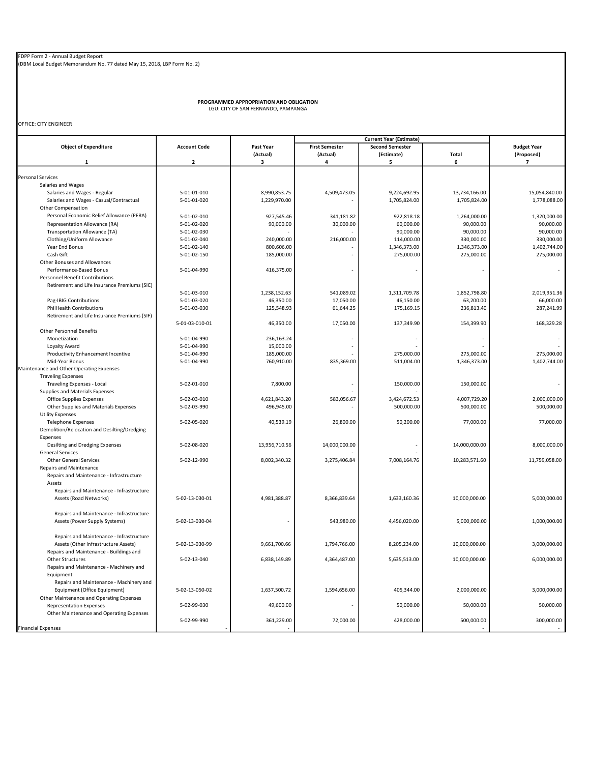FDPP Form 2 - Annual Budget Report
(DBM Local Budget Memorandum No. 77 dated May 15, 2018, LBP Form No. 2)

**PROGRAMMED APPROPRIATION AND OBLIGATION**
LGU: CITY OF SAN FERNANDO, PAMPANGA

OFFICE: CITY ENGINEER

| Object of Expenditure | Account Code | Past Year (Actual) | Current Year (Estimate) | | | Budget Year (Proposed) |
|---|---|---|---|---|---|---|
| | | | First Semester (Actual) | Second Semester (Estimate) | Total | |
| 1 | 2 | 3 | 4 | 5 | 6 | 7 |
| Personal Services | | | | | | |
| Salaries and Wages | | | | | | |
| Salaries and Wages - Regular | 5-01-01-010 | 8,990,853.75 | 4,509,473.05 | 9,224,692.95 | 13,734,166.00 | 15,054,840.00 |
| Salaries and Wages - Casual/Contractual | 5-01-01-020 | 1,229,970.00 | - | 1,705,824.00 | 1,705,824.00 | 1,778,088.00 |
| Other Compensation | | | | | | |
| Personal Economic Relief Allowance (PERA) | 5-01-02-010 | 927,545.46 | 341,181.82 | 922,818.18 | 1,264,000.00 | 1,320,000.00 |
| Representation Allowance (RA) | 5-01-02-020 | 90,000.00 | 30,000.00 | 60,000.00 | 90,000.00 | 90,000.00 |
| Transportation Allowance (TA) | 5-01-02-030 | - | - | 90,000.00 | 90,000.00 | 90,000.00 |
| Clothing/Uniform Allowance | 5-01-02-040 | 240,000.00 | 216,000.00 | 114,000.00 | 330,000.00 | 330,000.00 |
| Year End Bonus | 5-01-02-140 | 800,606.00 | - | 1,346,373.00 | 1,346,373.00 | 1,402,744.00 |
| Cash Gift | 5-01-02-150 | 185,000.00 | - | 275,000.00 | 275,000.00 | 275,000.00 |
| Other Bonuses and Allowances | | | | | | |
| Performance-Based Bonus | 5-01-04-990 | 416,375.00 | - | - | - | - |
| Personnel Benefit Contributions | | | | | | |
| Retirement and Life Insurance Premiums (SIC) | 5-01-03-010 | 1,238,152.63 | 541,089.02 | 1,311,709.78 | 1,852,798.80 | 2,019,951.36 |
| Pag-IBIG Contributions | 5-01-03-020 | 46,350.00 | 17,050.00 | 46,150.00 | 63,200.00 | 66,000.00 |
| PhilHealth Contributions | 5-01-03-030 | 125,548.93 | 61,644.25 | 175,169.15 | 236,813.40 | 287,241.99 |
| Retirement and Life Insurance Premiums (SIF) | 5-01-03-010-01 | 46,350.00 | 17,050.00 | 137,349.90 | 154,399.90 | 168,329.28 |
| Other Personnel Benefits | | | | | | |
| Monetization | 5-01-04-990 | 236,163.24 | - | - | - | - |
| Loyalty Award | 5-01-04-990 | 15,000.00 | - | - | - | - |
| Productivity Enhancement Incentive | 5-01-04-990 | 185,000.00 | - | 275,000.00 | 275,000.00 | 275,000.00 |
| Mid-Year Bonus | 5-01-04-990 | 760,910.00 | 835,369.00 | 511,004.00 | 1,346,373.00 | 1,402,744.00 |
| Maintenance and Other Operating Expenses | | | | | | |
| Traveling Expenses | | | | | | |
| Traveling Expenses - Local | 5-02-01-010 | 7,800.00 | - | 150,000.00 | 150,000.00 | - |
| Supplies and Materials Expenses | | | - | - | | |
| Office Supplies Expenses | 5-02-03-010 | 4,621,843.20 | 583,056.67 | 3,424,672.53 | 4,007,729.20 | 2,000,000.00 |
| Other Supplies and Materials Expenses | 5-02-03-990 | 496,945.00 | - | 500,000.00 | 500,000.00 | 500,000.00 |
| Utility Expenses | | | | | | |
| Telephone Expenses | 5-02-05-020 | 40,539.19 | 26,800.00 | 50,200.00 | 77,000.00 | 77,000.00 |
| Demolition/Relocation and Desilting/Dredging Expenses | | | | | | |
| Desilting and Dredging Expenses | 5-02-08-020 | 13,956,710.56 | 14,000,000.00 | - | 14,000,000.00 | 8,000,000.00 |
| General Services | | | - | - | | |
| Other General Services | 5-02-12-990 | 8,002,340.32 | 3,275,406.84 | 7,008,164.76 | 10,283,571.60 | 11,759,058.00 |
| Repairs and Maintenance | | | | | | |
| Repairs and Maintenance - Infrastructure Assets | | | | | | |
| Repairs and Maintenance - Infrastructure Assets (Road Networks) | 5-02-13-030-01 | 4,981,388.87 | 8,366,839.64 | 1,633,160.36 | 10,000,000.00 | 5,000,000.00 |
| Repairs and Maintenance - Infrastructure Assets (Power Supply Systems) | 5-02-13-030-04 | - | 543,980.00 | 4,456,020.00 | 5,000,000.00 | 1,000,000.00 |
| Repairs and Maintenance - Infrastructure Assets (Other Infrastructure Assets) | 5-02-13-030-99 | 9,661,700.66 | 1,794,766.00 | 8,205,234.00 | 10,000,000.00 | 3,000,000.00 |
| Repairs and Maintenance - Buildings and Other Structures | 5-02-13-040 | 6,838,149.89 | 4,364,487.00 | 5,635,513.00 | 10,000,000.00 | 6,000,000.00 |
| Repairs and Maintenance - Machinery and Equipment | | | | | | |
| Repairs and Maintenance - Machinery and Equipment (Office Equipment) | 5-02-13-050-02 | 1,637,500.72 | 1,594,656.00 | 405,344.00 | 2,000,000.00 | 3,000,000.00 |
| Other Maintenance and Operating Expenses | | | | | | |
| Representation Expenses | 5-02-99-030 | 49,600.00 | - | 50,000.00 | 50,000.00 | 50,000.00 |
| Other Maintenance and Operating Expenses | 5-02-99-990 | 361,229.00 | 72,000.00 | 428,000.00 | 500,000.00 | 300,000.00 |
| Financial Expenses | - | - | | | - | - |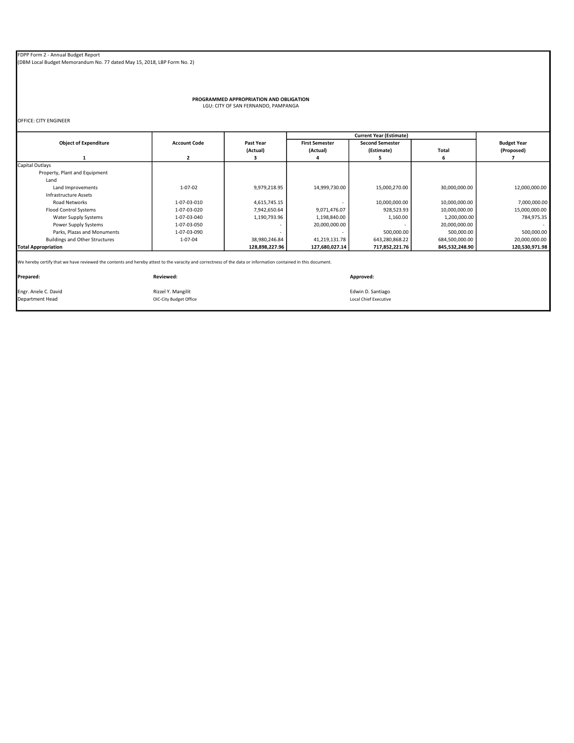FDPP Form 2 - Annual Budget Report
(DBM Local Budget Memorandum No. 77 dated May 15, 2018, LBP Form No. 2)

**PROGRAMMED APPROPRIATION AND OBLIGATION**
LGU: CITY OF SAN FERNANDO, PAMPANGA

OFFICE: CITY ENGINEER

| Object of Expenditure | Account Code | Past Year (Actual) | Current Year (Estimate) | | | Budget Year (Proposed) |
|---|---|---|---|---|---|---|
| | | | First Semester (Actual) | Second Semester (Estimate) | Total | |
| 1 | 2 | 3 | 4 | 5 | 6 | 7 |
| Capital Outlays | | | | | | |
| Property, Plant and Equipment | | | | | | |
| Land | | | | | | |
| Land Improvements | 1-07-02 | 9,979,218.95 | 14,999,730.00 | 15,000,270.00 | 30,000,000.00 | 12,000,000.00 |
| Infrastructure Assets | | | | | | |
| Road Networks | 1-07-03-010 | 4,615,745.15 | - | 10,000,000.00 | 10,000,000.00 | 7,000,000.00 |
| Flood Control Systems | 1-07-03-020 | 7,942,650.64 | 9,071,476.07 | 928,523.93 | 10,000,000.00 | 15,000,000.00 |
| Water Supply Systems | 1-07-03-040 | 1,190,793.96 | 1,198,840.00 | 1,160.00 | 1,200,000.00 | 784,975.35 |
| Power Supply Systems | 1-07-03-050 | - | 20,000,000.00 | - | 20,000,000.00 | - |
| Parks, Plazas and Monuments | 1-07-03-090 | - | - | 500,000.00 | 500,000.00 | 500,000.00 |
| Buildings and Other Structures | 1-07-04 | 38,980,246.84 | 41,219,131.78 | 643,280,868.22 | 684,500,000.00 | 20,000,000.00 |
| **Total Appropriation** | | **128,898,227.96** | **127,680,027.14** | **717,852,221.76** | **845,532,248.90** | **120,530,971.98** |

We hereby certify that we have reviewed the contents and hereby attest to the varacity and correctness of the data or information contained in this document.

| Prepared: | Reviewed: | Approved: |
|---|---|---|
| Engr. Anele C. David | Rizzel Y. Mangilit | Edwin D. Santiago |
| Department Head | OIC-City Budget Office | Local Chief Executive |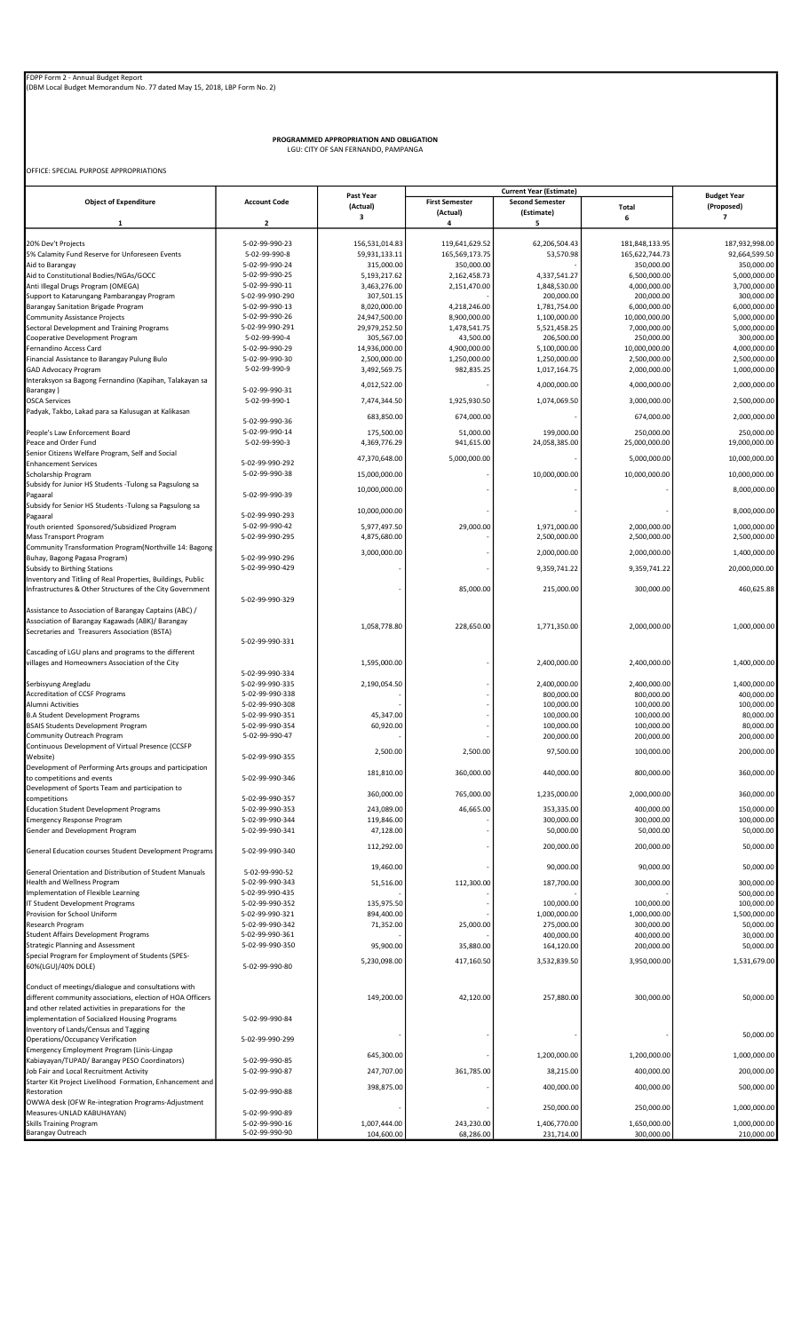FDPP Form 2 - Annual Budget Report
(DBM Local Budget Memorandum No. 77 dated May 15, 2018, LBP Form No. 2)

**PROGRAMMED APPROPRIATION AND OBLIGATION**
LGU: CITY OF SAN FERNANDO, PAMPANGA

OFFICE: SPECIAL PURPOSE APPROPRIATIONS

| Object of Expenditure | Account Code | Past Year (Actual) | Current Year (Estimate) First Semester (Actual) | Current Year (Estimate) Second Semester (Estimate) | Current Year (Estimate) Total | Budget Year (Proposed) |
|---|---|---|---|---|---|---|
| 1 | 2 | 3 | 4 | 5 | 6 | 7 |
| 20% Dev't Projects | 5-02-99-990-23 | 156,531,014.83 | 119,641,629.52 | 62,206,504.43 | 181,848,133.95 | 187,932,998.00 |
| 5% Calamity Fund Reserve for Unforeseen Events | 5-02-99-990-8 | 59,931,133.11 | 165,569,173.75 | 53,570.98 | 165,622,744.73 | 92,664,599.50 |
| Aid to Barangay | 5-02-99-990-24 | 315,000.00 | 350,000.00 | - | 350,000.00 | 350,000.00 |
| Aid to Constitutional Bodies/NGAs/GOCC | 5-02-99-990-25 | 5,193,217.62 | 2,162,458.73 | 4,337,541.27 | 6,500,000.00 | 5,000,000.00 |
| Anti Illegal Drugs Program (OMEGA) | 5-02-99-990-11 | 3,463,276.00 | 2,151,470.00 | 1,848,530.00 | 4,000,000.00 | 3,700,000.00 |
| Support to Katarungang Pambarangay Program | 5-02-99-990-290 | 307,501.15 | - | 200,000.00 | 200,000.00 | 300,000.00 |
| Barangay Sanitation Brigade Program | 5-02-99-990-13 | 8,020,000.00 | 4,218,246.00 | 1,781,754.00 | 6,000,000.00 | 6,000,000.00 |
| Community Assistance Projects | 5-02-99-990-26 | 24,947,500.00 | 8,900,000.00 | 1,100,000.00 | 10,000,000.00 | 5,000,000.00 |
| Sectoral Development and Training Programs | 5-02-99-990-291 | 29,979,252.50 | 1,478,541.75 | 5,521,458.25 | 7,000,000.00 | 5,000,000.00 |
| Cooperative Development Program | 5-02-99-990-4 | 305,567.00 | 43,500.00 | 206,500.00 | 250,000.00 | 300,000.00 |
| Fernandino Access Card | 5-02-99-990-29 | 14,936,000.00 | 4,900,000.00 | 5,100,000.00 | 10,000,000.00 | 4,000,000.00 |
| Financial Assistance to Barangay Pulung Bulo | 5-02-99-990-30 | 2,500,000.00 | 1,250,000.00 | 1,250,000.00 | 2,500,000.00 | 2,500,000.00 |
| GAD Advocacy Program | 5-02-99-990-9 | 3,492,569.75 | 982,835.25 | 1,017,164.75 | 2,000,000.00 | 1,000,000.00 |
| Interaksyon sa Bagong Fernandino (Kapihan, Talakayan sa Barangay ) | 5-02-99-990-31 | 4,012,522.00 | - | 4,000,000.00 | 4,000,000.00 | 2,000,000.00 |
| OSCA Services | 5-02-99-990-1 | 7,474,344.50 | 1,925,930.50 | 1,074,069.50 | 3,000,000.00 | 2,500,000.00 |
| Padyak, Takbo, Lakad para sa Kalusugan at Kalikasan | 5-02-99-990-36 | 683,850.00 | 674,000.00 | - | 674,000.00 | 2,000,000.00 |
| People's Law Enforcement Board | 5-02-99-990-14 | 175,500.00 | 51,000.00 | 199,000.00 | 250,000.00 | 250,000.00 |
| Peace and Order Fund | 5-02-99-990-3 | 4,369,776.29 | 941,615.00 | 24,058,385.00 | 25,000,000.00 | 19,000,000.00 |
| Senior Citizens Welfare Program, Self and Social Enhancement Services | 5-02-99-990-292 | 47,370,648.00 | 5,000,000.00 | - | 5,000,000.00 | 10,000,000.00 |
| Scholarship Program | 5-02-99-990-38 | 15,000,000.00 | - | 10,000,000.00 | 10,000,000.00 | 10,000,000.00 |
| Subsidy for Junior HS Students -Tulong sa Pagsulong sa Pagaaral | 5-02-99-990-39 | 10,000,000.00 | - | - | - | 8,000,000.00 |
| Subsidy for Senior HS Students -Tulong sa Pagsulong sa Pagaaral | 5-02-99-990-293 | 10,000,000.00 | - | - | - | 8,000,000.00 |
| Youth oriented Sponsored/Subsidized Program | 5-02-99-990-42 | 5,977,497.50 | 29,000.00 | 1,971,000.00 | 2,000,000.00 | 1,000,000.00 |
| Mass Transport Program | 5-02-99-990-295 | 4,875,680.00 | - | 2,500,000.00 | 2,500,000.00 | 2,500,000.00 |
| Community Transformation Program(Northville 14: Bagong Buhay, Bagong Pagasa Program) | 5-02-99-990-296 | 3,000,000.00 | - | 2,000,000.00 | 2,000,000.00 | 1,400,000.00 |
| Subsidy to Birthing Stations | 5-02-99-990-429 | - | - | 9,359,741.22 | 9,359,741.22 | 20,000,000.00 |
| Inventory and Titling of Real Properties, Buildings, Public Infrastructures & Other Structures of the City Government | 5-02-99-990-329 | - | 85,000.00 | 215,000.00 | 300,000.00 | 460,625.88 |
| Assistance to Association of Barangay Captains (ABC) / Association of Barangay Kagawads (ABK)/ Barangay Secretaries and Treasurers Association (BSTA) | 5-02-99-990-331 | 1,058,778.80 | 228,650.00 | 1,771,350.00 | 2,000,000.00 | 1,000,000.00 |
| Cascading of LGU plans and programs to the different villages and Homeowners Association of the City | 5-02-99-990-334 | 1,595,000.00 | - | 2,400,000.00 | 2,400,000.00 | 1,400,000.00 |
| Serbisyung Aregladu | 5-02-99-990-335 | 2,190,054.50 | - | 2,400,000.00 | 2,400,000.00 | 1,400,000.00 |
| Accreditation of CCSF Programs | 5-02-99-990-338 | - | - | 800,000.00 | 800,000.00 | 400,000.00 |
| Alumni Activities | 5-02-99-990-308 | - | - | 100,000.00 | 100,000.00 | 100,000.00 |
| B.A Student Development Programs | 5-02-99-990-351 | 45,347.00 | - | 100,000.00 | 100,000.00 | 80,000.00 |
| BSAIS Students Development Program | 5-02-99-990-354 | 60,920.00 | - | 100,000.00 | 100,000.00 | 80,000.00 |
| Community Outreach Program | 5-02-99-990-47 | - | - | 200,000.00 | 200,000.00 | 200,000.00 |
| Continuous Development of Virtual Presence (CCSFP Website) | 5-02-99-990-355 | 2,500.00 | 2,500.00 | 97,500.00 | 100,000.00 | 200,000.00 |
| Development of Performing Arts groups and participation to competitions and events | 5-02-99-990-346 | 181,810.00 | 360,000.00 | 440,000.00 | 800,000.00 | 360,000.00 |
| Development of Sports Team and participation to competitions | 5-02-99-990-357 | 360,000.00 | 765,000.00 | 1,235,000.00 | 2,000,000.00 | 360,000.00 |
| Education Student Development Programs | 5-02-99-990-353 | 243,089.00 | 46,665.00 | 353,335.00 | 400,000.00 | 150,000.00 |
| Emergency Response Program | 5-02-99-990-344 | 119,846.00 | - | 300,000.00 | 300,000.00 | 100,000.00 |
| Gender and Development Program | 5-02-99-990-341 | 47,128.00 | - | 50,000.00 | 50,000.00 | 50,000.00 |
| General Education courses Student Development Programs | 5-02-99-990-340 | 112,292.00 | - | 200,000.00 | 200,000.00 | 50,000.00 |
| General Orientation and Distribution of Student Manuals | 5-02-99-990-52 | 19,460.00 | - | 90,000.00 | 90,000.00 | 50,000.00 |
| Health and Wellness Program | 5-02-99-990-343 | 51,516.00 | 112,300.00 | 187,700.00 | 300,000.00 | 300,000.00 |
| Implementation of Flexible Learning | 5-02-99-990-435 | - | - | - | - | 500,000.00 |
| IT Student Development Programs | 5-02-99-990-352 | 135,975.50 | - | 100,000.00 | 100,000.00 | 100,000.00 |
| Provision for School Uniform | 5-02-99-990-321 | 894,400.00 | - | 1,000,000.00 | 1,000,000.00 | 1,500,000.00 |
| Research Program | 5-02-99-990-342 | 71,352.00 | 25,000.00 | 275,000.00 | 300,000.00 | 50,000.00 |
| Student Affairs Development Programs | 5-02-99-990-361 | - | - | 400,000.00 | 400,000.00 | 30,000.00 |
| Strategic Planning and Assessment | 5-02-99-990-350 | 95,900.00 | 35,880.00 | 164,120.00 | 200,000.00 | 50,000.00 |
| Special Program for Employment of Students (SPES-60%(LGU)/40% DOLE) | 5-02-99-990-80 | 5,230,098.00 | 417,160.50 | 3,532,839.50 | 3,950,000.00 | 1,531,679.00 |
| Conduct of meetings/dialogue and consultations with different community associations, election of HOA Officers and other related activities in preparations for the implementation of Socialized Housing Programs | 5-02-99-990-84 | 149,200.00 | 42,120.00 | 257,880.00 | 300,000.00 | 50,000.00 |
| Inventory of Lands/Census and Tagging Operations/Occupancy Verification | 5-02-99-990-299 | - | - | - | - | 50,000.00 |
| Emergency Employment Program (Linis-Lingap Kabiayayan/TUPAD/ Barangay PESO Coordinators) | 5-02-99-990-85 | 645,300.00 | - | 1,200,000.00 | 1,200,000.00 | 1,000,000.00 |
| Job Fair and Local Recruitment Activity | 5-02-99-990-87 | 247,707.00 | 361,785.00 | 38,215.00 | 400,000.00 | 200,000.00 |
| Starter Kit Project Livelihood Formation, Enhancement and Restoration | 5-02-99-990-88 | 398,875.00 | - | 400,000.00 | 400,000.00 | 500,000.00 |
| OWWA desk (OFW Re-integration Programs-Adjustment Measures-UNLAD KABUHAYAN) | 5-02-99-990-89 | - | - | 250,000.00 | 250,000.00 | 1,000,000.00 |
| Skills Training Program | 5-02-99-990-16 | 1,007,444.00 | 243,230.00 | 1,406,770.00 | 1,650,000.00 | 1,000,000.00 |
| Barangay Outreach | 5-02-99-990-90 | 104,600.00 | 68,286.00 | 231,714.00 | 300,000.00 | 210,000.00 |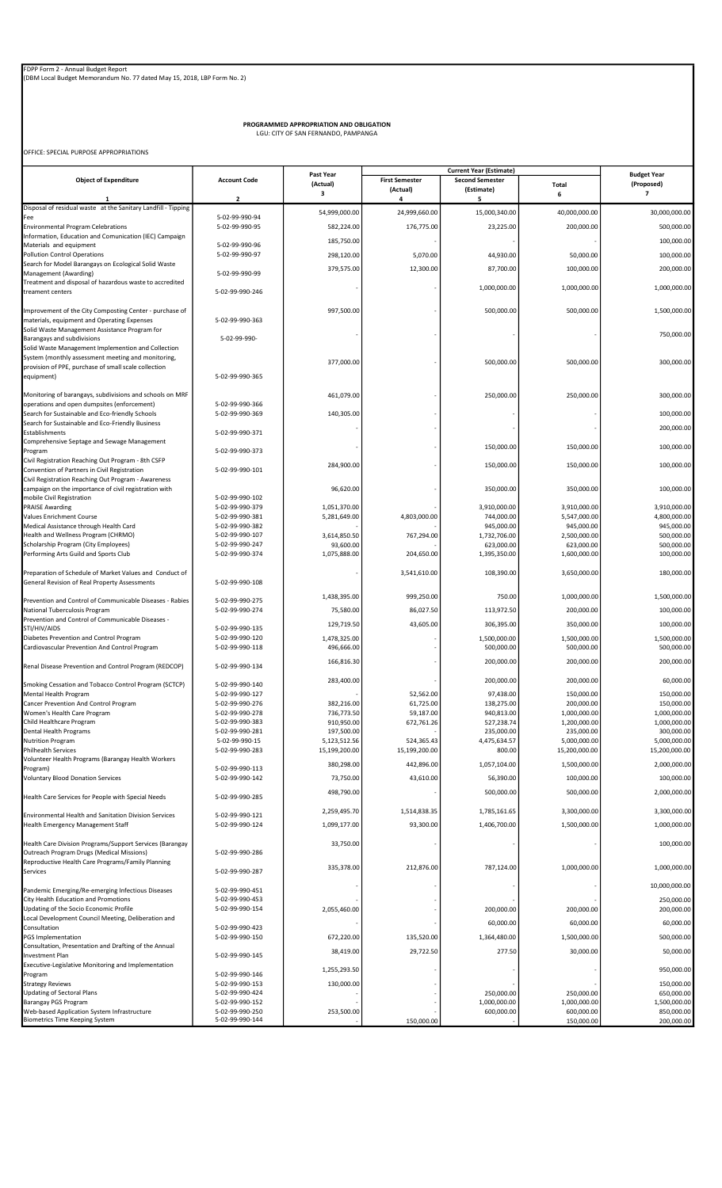FDPP Form 2 - Annual Budget Report
(DBM Local Budget Memorandum No. 77 dated May 15, 2018, LBP Form No. 2)

**PROGRAMMED APPROPRIATION AND OBLIGATION**
LGU: CITY OF SAN FERNANDO, PAMPANGA

OFFICE: SPECIAL PURPOSE APPROPRIATIONS

| Object of Expenditure | Account Code | Past Year (Actual) | Current Year (Estimate) First Semester (Actual) | Current Year (Estimate) Second Semester (Estimate) | Current Year (Estimate) Total | Budget Year (Proposed) |
|---|---|---|---|---|---|---|
| 1 | 2 | 3 | 4 | 5 | 6 | 7 |
| Disposal of residual waste at the Sanitary Landfill - Tipping Fee | 5-02-99-990-94 | 54,999,000.00 | 24,999,660.00 | 15,000,340.00 | 40,000,000.00 | 30,000,000.00 |
| Environmental Program Celebrations | 5-02-99-990-95 | 582,224.00 | 176,775.00 | 23,225.00 | 200,000.00 | 500,000.00 |
| Information, Education and Comunication (IEC) Campaign Materials and equipment | 5-02-99-990-96 | 185,750.00 | - | - | - | 100,000.00 |
| Pollution Control Operations | 5-02-99-990-97 | 298,120.00 | 5,070.00 | 44,930.00 | 50,000.00 | 100,000.00 |
| Search for Model Barangays on Ecological Solid Waste Management (Awarding) | 5-02-99-990-99 | 379,575.00 | 12,300.00 | 87,700.00 | 100,000.00 | 200,000.00 |
| Treatment and disposal of hazardous waste to accredited treament centers | 5-02-99-990-246 | - | - | 1,000,000.00 | 1,000,000.00 | 1,000,000.00 |
| Improvement of the City Composting Center - purchase of materials, equipment and Operating Expenses | 5-02-99-990-363 | 997,500.00 | - | 500,000.00 | 500,000.00 | 1,500,000.00 |
| Solid Waste Management Assistance Program for Barangays and subdivisions | 5-02-99-990- | - | - | - | - | 750,000.00 |
| Solid Waste Management Implemention and Collection System (monthly assessment meeting and monitoring, provision of PPE, purchase of small scale collection equipment) | 5-02-99-990-365 | 377,000.00 | - | 500,000.00 | 500,000.00 | 300,000.00 |
| Monitoring of barangays, subdivisions and schools on MRF operations and open dumpsites (enforcement) | 5-02-99-990-366 | 461,079.00 | - | 250,000.00 | 250,000.00 | 300,000.00 |
| Search for Sustainable and Eco-friendly Schools | 5-02-99-990-369 | 140,305.00 | - | - | - | 100,000.00 |
| Search for Sustainable and Eco-Friendly Business Establishments | 5-02-99-990-371 | - | - | - | - | 200,000.00 |
| Comprehensive Septage and Sewage Management Program | 5-02-99-990-373 | - | - | 150,000.00 | 150,000.00 | 100,000.00 |
| Civil Registration Reaching Out Program - 8th CSFP Convention of Partners in Civil Registration | 5-02-99-990-101 | 284,900.00 | - | 150,000.00 | 150,000.00 | 100,000.00 |
| Civil Registration Reaching Out Program - Awareness campaign on the importance of civil registration with mobile Civil Registration | 5-02-99-990-102 | 96,620.00 | - | 350,000.00 | 350,000.00 | 100,000.00 |
| PRAISE Awarding | 5-02-99-990-379 | 1,051,370.00 | - | 3,910,000.00 | 3,910,000.00 | 3,910,000.00 |
| Values Enrichment Course | 5-02-99-990-381 | 5,281,649.00 | 4,803,000.00 | 744,000.00 | 5,547,000.00 | 4,800,000.00 |
| Medical Assistance through Health Card | 5-02-99-990-382 | - | - | 945,000.00 | 945,000.00 | 945,000.00 |
| Health and Wellness Program (CHRMO) | 5-02-99-990-107 | 3,614,850.50 | 767,294.00 | 1,732,706.00 | 2,500,000.00 | 500,000.00 |
| Scholarship Program (City Employees) | 5-02-99-990-247 | 93,600.00 | - | 623,000.00 | 623,000.00 | 500,000.00 |
| Performing Arts Guild and Sports Club | 5-02-99-990-374 | 1,075,888.00 | 204,650.00 | 1,395,350.00 | 1,600,000.00 | 100,000.00 |
| Preparation of Schedule of Market Values and Conduct of General Revision of Real Property Assessments | 5-02-99-990-108 | - | 3,541,610.00 | 108,390.00 | 3,650,000.00 | 180,000.00 |
| Prevention and Control of Communicable Diseases - Rabies | 5-02-99-990-275 | 1,438,395.00 | 999,250.00 | 750.00 | 1,000,000.00 | 1,500,000.00 |
| National Tuberculosis Program | 5-02-99-990-274 | 75,580.00 | 86,027.50 | 113,972.50 | 200,000.00 | 100,000.00 |
| Prevention and Control of Communicable Diseases - STI/HIV/AIDS | 5-02-99-990-135 | 129,719.50 | 43,605.00 | 306,395.00 | 350,000.00 | 100,000.00 |
| Diabetes Prevention and Control Program | 5-02-99-990-120 | 1,478,325.00 | - | 1,500,000.00 | 1,500,000.00 | 1,500,000.00 |
| Cardiovascular Prevention And Control Program | 5-02-99-990-118 | 496,666.00 | - | 500,000.00 | 500,000.00 | 500,000.00 |
| Renal Disease Prevention and Control Program (REDCOP) | 5-02-99-990-134 | 166,816.30 | - | 200,000.00 | 200,000.00 | 200,000.00 |
| Smoking Cessation and Tobacco Control Program (SCTCP) | 5-02-99-990-140 | 283,400.00 | - | 200,000.00 | 200,000.00 | 60,000.00 |
| Mental Health Program | 5-02-99-990-127 | - | 52,562.00 | 97,438.00 | 150,000.00 | 150,000.00 |
| Cancer Prevention And Control Program | 5-02-99-990-276 | 382,216.00 | 61,725.00 | 138,275.00 | 200,000.00 | 150,000.00 |
| Women's Health Care Program | 5-02-99-990-278 | 736,773.50 | 59,187.00 | 940,813.00 | 1,000,000.00 | 1,000,000.00 |
| Child Healthcare Program | 5-02-99-990-383 | 910,950.00 | 672,761.26 | 527,238.74 | 1,200,000.00 | 1,000,000.00 |
| Dental Health Programs | 5-02-99-990-281 | 197,500.00 | - | 235,000.00 | 235,000.00 | 300,000.00 |
| Nutrition Program | 5-02-99-990-15 | 5,123,512.56 | 524,365.43 | 4,475,634.57 | 5,000,000.00 | 5,000,000.00 |
| Philhealth Services | 5-02-99-990-283 | 15,199,200.00 | 15,199,200.00 | 800.00 | 15,200,000.00 | 15,200,000.00 |
| Volunteer Health Programs (Barangay Health Workers Program) | 5-02-99-990-113 | 380,298.00 | 442,896.00 | 1,057,104.00 | 1,500,000.00 | 2,000,000.00 |
| Voluntary Blood Donation Services | 5-02-99-990-142 | 73,750.00 | 43,610.00 | 56,390.00 | 100,000.00 | 100,000.00 |
| Health Care Services for People with Special Needs | 5-02-99-990-285 | 498,790.00 | - | 500,000.00 | 500,000.00 | 2,000,000.00 |
| Environmental Health and Sanitation Division Services | 5-02-99-990-121 | 2,259,495.70 | 1,514,838.35 | 1,785,161.65 | 3,300,000.00 | 3,300,000.00 |
| Health Emergency Management Staff | 5-02-99-990-124 | 1,099,177.00 | 93,300.00 | 1,406,700.00 | 1,500,000.00 | 1,000,000.00 |
| Health Care Division Programs/Support Services (Barangay Outreach Program Drugs (Medical Missions) | 5-02-99-990-286 | 33,750.00 | - | - | - | 100,000.00 |
| Reproductive Health Care Programs/Family Planning Services | 5-02-99-990-287 | 335,378.00 | 212,876.00 | 787,124.00 | 1,000,000.00 | 1,000,000.00 |
| Pandemic Emerging/Re-emerging Infectious Diseases | 5-02-99-990-451 | - | - | - | - | 10,000,000.00 |
| City Health Education and Promotions | 5-02-99-990-453 | - | - | - | - | 250,000.00 |
| Updating of the Socio Economic Profile | 5-02-99-990-154 | 2,055,460.00 | - | 200,000.00 | 200,000.00 | 200,000.00 |
| Local Development Council Meeting, Deliberation and Consultation | 5-02-99-990-423 | - | - | 60,000.00 | 60,000.00 | 60,000.00 |
| PGS Implementation | 5-02-99-990-150 | 672,220.00 | 135,520.00 | 1,364,480.00 | 1,500,000.00 | 500,000.00 |
| Consultation, Presentation and Drafting of the Annual Investment Plan | 5-02-99-990-145 | 38,419.00 | 29,722.50 | 277.50 | 30,000.00 | 50,000.00 |
| Executive-Legislative Monitoring and Implementation Program | 5-02-99-990-146 | 1,255,293.50 | - | - | - | 950,000.00 |
| Strategy Reviews | 5-02-99-990-153 | 130,000.00 | - | - | - | 150,000.00 |
| Updating of Sectoral Plans | 5-02-99-990-424 | - | - | 250,000.00 | 250,000.00 | 650,000.00 |
| Barangay PGS Program | 5-02-99-990-152 | - | - | 1,000,000.00 | 1,000,000.00 | 1,500,000.00 |
| Web-based Application System Infrastructure | 5-02-99-990-250 | 253,500.00 | - | 600,000.00 | 600,000.00 | 850,000.00 |
| Biometrics Time Keeping System | 5-02-99-990-144 | - | 150,000.00 | - | 150,000.00 | 200,000.00 |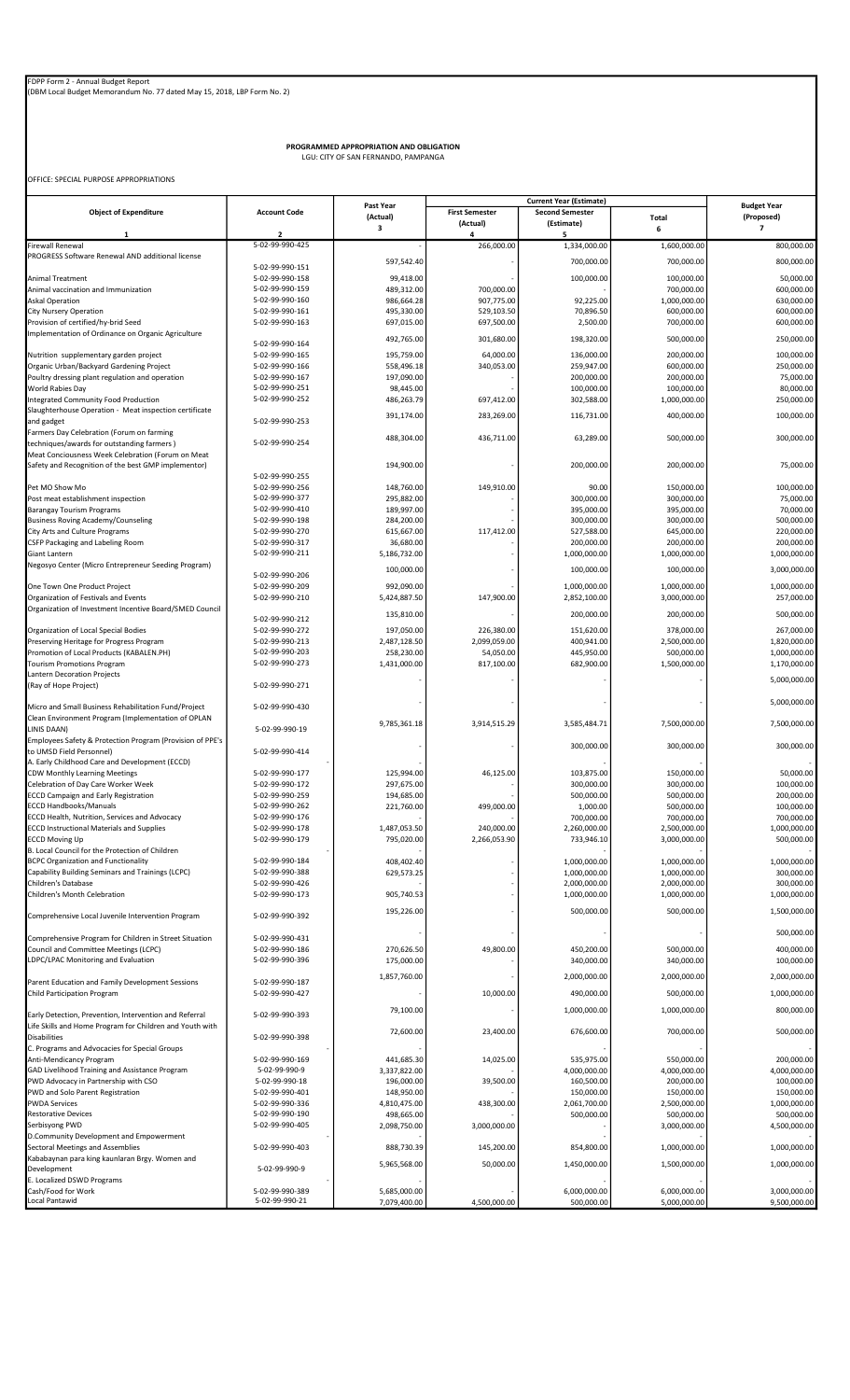FDPP Form 2 - Annual Budget Report
(DBM Local Budget Memorandum No. 77 dated May 15, 2018, LBP Form No. 2)

**PROGRAMMED APPROPRIATION AND OBLIGATION**
LGU: CITY OF SAN FERNANDO, PAMPANGA

OFFICE: SPECIAL PURPOSE APPROPRIATIONS

| Object of Expenditure | Account Code | Past Year (Actual) | Current Year (Estimate) | | | Budget Year (Proposed) |
|---|---|---|---|---|---|---|
| | | | First Semester (Actual) | Second Semester (Estimate) | Total | |
| 1 | 2 | 3 | 4 | 5 | 6 | 7 |
| Firewall Renewal | 5-02-99-990-425 | - | 266,000.00 | 1,334,000.00 | 1,600,000.00 | 800,000.00 |
| PROGRESS Software Renewal AND additional license | 5-02-99-990-151 | 597,542.40 | | 700,000.00 | 700,000.00 | 800,000.00 |
| Animal Treatment | 5-02-99-990-158 | 99,418.00 | - | 100,000.00 | 100,000.00 | 50,000.00 |
| Animal vaccination and Immunization | 5-02-99-990-159 | 489,312.00 | 700,000.00 | - | 700,000.00 | 600,000.00 |
| Askal Operation | 5-02-99-990-160 | 986,664.28 | 907,775.00 | 92,225.00 | 1,000,000.00 | 630,000.00 |
| City Nursery Operation | 5-02-99-990-161 | 495,330.00 | 529,103.50 | 70,896.50 | 600,000.00 | 600,000.00 |
| Provision of certified/hy-brid Seed | 5-02-99-990-163 | 697,015.00 | 697,500.00 | 2,500.00 | 700,000.00 | 600,000.00 |
| Implementation of Ordinance on Organic Agriculture | 5-02-99-990-164 | 492,765.00 | 301,680.00 | 198,320.00 | 500,000.00 | 250,000.00 |
| Nutrition supplementary garden project | 5-02-99-990-165 | 195,759.00 | 64,000.00 | 136,000.00 | 200,000.00 | 100,000.00 |
| Organic Urban/Backyard Gardening Project | 5-02-99-990-166 | 558,496.18 | 340,053.00 | 259,947.00 | 600,000.00 | 250,000.00 |
| Poultry dressing plant regulation and operation | 5-02-99-990-167 | 197,090.00 | - | 200,000.00 | 200,000.00 | 75,000.00 |
| World Rabies Day | 5-02-99-990-251 | 98,445.00 | - | 100,000.00 | 100,000.00 | 80,000.00 |
| Integrated Community Food Production | 5-02-99-990-252 | 486,263.79 | 697,412.00 | 302,588.00 | 1,000,000.00 | 250,000.00 |
| Slaughterhouse Operation - Meat inspection certificate and gadget | 5-02-99-990-253 | 391,174.00 | 283,269.00 | 116,731.00 | 400,000.00 | 100,000.00 |
| Farmers Day Celebration (Forum on farming techniques/awards for outstanding farmers ) | 5-02-99-990-254 | 488,304.00 | 436,711.00 | 63,289.00 | 500,000.00 | 300,000.00 |
| Meat Conciousness Week Celebration (Forum on Meat Safety and Recognition of the best GMP implementor) | 5-02-99-990-255 | 194,900.00 | - | 200,000.00 | 200,000.00 | 75,000.00 |
| Pet MO Show Mo | 5-02-99-990-256 | 148,760.00 | 149,910.00 | 90.00 | 150,000.00 | 100,000.00 |
| Post meat establishment inspection | 5-02-99-990-377 | 295,882.00 | - | 300,000.00 | 300,000.00 | 75,000.00 |
| Barangay Tourism Programs | 5-02-99-990-410 | 189,997.00 | - | 395,000.00 | 395,000.00 | 70,000.00 |
| Business Roving Academy/Counseling | 5-02-99-990-198 | 284,200.00 | - | 300,000.00 | 300,000.00 | 500,000.00 |
| City Arts and Culture Programs | 5-02-99-990-270 | 615,667.00 | 117,412.00 | 527,588.00 | 645,000.00 | 220,000.00 |
| CSFP Packaging and Labeling Room | 5-02-99-990-317 | 36,680.00 | - | 200,000.00 | 200,000.00 | 200,000.00 |
| Giant Lantern | 5-02-99-990-211 | 5,186,732.00 | - | 1,000,000.00 | 1,000,000.00 | 1,000,000.00 |
| Negosyo Center (Micro Entrepreneur Seeding Program) | 5-02-99-990-206 | 100,000.00 | - | 100,000.00 | 100,000.00 | 3,000,000.00 |
| One Town One Product Project | 5-02-99-990-209 | 992,090.00 | - | 1,000,000.00 | 1,000,000.00 | 1,000,000.00 |
| Organization of Festivals and Events | 5-02-99-990-210 | 5,424,887.50 | 147,900.00 | 2,852,100.00 | 3,000,000.00 | 257,000.00 |
| Organization of Investment Incentive Board/SMED Council | 5-02-99-990-212 | 135,810.00 | - | 200,000.00 | 200,000.00 | 500,000.00 |
| Organization of Local Special Bodies | 5-02-99-990-272 | 197,050.00 | 226,380.00 | 151,620.00 | 378,000.00 | 267,000.00 |
| Preserving Heritage for Progress Program | 5-02-99-990-213 | 2,487,128.50 | 2,099,059.00 | 400,941.00 | 2,500,000.00 | 1,820,000.00 |
| Promotion of Local Products (KABALEN.PH) | 5-02-99-990-203 | 258,230.00 | 54,050.00 | 445,950.00 | 500,000.00 | 1,000,000.00 |
| Tourism Promotions Program | 5-02-99-990-273 | 1,431,000.00 | 817,100.00 | 682,900.00 | 1,500,000.00 | 1,170,000.00 |
| Lantern Decoration Projects (Ray of Hope Project) | 5-02-99-990-271 | - | - | - | - | 5,000,000.00 |
| Micro and Small Business Rehabilitation Fund/Project | 5-02-99-990-430 | - | - | - | - | 5,000,000.00 |
| Clean Environment Program (Implementation of OPLAN LINIS DAAN) | 5-02-99-990-19 | 9,785,361.18 | 3,914,515.29 | 3,585,484.71 | 7,500,000.00 | 7,500,000.00 |
| Employees Safety & Protection Program (Provision of PPE's to UMSD Field Personnel) | 5-02-99-990-414 | - | - | 300,000.00 | 300,000.00 | 300,000.00 |
| A. Early Childhood Care and Development (ECCD) | | - | | - | - | - |
| CDW Monthly Learning Meetings | 5-02-99-990-177 | 125,994.00 | 46,125.00 | 103,875.00 | 150,000.00 | 50,000.00 |
| Celebration of Day Care Worker Week | 5-02-99-990-172 | 297,675.00 | - | 300,000.00 | 300,000.00 | 100,000.00 |
| ECCD Campaign and Early Registration | 5-02-99-990-259 | 194,685.00 | - | 500,000.00 | 500,000.00 | 200,000.00 |
| ECCD Handbooks/Manuals | 5-02-99-990-262 | 221,760.00 | 499,000.00 | 1,000.00 | 500,000.00 | 100,000.00 |
| ECCD Health, Nutrition, Services and Advocacy | 5-02-99-990-176 | - | - | 700,000.00 | 700,000.00 | 700,000.00 |
| ECCD Instructional Materials and Supplies | 5-02-99-990-178 | 1,487,053.50 | 240,000.00 | 2,260,000.00 | 2,500,000.00 | 1,000,000.00 |
| ECCD Moving Up | 5-02-99-990-179 | 795,020.00 | 2,266,053.90 | 733,946.10 | 3,000,000.00 | 500,000.00 |
| B. Local Council for the Protection of Children | | - | | - | - | - |
| BCPC Organization and Functionality | 5-02-99-990-184 | 408,402.40 | - | 1,000,000.00 | 1,000,000.00 | 1,000,000.00 |
| Capability Building Seminars and Trainings (LCPC) | 5-02-99-990-388 | 629,573.25 | - | 1,000,000.00 | 1,000,000.00 | 300,000.00 |
| Children's Database | 5-02-99-990-426 | - | - | 2,000,000.00 | 2,000,000.00 | 300,000.00 |
| Children's Month Celebration | 5-02-99-990-173 | 905,740.53 | - | 1,000,000.00 | 1,000,000.00 | 1,000,000.00 |
| Comprehensive Local Juvenile Intervention Program | 5-02-99-990-392 | 195,226.00 | - | 500,000.00 | 500,000.00 | 1,500,000.00 |
| Comprehensive Program for Children in Street Situation | 5-02-99-990-431 | - | - | - | - | 500,000.00 |
| Council and Committee Meetings (LCPC) | 5-02-99-990-186 | 270,626.50 | 49,800.00 | 450,200.00 | 500,000.00 | 400,000.00 |
| LDPC/LPAC Monitoring and Evaluation | 5-02-99-990-396 | 175,000.00 | - | 340,000.00 | 340,000.00 | 100,000.00 |
| Parent Education and Family Development Sessions | 5-02-99-990-187 | 1,857,760.00 | - | 2,000,000.00 | 2,000,000.00 | 2,000,000.00 |
| Child Participation Program | 5-02-99-990-427 | - | 10,000.00 | 490,000.00 | 500,000.00 | 1,000,000.00 |
| Early Detection, Prevention, Intervention and Referral | 5-02-99-990-393 | 79,100.00 | - | 1,000,000.00 | 1,000,000.00 | 800,000.00 |
| Life Skills and Home Program for Children and Youth with Disabilities | 5-02-99-990-398 | 72,600.00 | 23,400.00 | 676,600.00 | 700,000.00 | 500,000.00 |
| C. Programs and Advocacies for Special Groups | | - | | - | - | - |
| Anti-Mendicancy Program | 5-02-99-990-169 | 441,685.30 | 14,025.00 | 535,975.00 | 550,000.00 | 200,000.00 |
| GAD Livelihood Training and Assistance Program | 5-02-99-990-9 | 3,337,822.00 | - | 4,000,000.00 | 4,000,000.00 | 4,000,000.00 |
| PWD Advocacy in Partnership with CSO | 5-02-99-990-18 | 196,000.00 | 39,500.00 | 160,500.00 | 200,000.00 | 100,000.00 |
| PWD and Solo Parent Registration | 5-02-99-990-401 | 148,950.00 | - | 150,000.00 | 150,000.00 | 150,000.00 |
| PWDA Services | 5-02-99-990-336 | 4,810,475.00 | 438,300.00 | 2,061,700.00 | 2,500,000.00 | 1,000,000.00 |
| Restorative Devices | 5-02-99-990-190 | 498,665.00 | - | 500,000.00 | 500,000.00 | 500,000.00 |
| Serbisyong PWD | 5-02-99-990-405 | 2,098,750.00 | 3,000,000.00 | - | 3,000,000.00 | 4,500,000.00 |
| D.Community Development and Empowerment | | - | | - | - | - |
| Sectoral Meetings and Assemblies | 5-02-99-990-403 | 888,730.39 | 145,200.00 | 854,800.00 | 1,000,000.00 | 1,000,000.00 |
| Kababaynan para king kaunlaran Brgy. Women and Development | 5-02-99-990-9 | 5,965,568.00 | 50,000.00 | 1,450,000.00 | 1,500,000.00 | 1,000,000.00 |
| E. Localized DSWD Programs | | - | | - | - | - |
| Cash/Food for Work | 5-02-99-990-389 | 5,685,000.00 | - | 6,000,000.00 | 6,000,000.00 | 3,000,000.00 |
| Local Pantawid | 5-02-99-990-21 | 7,079,400.00 | 4,500,000.00 | 500,000.00 | 5,000,000.00 | 9,500,000.00 |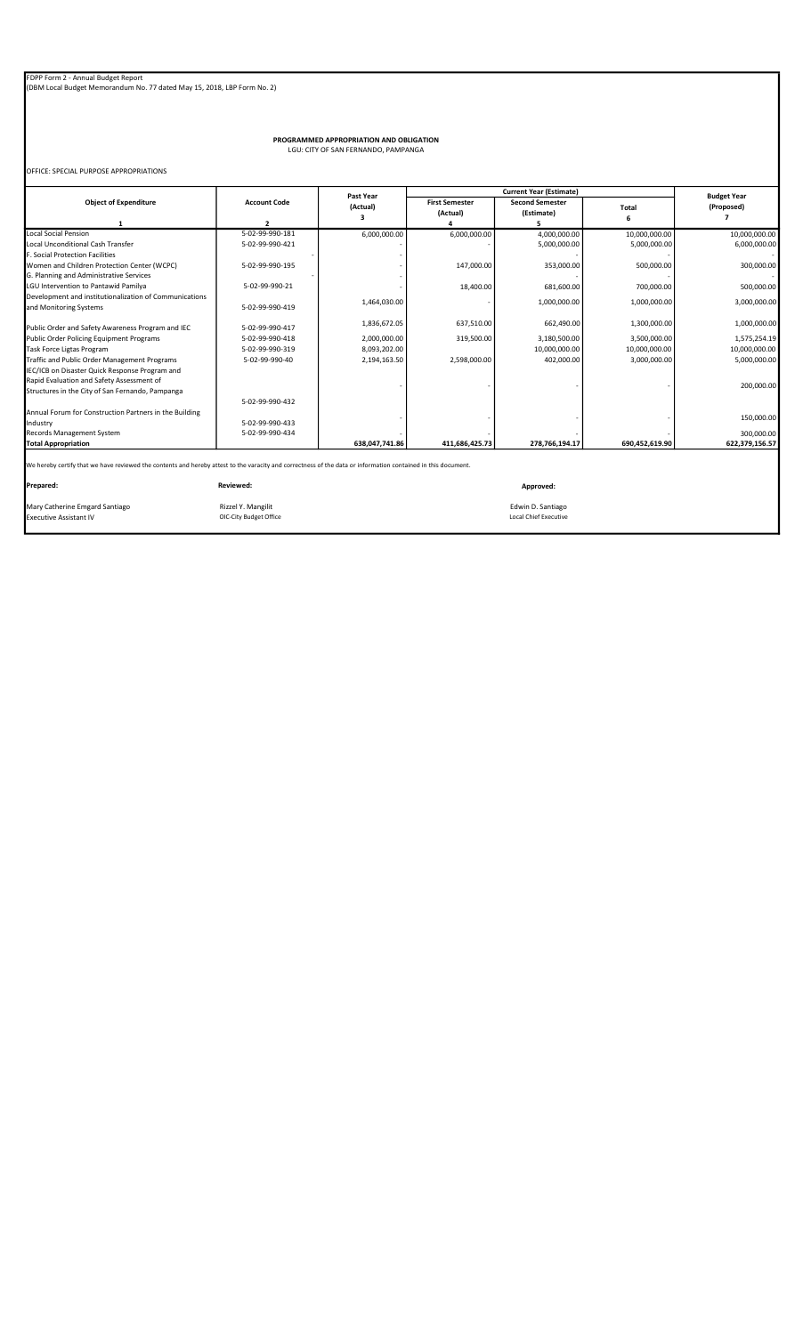FDPP Form 2 - Annual Budget Report
(DBM Local Budget Memorandum No. 77 dated May 15, 2018, LBP Form No. 2)

**PROGRAMMED APPROPRIATION AND OBLIGATION**
LGU: CITY OF SAN FERNANDO, PAMPANGA

OFFICE: SPECIAL PURPOSE APPROPRIATIONS

| Object of Expenditure | Account Code | Past Year (Actual) | Current Year (Estimate) | | | Budget Year (Proposed) |
|---|---|---|---|---|---|---|
| | | | First Semester (Actual) | Second Semester (Estimate) | Total | |
| 1 | 2 | 3 | 4 | 5 | 6 | 7 |
| Local Social Pension | 5-02-99-990-181 | 6,000,000.00 | 6,000,000.00 | 4,000,000.00 | 10,000,000.00 | 10,000,000.00 |
| Local Unconditional Cash Transfer | 5-02-99-990-421 | - | - | 5,000,000.00 | 5,000,000.00 | 6,000,000.00 |
| F. Social Protection Facilities | - | - | | - | - | - |
| Women and Children Protection Center (WCPC) | 5-02-99-990-195 | - | 147,000.00 | 353,000.00 | 500,000.00 | 300,000.00 |
| G. Planning and Administrative Services | - | - | | - | - | - |
| LGU Intervention to Pantawid Pamilya | 5-02-99-990-21 | - | 18,400.00 | 681,600.00 | 700,000.00 | 500,000.00 |
| Development and institutionalization of Communications and Monitoring Systems | 5-02-99-990-419 | 1,464,030.00 | - | 1,000,000.00 | 1,000,000.00 | 3,000,000.00 |
| Public Order and Safety Awareness Program and IEC | 5-02-99-990-417 | 1,836,672.05 | 637,510.00 | 662,490.00 | 1,300,000.00 | 1,000,000.00 |
| Public Order Policing Equipment Programs | 5-02-99-990-418 | 2,000,000.00 | 319,500.00 | 3,180,500.00 | 3,500,000.00 | 1,575,254.19 |
| Task Force Ligtas Program | 5-02-99-990-319 | 8,093,202.00 | | 10,000,000.00 | 10,000,000.00 | 10,000,000.00 |
| Traffic and Public Order Management Programs | 5-02-99-990-40 | 2,194,163.50 | 2,598,000.00 | 402,000.00 | 3,000,000.00 | 5,000,000.00 |
| IEC/ICB on Disaster Quick Response Program and Rapid Evaluation and Safety Assessment of Structures in the City of San Fernando, Pampanga | 5-02-99-990-432 | - | - | - | - | 200,000.00 |
| Annual Forum for Construction Partners in the Building Industry | 5-02-99-990-433 | - | - | - | - | 150,000.00 |
| Records Management System | 5-02-99-990-434 | - | - | - | - | 300,000.00 |
| **Total Appropriation** | | **638,047,741.86** | **411,686,425.73** | **278,766,194.17** | **690,452,619.90** | **622,379,156.57** |

We hereby certify that we have reviewed the contents and hereby attest to the varacity and correctness of the data or information contained in this document.

| Prepared: | Reviewed: | Approved: |
|---|---|---|
| Mary Catherine Emgard Santiago | Rizzel Y. Mangilit | Edwin D. Santiago |
| Executive Assistant IV | OIC-City Budget Office | Local Chief Executive |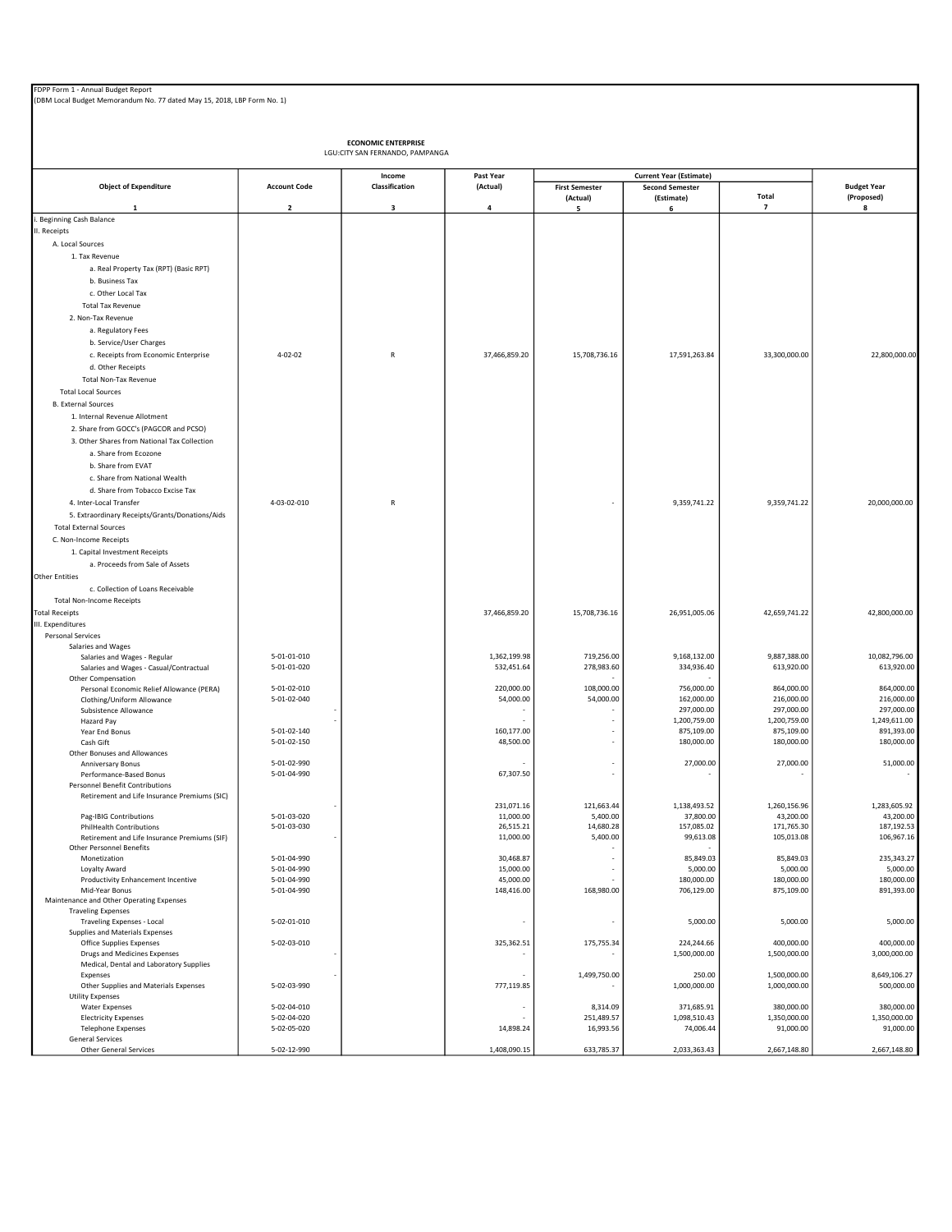FDPP Form 1 - Annual Budget Report
(DBM Local Budget Memorandum No. 77 dated May 15, 2018, LBP Form No. 1)

**ECONOMIC ENTERPRISE**
LGU:CITY SAN FERNANDO, PAMPANGA

| Object of Expenditure | Account Code | Income Classification | Past Year (Actual) | Current Year (Estimate) | | | Budget Year (Proposed) |
|---|---|---|---|---|---|---|---|
| | | | | First Semester (Actual) | Second Semester (Estimate) | Total | |
| 1 | 2 | 3 | 4 | 5 | 6 | 7 | 8 |
| I. Beginning Cash Balance | | | | | | | |
| II. Receipts | | | | | | | |
| A. Local Sources | | | | | | | |
| 1. Tax Revenue | | | | | | | |
| a. Real Property Tax (RPT) (Basic RPT) | | | | | | | |
| b. Business Tax | | | | | | | |
| c. Other Local Tax | | | | | | | |
| Total Tax Revenue | | | | | | | |
| 2. Non-Tax Revenue | | | | | | | |
| a. Regulatory Fees | | | | | | | |
| b. Service/User Charges | | | | | | | |
| c. Receipts from Economic Enterprise | 4-02-02 | R | 37,466,859.20 | 15,708,736.16 | 17,591,263.84 | 33,300,000.00 | 22,800,000.00 |
| d. Other Receipts | | | | | | | |
| Total Non-Tax Revenue | | | | | | | |
| Total Local Sources | | | | | | | |
| B. External Sources | | | | | | | |
| 1. Internal Revenue Allotment | | | | | | | |
| 2. Share from GOCC's (PAGCOR and PCSO) | | | | | | | |
| 3. Other Shares from National Tax Collection | | | | | | | |
| a. Share from Ecozone | | | | | | | |
| b. Share from EVAT | | | | | | | |
| c. Share from National Wealth | | | | | | | |
| d. Share from Tobacco Excise Tax | | | | | | | |
| 4. Inter-Local Transfer | 4-03-02-010 | R | | - | 9,359,741.22 | 9,359,741.22 | 20,000,000.00 |
| 5. Extraordinary Receipts/Grants/Donations/Aids | | | | | | | |
| Total External Sources | | | | | | | |
| C. Non-Income Receipts | | | | | | | |
| 1. Capital Investment Receipts | | | | | | | |
| a. Proceeds from Sale of Assets | | | | | | | |
| Other Entities | | | | | | | |
| c. Collection of Loans Receivable | | | | | | | |
| Total Non-Income Receipts | | | | | | | |
| Total Receipts | | | 37,466,859.20 | 15,708,736.16 | 26,951,005.06 | 42,659,741.22 | 42,800,000.00 |
| III. Expenditures | | | | | | | |
| Personal Services | | | | | | | |
| Salaries and Wages | | | | | | | |
| Salaries and Wages - Regular | 5-01-01-010 | | 1,362,199.98 | 719,256.00 | 9,168,132.00 | 9,887,388.00 | 10,082,796.00 |
| Salaries and Wages - Casual/Contractual | 5-01-01-020 | | 532,451.64 | 278,983.60 | 334,936.40 | 613,920.00 | 613,920.00 |
| Other Compensation | | | | | | | |
| Personal Economic Relief Allowance (PERA) | 5-01-02-010 | | 220,000.00 | 108,000.00 | 756,000.00 | 864,000.00 | 864,000.00 |
| Clothing/Uniform Allowance | 5-01-02-040 | | 54,000.00 | 54,000.00 | 162,000.00 | 216,000.00 | 216,000.00 |
| Subsistence Allowance | - | | - | - | 297,000.00 | 297,000.00 | 297,000.00 |
| Hazard Pay | - | | - | - | 1,200,759.00 | 1,200,759.00 | 1,249,611.00 |
| Year End Bonus | 5-01-02-140 | | 160,177.00 | - | 875,109.00 | 875,109.00 | 891,393.00 |
| Cash Gift | 5-01-02-150 | | 48,500.00 | - | 180,000.00 | 180,000.00 | 180,000.00 |
| Other Bonuses and Allowances | | | | | | | |
| Anniversary Bonus | 5-01-02-990 | | - | - | 27,000.00 | 27,000.00 | 51,000.00 |
| Performance-Based Bonus | 5-01-04-990 | | 67,307.50 | - | - | - | - |
| Personnel Benefit Contributions | | | | | | | |
| Retirement and Life Insurance Premiums (SIC) | - | | 231,071.16 | 121,663.44 | 1,138,493.52 | 1,260,156.96 | 1,283,605.92 |
| Pag-IBIG Contributions | 5-01-03-020 | | 11,000.00 | 5,400.00 | 37,800.00 | 43,200.00 | 43,200.00 |
| PhilHealth Contributions | 5-01-03-030 | | 26,515.21 | 14,680.28 | 157,085.02 | 171,765.30 | 187,192.53 |
| Retirement and Life Insurance Premiums (SIF) | - | | 11,000.00 | 5,400.00 | 99,613.08 | 105,013.08 | 106,967.16 |
| Other Personnel Benefits | | | | | | | |
| Monetization | 5-01-04-990 | | 30,468.87 | - | 85,849.03 | 85,849.03 | 235,343.27 |
| Loyalty Award | 5-01-04-990 | | 15,000.00 | - | 5,000.00 | 5,000.00 | 5,000.00 |
| Productivity Enhancement Incentive | 5-01-04-990 | | 45,000.00 | - | 180,000.00 | 180,000.00 | 180,000.00 |
| Mid-Year Bonus | 5-01-04-990 | | 148,416.00 | 168,980.00 | 706,129.00 | 875,109.00 | 891,393.00 |
| Maintenance and Other Operating Expenses | | | | | | | |
| Traveling Expenses | | | | | | | |
| Traveling Expenses - Local | 5-02-01-010 | | - | - | 5,000.00 | 5,000.00 | 5,000.00 |
| Supplies and Materials Expenses | | | | | | | |
| Office Supplies Expenses | 5-02-03-010 | | 325,362.51 | 175,755.34 | 224,244.66 | 400,000.00 | 400,000.00 |
| Drugs and Medicines Expenses | - | | - | - | 1,500,000.00 | 1,500,000.00 | 3,000,000.00 |
| Medical, Dental and Laboratory Supplies Expenses | - | | - | 1,499,750.00 | 250.00 | 1,500,000.00 | 8,649,106.27 |
| Other Supplies and Materials Expenses | 5-02-03-990 | | 777,119.85 | - | 1,000,000.00 | 1,000,000.00 | 500,000.00 |
| Utility Expenses | | | | | | | |
| Water Expenses | 5-02-04-010 | | - | 8,314.09 | 371,685.91 | 380,000.00 | 380,000.00 |
| Electricity Expenses | 5-02-04-020 | | - | 251,489.57 | 1,098,510.43 | 1,350,000.00 | 1,350,000.00 |
| Telephone Expenses | 5-02-05-020 | | 14,898.24 | 16,993.56 | 74,006.44 | 91,000.00 | 91,000.00 |
| General Services | | | | | | | |
| Other General Services | 5-02-12-990 | | 1,408,090.15 | 633,785.37 | 2,033,363.43 | 2,667,148.80 | 2,667,148.80 |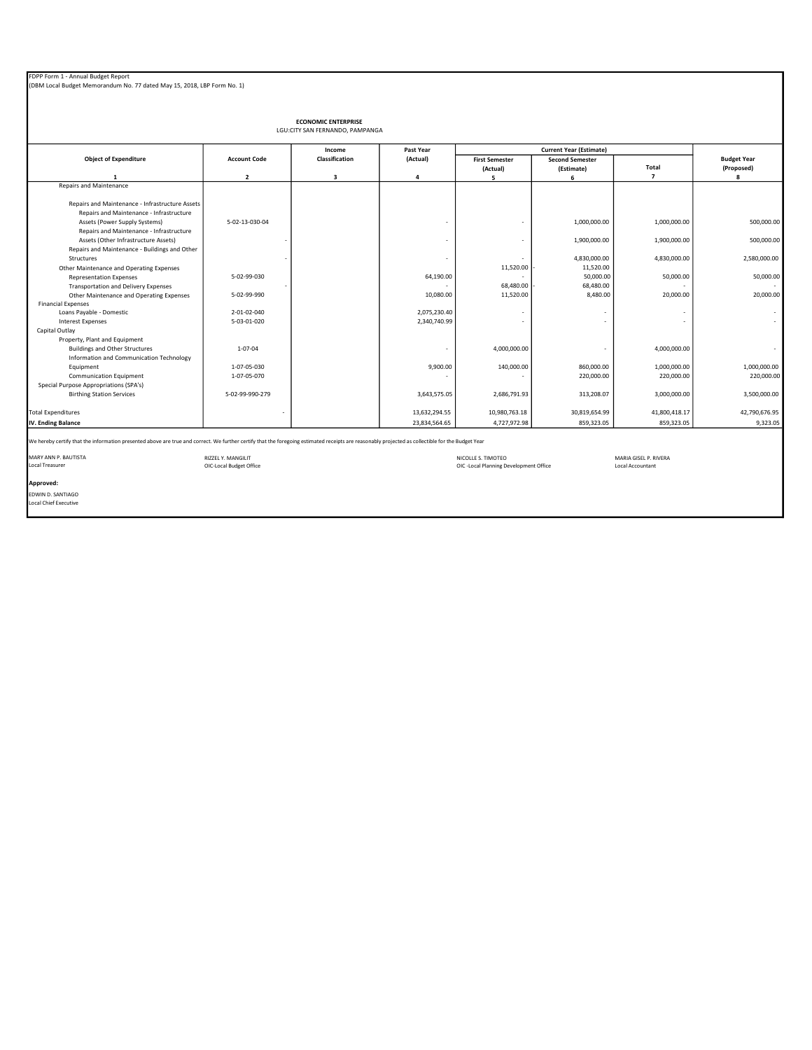FDPP Form 1 - Annual Budget Report
(DBM Local Budget Memorandum No. 77 dated May 15, 2018, LBP Form No. 1)

**ECONOMIC ENTERPRISE**
LGU:CITY SAN FERNANDO, PAMPANGA

| Object of Expenditure | Account Code | Income Classification | Past Year (Actual) | Current Year (Estimate) | | | Budget Year (Proposed) |
|---|---|---|---|---|---|---|---|
| | | | | First Semester (Actual) | Second Semester (Estimate) | Total | |
| 1 | 2 | 3 | 4 | 5 | 6 | 7 | 8 |
| Repairs and Maintenance | | | | | | | |
| Repairs and Maintenance - Infrastructure Assets | | | | | | | |
| Repairs and Maintenance - Infrastructure Assets (Power Supply Systems) | 5-02-13-030-04 | | - | - | 1,000,000.00 | 1,000,000.00 | 500,000.00 |
| Repairs and Maintenance - Infrastructure Assets (Other Infrastructure Assets) | - | | - | - | 1,900,000.00 | 1,900,000.00 | 500,000.00 |
| Repairs and Maintenance - Buildings and Other Structures | - | | - | - | 4,830,000.00 | 4,830,000.00 | 2,580,000.00 |
| Other Maintenance and Operating Expenses | | | | 11,520.00 | - 11,520.00 | | |
| Representation Expenses | 5-02-99-030 | | 64,190.00 | - | 50,000.00 | 50,000.00 | 50,000.00 |
| Transportation and Delivery Expenses | - | | - | 68,480.00 | - 68,480.00 | - | - |
| Other Maintenance and Operating Expenses | 5-02-99-990 | | 10,080.00 | 11,520.00 | 8,480.00 | 20,000.00 | 20,000.00 |
| Financial Expenses | | | | | | | |
| Loans Payable - Domestic | 2-01-02-040 | | 2,075,230.40 | - | - | - | - |
| Interest Expenses | 5-03-01-020 | | 2,340,740.99 | - | - | - | - |
| Capital Outlay | | | | | | | |
| Property, Plant and Equipment | | | | | | | |
| Buildings and Other Structures | 1-07-04 | | - | 4,000,000.00 | - | 4,000,000.00 | - |
| Information and Communication Technology Equipment | 1-07-05-030 | | 9,900.00 | 140,000.00 | 860,000.00 | 1,000,000.00 | 1,000,000.00 |
| Communication Equipment | 1-07-05-070 | | - | - | 220,000.00 | 220,000.00 | 220,000.00 |
| Special Purpose Appropriations (SPA's) | | | | | | | |
| Birthing Station Services | 5-02-99-990-279 | | 3,643,575.05 | 2,686,791.93 | 313,208.07 | 3,000,000.00 | 3,500,000.00 |
| Total Expenditures | - | | 13,632,294.55 | 10,980,763.18 | 30,819,654.99 | 41,800,418.17 | 42,790,676.95 |
| **IV. Ending Balance** | | | 23,834,564.65 | 4,727,972.98 | 859,323.05 | 859,323.05 | 9,323.05 |

We hereby certify that the information presented above are true and correct. We further certify that the foregoing estimated receipts are reasonably projected as collectible for the Budget Year

MARY ANN P. BAUTISTA
Local Treasurer

RIZZEL Y. MANGILIT
OIC-Local Budget Office

NICOLLE S. TIMOTEO
OIC -Local Planning Development Office

MARIA GISEL P. RIVERA
Local Accountant

**Approved:**

EDWIN D. SANTIAGO
Local Chief Executive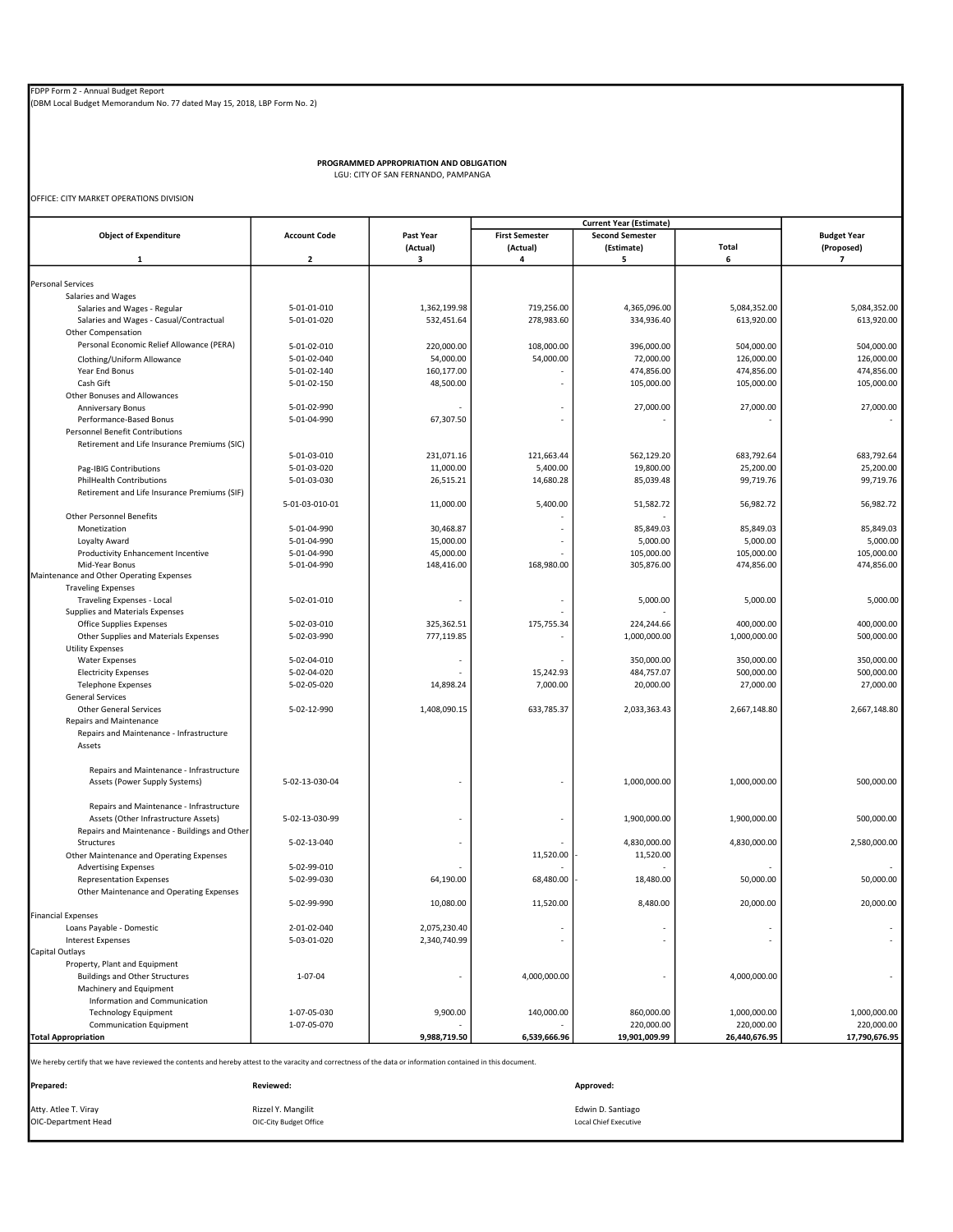FDPP Form 2 - Annual Budget Report
(DBM Local Budget Memorandum No. 77 dated May 15, 2018, LBP Form No. 2)

**PROGRAMMED APPROPRIATION AND OBLIGATION**
LGU: CITY OF SAN FERNANDO, PAMPANGA

OFFICE: CITY MARKET OPERATIONS DIVISION

| Object of Expenditure | Account Code | Past Year (Actual) | Current Year (Estimate) First Semester (Actual) | Current Year (Estimate) Second Semester (Estimate) | Current Year (Estimate) Total | Budget Year (Proposed) |
|---|---|---|---|---|---|---|
| 1 | 2 | 3 | 4 | 5 | 6 | 7 |
| Personal Services | | | | | | |
| Salaries and Wages | | | | | | |
| Salaries and Wages - Regular | 5-01-01-010 | 1,362,199.98 | 719,256.00 | 4,365,096.00 | 5,084,352.00 | 5,084,352.00 |
| Salaries and Wages - Casual/Contractual | 5-01-01-020 | 532,451.64 | 278,983.60 | 334,936.40 | 613,920.00 | 613,920.00 |
| Other Compensation | | | | | | |
| Personal Economic Relief Allowance (PERA) | 5-01-02-010 | 220,000.00 | 108,000.00 | 396,000.00 | 504,000.00 | 504,000.00 |
| Clothing/Uniform Allowance | 5-01-02-040 | 54,000.00 | 54,000.00 | 72,000.00 | 126,000.00 | 126,000.00 |
| Year End Bonus | 5-01-02-140 | 160,177.00 | - | 474,856.00 | 474,856.00 | 474,856.00 |
| Cash Gift | 5-01-02-150 | 48,500.00 | - | 105,000.00 | 105,000.00 | 105,000.00 |
| Other Bonuses and Allowances | | | | | | |
| Anniversary Bonus | 5-01-02-990 | - | - | 27,000.00 | 27,000.00 | 27,000.00 |
| Performance-Based Bonus | 5-01-04-990 | 67,307.50 | - | - | - | - |
| Personnel Benefit Contributions | | | | | | |
| Retirement and Life Insurance Premiums (SIC) | 5-01-03-010 | 231,071.16 | 121,663.44 | 562,129.20 | 683,792.64 | 683,792.64 |
| Pag-IBIG Contributions | 5-01-03-020 | 11,000.00 | 5,400.00 | 19,800.00 | 25,200.00 | 25,200.00 |
| PhilHealth Contributions | 5-01-03-030 | 26,515.21 | 14,680.28 | 85,039.48 | 99,719.76 | 99,719.76 |
| Retirement and Life Insurance Premiums (SIF) | 5-01-03-010-01 | 11,000.00 | 5,400.00 | 51,582.72 | 56,982.72 | 56,982.72 |
| Other Personnel Benefits | | | - | - | | |
| Monetization | 5-01-04-990 | 30,468.87 | - | 85,849.03 | 85,849.03 | 85,849.03 |
| Loyalty Award | 5-01-04-990 | 15,000.00 | - | 5,000.00 | 5,000.00 | 5,000.00 |
| Productivity Enhancement Incentive | 5-01-04-990 | 45,000.00 | - | 105,000.00 | 105,000.00 | 105,000.00 |
| Mid-Year Bonus | 5-01-04-990 | 148,416.00 | 168,980.00 | 305,876.00 | 474,856.00 | 474,856.00 |
| Maintenance and Other Operating Expenses | | | | | | |
| Traveling Expenses | | | | | | |
| Traveling Expenses - Local | 5-02-01-010 | - | - | 5,000.00 | 5,000.00 | 5,000.00 |
| Supplies and Materials Expenses | | | - | - | | |
| Office Supplies Expenses | 5-02-03-010 | 325,362.51 | 175,755.34 | 224,244.66 | 400,000.00 | 400,000.00 |
| Other Supplies and Materials Expenses | 5-02-03-990 | 777,119.85 | - | 1,000,000.00 | 1,000,000.00 | 500,000.00 |
| Utility Expenses | | | | | | |
| Water Expenses | 5-02-04-010 | - | - | 350,000.00 | 350,000.00 | 350,000.00 |
| Electricity Expenses | 5-02-04-020 | - | 15,242.93 | 484,757.07 | 500,000.00 | 500,000.00 |
| Telephone Expenses | 5-02-05-020 | 14,898.24 | 7,000.00 | 20,000.00 | 27,000.00 | 27,000.00 |
| General Services | | | | | | |
| Other General Services | 5-02-12-990 | 1,408,090.15 | 633,785.37 | 2,033,363.43 | 2,667,148.80 | 2,667,148.80 |
| Repairs and Maintenance | | | | | | |
| Repairs and Maintenance - Infrastructure Assets | | | | | | |
| Repairs and Maintenance - Infrastructure Assets (Power Supply Systems) | 5-02-13-030-04 | - | - | 1,000,000.00 | 1,000,000.00 | 500,000.00 |
| Repairs and Maintenance - Infrastructure Assets (Other Infrastructure Assets) | 5-02-13-030-99 | - | - | 1,900,000.00 | 1,900,000.00 | 500,000.00 |
| Repairs and Maintenance - Buildings and Other Structures | 5-02-13-040 | - | - | 4,830,000.00 | 4,830,000.00 | 2,580,000.00 |
| Other Maintenance and Operating Expenses | | | 11,520.00 | - 11,520.00 | | |
| Advertising Expenses | 5-02-99-010 | - | - | - | - | - |
| Representation Expenses | 5-02-99-030 | 64,190.00 | 68,480.00 | - 18,480.00 | 50,000.00 | 50,000.00 |
| Other Maintenance and Operating Expenses | 5-02-99-990 | 10,080.00 | 11,520.00 | 8,480.00 | 20,000.00 | 20,000.00 |
| Financial Expenses | | | | | | |
| Loans Payable - Domestic | 2-01-02-040 | 2,075,230.40 | - | - | - | - |
| Interest Expenses | 5-03-01-020 | 2,340,740.99 | - | - | - | - |
| Capital Outlays | | | | | | |
| Property, Plant and Equipment | | | | | | |
| Buildings and Other Structures | 1-07-04 | - | 4,000,000.00 | - | 4,000,000.00 | - |
| Machinery and Equipment | | | | | | |
| Information and Communication Technology Equipment | 1-07-05-030 | 9,900.00 | 140,000.00 | 860,000.00 | 1,000,000.00 | 1,000,000.00 |
| Communication Equipment | 1-07-05-070 | - | - | 220,000.00 | 220,000.00 | 220,000.00 |
| **Total Appropriation** | | **9,988,719.50** | **6,539,666.96** | **19,901,009.99** | **26,440,676.95** | **17,790,676.95** |

We hereby certify that we have reviewed the contents and hereby attest to the varacity and correctness of the data or information contained in this document.

| **Prepared:** | **Reviewed:** | **Approved:** |
|---|---|---|
| Atty. Atlee T. Viray | Rizzel Y. Mangilit | Edwin D. Santiago |
| OIC-Department Head | OIC-City Budget Office | Local Chief Executive |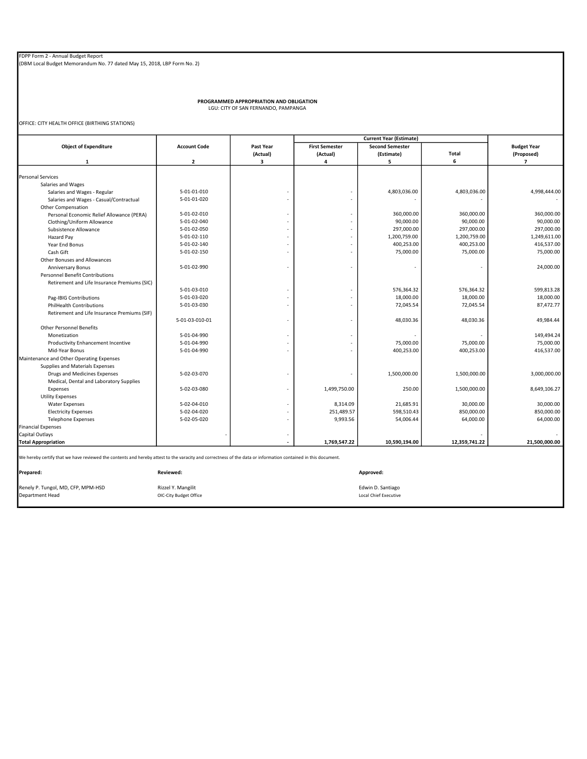FDPP Form 2 - Annual Budget Report
(DBM Local Budget Memorandum No. 77 dated May 15, 2018, LBP Form No. 2)

**PROGRAMMED APPROPRIATION AND OBLIGATION**
LGU: CITY OF SAN FERNANDO, PAMPANGA

OFFICE: CITY HEALTH OFFICE (BIRTHING STATIONS)

| Object of Expenditure | Account Code | Past Year (Actual) | Current Year (Estimate) | | | Budget Year (Proposed) |
|---|---|---|---|---|---|---|
| | | | First Semester (Actual) | Second Semester (Estimate) | Total | |
| 1 | 2 | 3 | 4 | 5 | 6 | 7 |
| Personal Services | | | | | | |
| Salaries and Wages | | | | | | |
| Salaries and Wages - Regular | 5-01-01-010 | - | - | 4,803,036.00 | 4,803,036.00 | 4,998,444.00 |
| Salaries and Wages - Casual/Contractual | 5-01-01-020 | - | - | - | - | - |
| Other Compensation | | | | | | |
| Personal Economic Relief Allowance (PERA) | 5-01-02-010 | - | - | 360,000.00 | 360,000.00 | 360,000.00 |
| Clothing/Uniform Allowance | 5-01-02-040 | - | - | 90,000.00 | 90,000.00 | 90,000.00 |
| Subsistence Allowance | 5-01-02-050 | - | - | 297,000.00 | 297,000.00 | 297,000.00 |
| Hazard Pay | 5-01-02-110 | - | - | 1,200,759.00 | 1,200,759.00 | 1,249,611.00 |
| Year End Bonus | 5-01-02-140 | - | - | 400,253.00 | 400,253.00 | 416,537.00 |
| Cash Gift | 5-01-02-150 | - | - | 75,000.00 | 75,000.00 | 75,000.00 |
| Other Bonuses and Allowances | | | | | | |
| Anniversary Bonus | 5-01-02-990 | - | - | - | - | 24,000.00 |
| Personnel Benefit Contributions | | | | | | |
| Retirement and Life Insurance Premiums (SIC) | 5-01-03-010 | - | - | 576,364.32 | 576,364.32 | 599,813.28 |
| Pag-IBIG Contributions | 5-01-03-020 | - | - | 18,000.00 | 18,000.00 | 18,000.00 |
| PhilHealth Contributions | 5-01-03-030 | - | - | 72,045.54 | 72,045.54 | 87,472.77 |
| Retirement and Life Insurance Premiums (SIF) | 5-01-03-010-01 | - | - | 48,030.36 | 48,030.36 | 49,984.44 |
| Other Personnel Benefits | | | | | | |
| Monetization | 5-01-04-990 | - | - | - | - | 149,494.24 |
| Productivity Enhancement Incentive | 5-01-04-990 | - | - | 75,000.00 | 75,000.00 | 75,000.00 |
| Mid-Year Bonus | 5-01-04-990 | - | - | 400,253.00 | 400,253.00 | 416,537.00 |
| Maintenance and Other Operating Expenses | | | | | | |
| Supplies and Materials Expenses | | | | | | |
| Drugs and Medicines Expenses | 5-02-03-070 | - | - | 1,500,000.00 | 1,500,000.00 | 3,000,000.00 |
| Medical, Dental and Laboratory Supplies Expenses | 5-02-03-080 | - | 1,499,750.00 | 250.00 | 1,500,000.00 | 8,649,106.27 |
| Utility Expenses | | | | | | |
| Water Expenses | 5-02-04-010 | - | 8,314.09 | 21,685.91 | 30,000.00 | 30,000.00 |
| Electricity Expenses | 5-02-04-020 | - | 251,489.57 | 598,510.43 | 850,000.00 | 850,000.00 |
| Telephone Expenses | 5-02-05-020 | - | 9,993.56 | 54,006.44 | 64,000.00 | 64,000.00 |
| Financial Expenses | | | | | | |
| Capital Outlays | - | - | | | - | - |
| **Total Appropriation** | | - | **1,769,547.22** | **10,590,194.00** | **12,359,741.22** | **21,500,000.00** |

We hereby certify that we have reviewed the contents and hereby attest to the varacity and correctness of the data or information contained in this document.

| **Prepared:** | **Reviewed:** | **Approved:** |
|---|---|---|
| Renely P. Tungol, MD, CFP, MPM-HSD | Rizzel Y. Mangilit | Edwin D. Santiago |
| Department Head | OIC-City Budget Office | Local Chief Executive |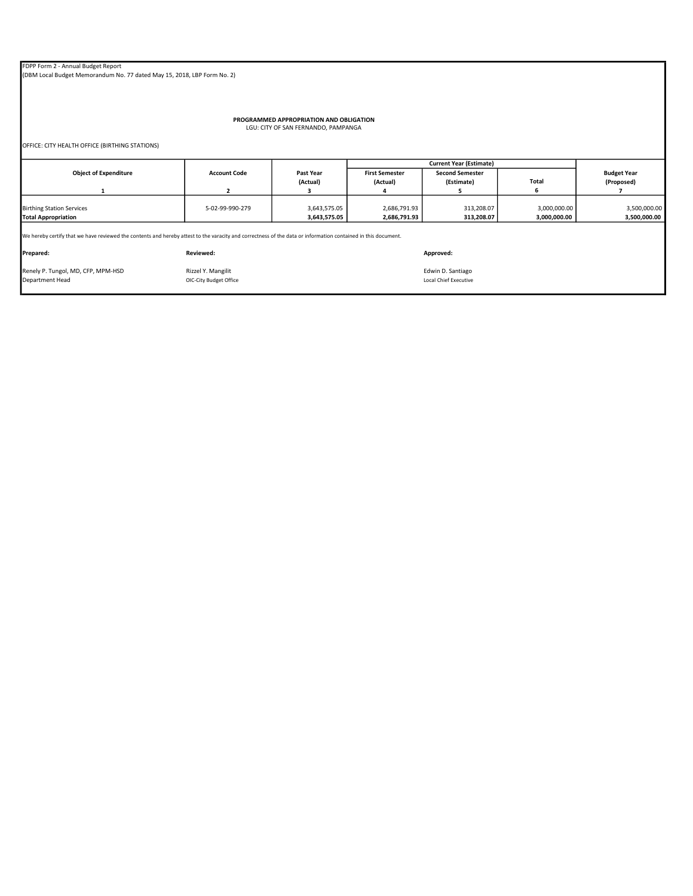FDPP Form 2 - Annual Budget Report
(DBM Local Budget Memorandum No. 77 dated May 15, 2018, LBP Form No. 2)

**PROGRAMMED APPROPRIATION AND OBLIGATION**
LGU: CITY OF SAN FERNANDO, PAMPANGA

OFFICE: CITY HEALTH OFFICE (BIRTHING STATIONS)

| Object of Expenditure | Account Code | Past Year (Actual) | Current Year (Estimate) | | | Budget Year (Proposed) |
|---|---|---|---|---|---|---|
| | | | First Semester (Actual) | Second Semester (Estimate) | Total | |
| 1 | 2 | 3 | 4 | 5 | 6 | 7 |
| Birthing Station Services | 5-02-99-990-279 | 3,643,575.05 | 2,686,791.93 | 313,208.07 | 3,000,000.00 | 3,500,000.00 |
| **Total Appropriation** | | **3,643,575.05** | **2,686,791.93** | **313,208.07** | **3,000,000.00** | **3,500,000.00** |

We hereby certify that we have reviewed the contents and hereby attest to the varacity and correctness of the data or information contained in this document.

| **Prepared:** | **Reviewed:** | **Approved:** |
|---|---|---|
| Renely P. Tungol, MD, CFP, MPM-HSD | Rizzel Y. Mangilit | Edwin D. Santiago |
| Department Head | OIC-City Budget Office | Local Chief Executive |